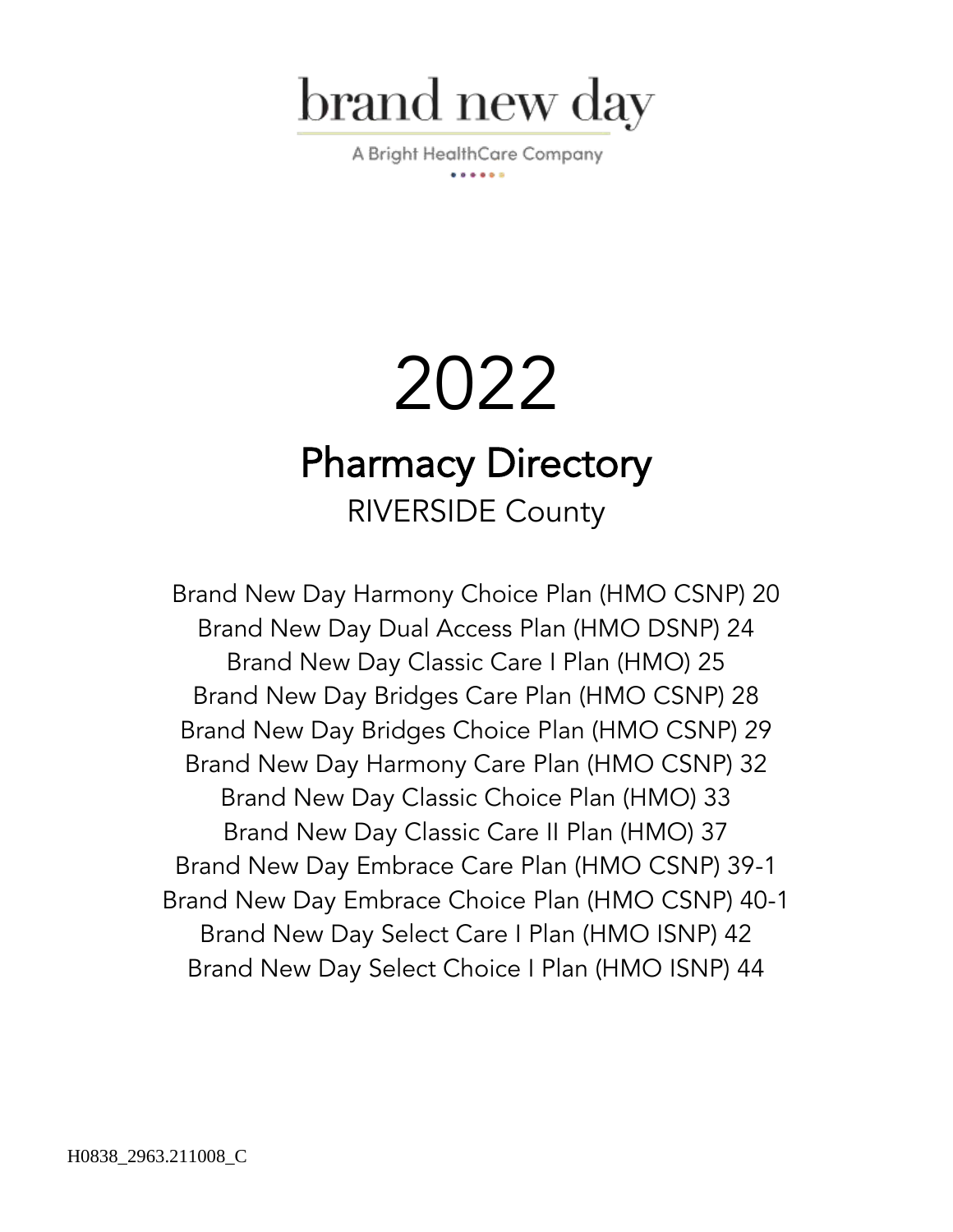brand new day

A Bright HealthCare Company

# 2022

## Pharmacy Directory

RIVERSIDE County

Brand New Day Harmony Choice Plan (HMO CSNP) 20
Brand New Day Dual Access Plan (HMO DSNP) 24
Brand New Day Classic Care I Plan (HMO) 25
Brand New Day Bridges Care Plan (HMO CSNP) 28
Brand New Day Bridges Choice Plan (HMO CSNP) 29
Brand New Day Harmony Care Plan (HMO CSNP) 32
Brand New Day Classic Choice Plan (HMO) 33
Brand New Day Classic Care II Plan (HMO) 37
Brand New Day Embrace Care Plan (HMO CSNP) 39-1
Brand New Day Embrace Choice Plan (HMO CSNP) 40-1
Brand New Day Select Care I Plan (HMO ISNP) 42
Brand New Day Select Choice I Plan (HMO ISNP) 44

H0838_2963.211008_C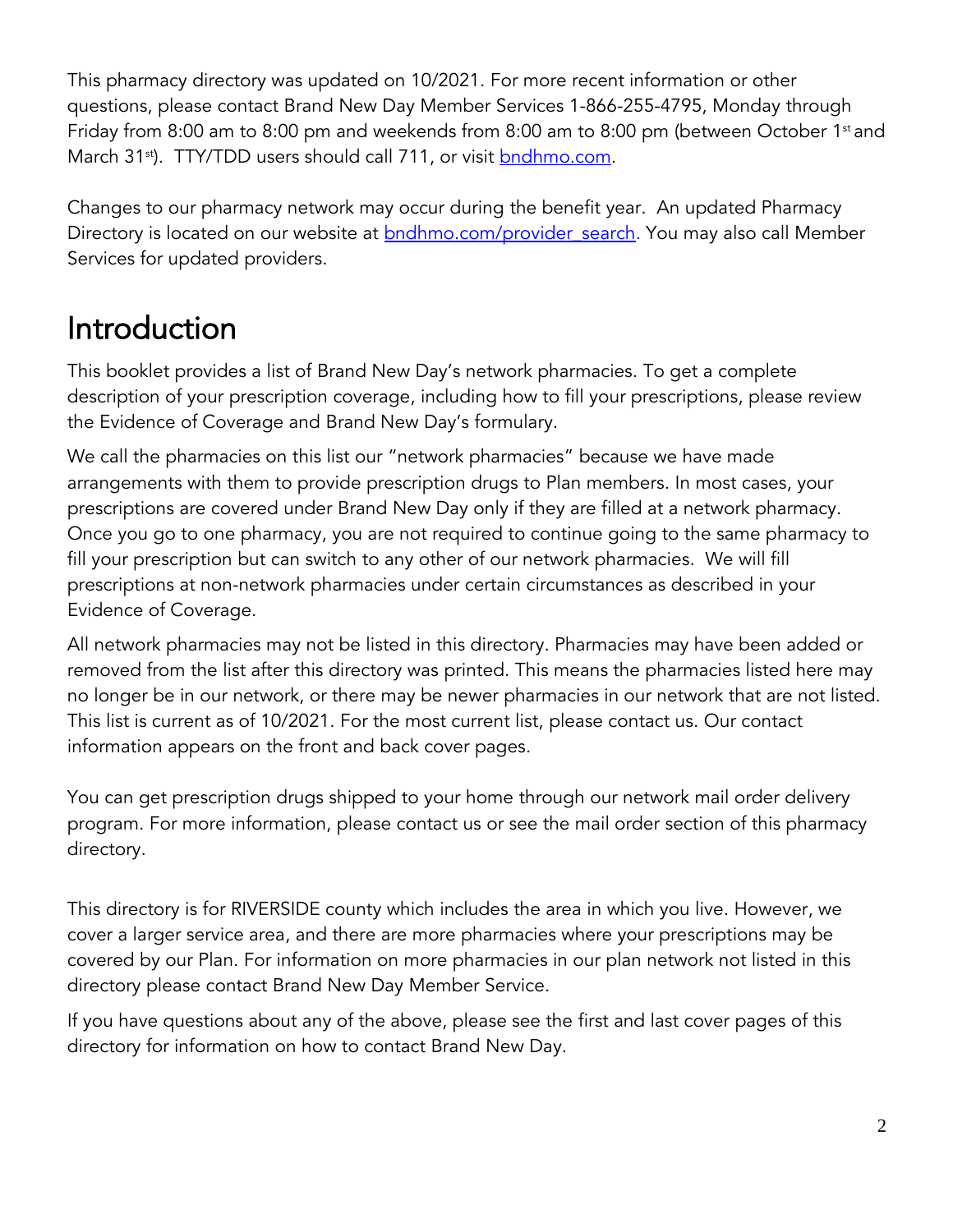This pharmacy directory was updated on 10/2021. For more recent information or other questions, please contact Brand New Day Member Services 1-866-255-4795, Monday through Friday from 8:00 am to 8:00 pm and weekends from 8:00 am to 8:00 pm (between October 1st and March 31st). TTY/TDD users should call 711, or visit bndhmo.com.

Changes to our pharmacy network may occur during the benefit year. An updated Pharmacy Directory is located on our website at bndhmo.com/provider_search. You may also call Member Services for updated providers.

# Introduction

This booklet provides a list of Brand New Day's network pharmacies. To get a complete description of your prescription coverage, including how to fill your prescriptions, please review the Evidence of Coverage and Brand New Day's formulary.

We call the pharmacies on this list our "network pharmacies" because we have made arrangements with them to provide prescription drugs to Plan members. In most cases, your prescriptions are covered under Brand New Day only if they are filled at a network pharmacy. Once you go to one pharmacy, you are not required to continue going to the same pharmacy to fill your prescription but can switch to any other of our network pharmacies. We will fill prescriptions at non-network pharmacies under certain circumstances as described in your Evidence of Coverage.

All network pharmacies may not be listed in this directory. Pharmacies may have been added or removed from the list after this directory was printed. This means the pharmacies listed here may no longer be in our network, or there may be newer pharmacies in our network that are not listed. This list is current as of 10/2021. For the most current list, please contact us. Our contact information appears on the front and back cover pages.

You can get prescription drugs shipped to your home through our network mail order delivery program. For more information, please contact us or see the mail order section of this pharmacy directory.

This directory is for RIVERSIDE county which includes the area in which you live. However, we cover a larger service area, and there are more pharmacies where your prescriptions may be covered by our Plan. For information on more pharmacies in our plan network not listed in this directory please contact Brand New Day Member Service.

If you have questions about any of the above, please see the first and last cover pages of this directory for information on how to contact Brand New Day.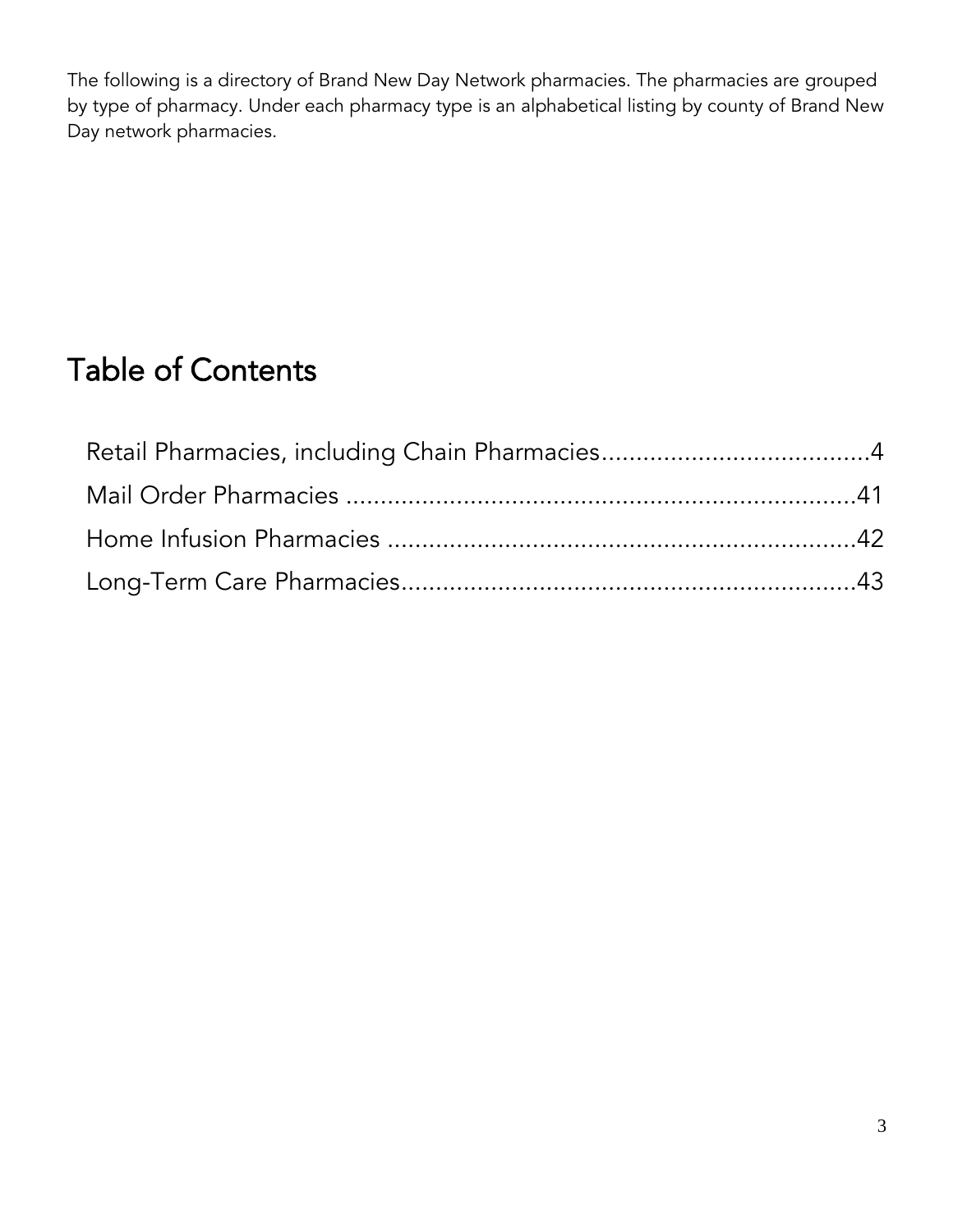The following is a directory of Brand New Day Network pharmacies. The pharmacies are grouped by type of pharmacy. Under each pharmacy type is an alphabetical listing by county of Brand New Day network pharmacies.

# Table of Contents

Retail Pharmacies, including Chain Pharmacies.......................................4

Mail Order Pharmacies ..........................................................................41

Home Infusion Pharmacies ....................................................................42

Long-Term Care Pharmacies.................................................................43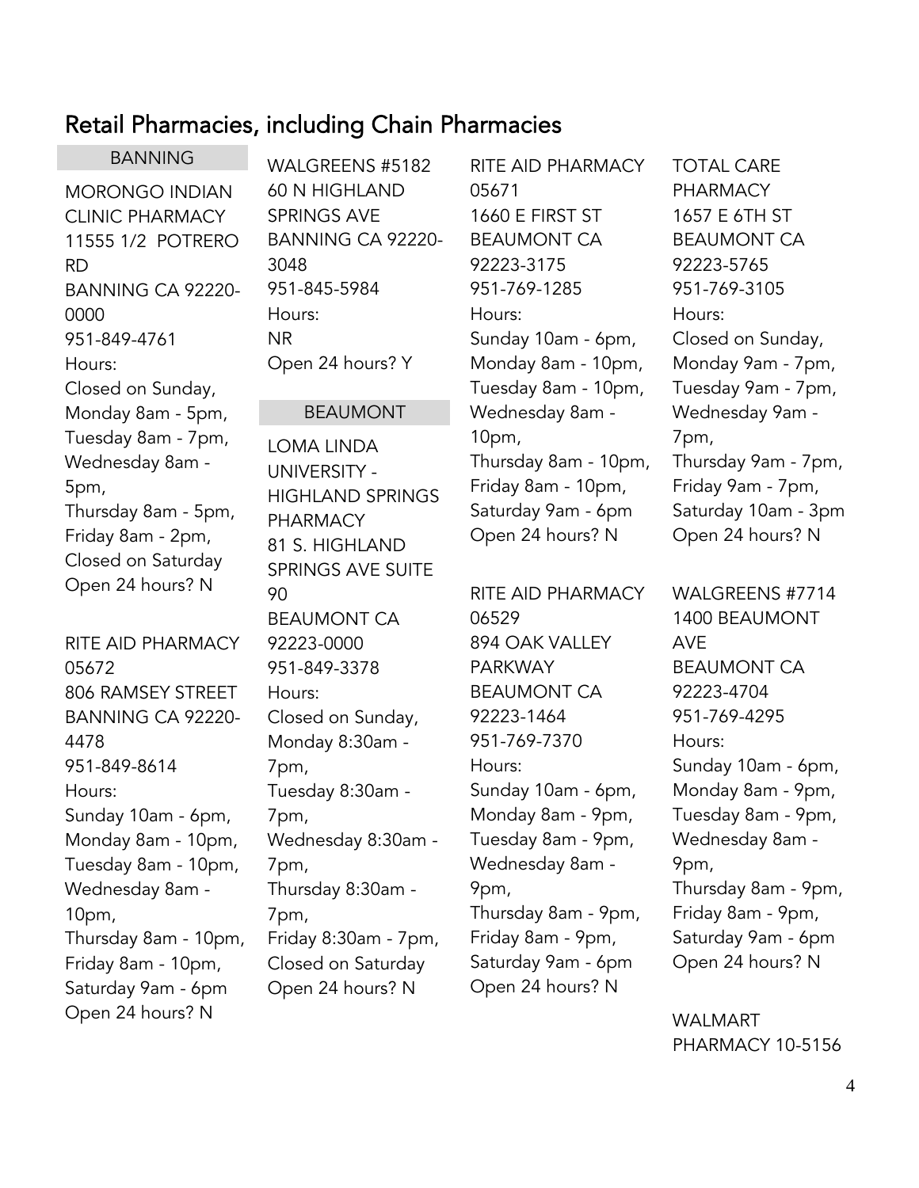## Retail Pharmacies, including Chain Pharmacies

### BANNING

MORONGO INDIAN CLINIC PHARMACY
11555 1/2 POTRERO RD
BANNING CA 92220-0000
951-849-4761
Hours:
Closed on Sunday,
Monday 8am - 5pm,
Tuesday 8am - 7pm,
Wednesday 8am - 5pm,
Thursday 8am - 5pm,
Friday 8am - 2pm,
Closed on Saturday
Open 24 hours? N

RITE AID PHARMACY 05672
806 RAMSEY STREET
BANNING CA 92220-4478
951-849-8614
Hours:
Sunday 10am - 6pm,
Monday 8am - 10pm,
Tuesday 8am - 10pm,
Wednesday 8am - 10pm,
Thursday 8am - 10pm,
Friday 8am - 10pm,
Saturday 9am - 6pm
Open 24 hours? N

WALGREENS #5182
60 N HIGHLAND SPRINGS AVE
BANNING CA 92220-3048
951-845-5984
Hours:
NR
Open 24 hours? Y

### BEAUMONT

LOMA LINDA UNIVERSITY - HIGHLAND SPRINGS PHARMACY
81 S. HIGHLAND SPRINGS AVE SUITE 90
BEAUMONT CA 92223-0000
951-849-3378
Hours:
Closed on Sunday,
Monday 8:30am - 7pm,
Tuesday 8:30am - 7pm,
Wednesday 8:30am - 7pm,
Thursday 8:30am - 7pm,
Friday 8:30am - 7pm,
Closed on Saturday
Open 24 hours? N

RITE AID PHARMACY 05671
1660 E FIRST ST
BEAUMONT CA 92223-3175
951-769-1285
Hours:
Sunday 10am - 6pm,
Monday 8am - 10pm,
Tuesday 8am - 10pm,
Wednesday 8am - 10pm,
Thursday 8am - 10pm,
Friday 8am - 10pm,
Saturday 9am - 6pm
Open 24 hours? N

RITE AID PHARMACY 06529
894 OAK VALLEY PARKWAY
BEAUMONT CA 92223-1464
951-769-7370
Hours:
Sunday 10am - 6pm,
Monday 8am - 9pm,
Tuesday 8am - 9pm,
Wednesday 8am - 9pm,
Thursday 8am - 9pm,
Friday 8am - 9pm,
Saturday 9am - 6pm
Open 24 hours? N

TOTAL CARE PHARMACY
1657 E 6TH ST
BEAUMONT CA 92223-5765
951-769-3105
Hours:
Closed on Sunday,
Monday 9am - 7pm,
Tuesday 9am - 7pm,
Wednesday 9am - 7pm,
Thursday 9am - 7pm,
Friday 9am - 7pm,
Saturday 10am - 3pm
Open 24 hours? N

WALGREENS #7714
1400 BEAUMONT AVE
BEAUMONT CA 92223-4704
951-769-4295
Hours:
Sunday 10am - 6pm,
Monday 8am - 9pm,
Tuesday 8am - 9pm,
Wednesday 8am - 9pm,
Thursday 8am - 9pm,
Friday 8am - 9pm,
Saturday 9am - 6pm
Open 24 hours? N

WALMART PHARMACY 10-5156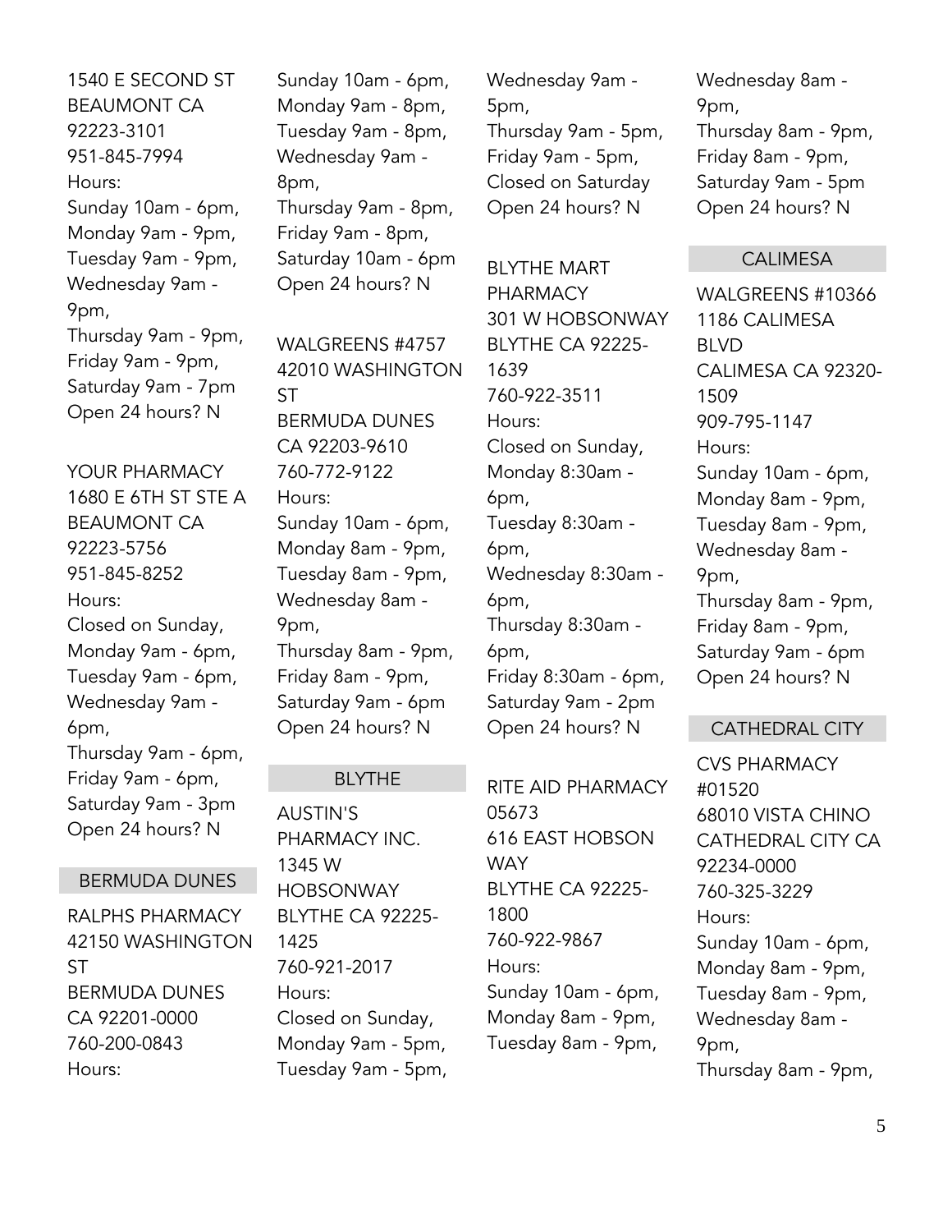1540 E SECOND ST
BEAUMONT CA 92223-3101
951-845-7994
Hours:
Sunday 10am - 6pm,
Monday 9am - 9pm,
Tuesday 9am - 9pm,
Wednesday 9am - 9pm,
Thursday 9am - 9pm,
Friday 9am - 9pm,
Saturday 9am - 7pm
Open 24 hours? N

YOUR PHARMACY
1680 E 6TH ST STE A
BEAUMONT CA 92223-5756
951-845-8252
Hours:
Closed on Sunday,
Monday 9am - 6pm,
Tuesday 9am - 6pm,
Wednesday 9am - 6pm,
Thursday 9am - 6pm,
Friday 9am - 6pm,
Saturday 9am - 3pm
Open 24 hours? N

## BERMUDA DUNES

RALPHS PHARMACY
42150 WASHINGTON ST
BERMUDA DUNES CA 92201-0000
760-200-0843
Hours:
Sunday 10am - 6pm,
Monday 9am - 8pm,
Tuesday 9am - 8pm,
Wednesday 9am - 8pm,
Thursday 9am - 8pm,
Friday 9am - 8pm,
Saturday 10am - 6pm
Open 24 hours? N

WALGREENS #4757
42010 WASHINGTON ST
BERMUDA DUNES CA 92203-9610
760-772-9122
Hours:
Sunday 10am - 6pm,
Monday 8am - 9pm,
Tuesday 8am - 9pm,
Wednesday 8am - 9pm,
Thursday 8am - 9pm,
Friday 8am - 9pm,
Saturday 9am - 6pm
Open 24 hours? N

## BLYTHE

AUSTIN'S PHARMACY INC.
1345 W HOBSONWAY
BLYTHE CA 92225-1425
760-921-2017
Hours:
Closed on Sunday,
Monday 9am - 5pm,
Tuesday 9am - 5pm,
Wednesday 9am - 5pm,
Thursday 9am - 5pm,
Friday 9am - 5pm,
Closed on Saturday
Open 24 hours? N

BLYTHE MART PHARMACY
301 W HOBSONWAY
BLYTHE CA 92225-1639
760-922-3511
Hours:
Closed on Sunday,
Monday 8:30am - 6pm,
Tuesday 8:30am - 6pm,
Wednesday 8:30am - 6pm,
Thursday 8:30am - 6pm,
Friday 8:30am - 6pm,
Saturday 9am - 2pm
Open 24 hours? N

RITE AID PHARMACY 05673
616 EAST HOBSON WAY
BLYTHE CA 92225-1800
760-922-9867
Hours:
Sunday 10am - 6pm,
Monday 8am - 9pm,
Tuesday 8am - 9pm,
Wednesday 8am - 9pm,
Thursday 8am - 9pm,
Friday 8am - 9pm,
Saturday 9am - 5pm
Open 24 hours? N

## CALIMESA

WALGREENS #10366
1186 CALIMESA BLVD
CALIMESA CA 92320-1509
909-795-1147
Hours:
Sunday 10am - 6pm,
Monday 8am - 9pm,
Tuesday 8am - 9pm,
Wednesday 8am - 9pm,
Thursday 8am - 9pm,
Friday 8am - 9pm,
Saturday 9am - 6pm
Open 24 hours? N

## CATHEDRAL CITY

CVS PHARMACY #01520
68010 VISTA CHINO
CATHEDRAL CITY CA 92234-0000
760-325-3229
Hours:
Sunday 10am - 6pm,
Monday 8am - 9pm,
Tuesday 8am - 9pm,
Wednesday 8am - 9pm,
Thursday 8am - 9pm,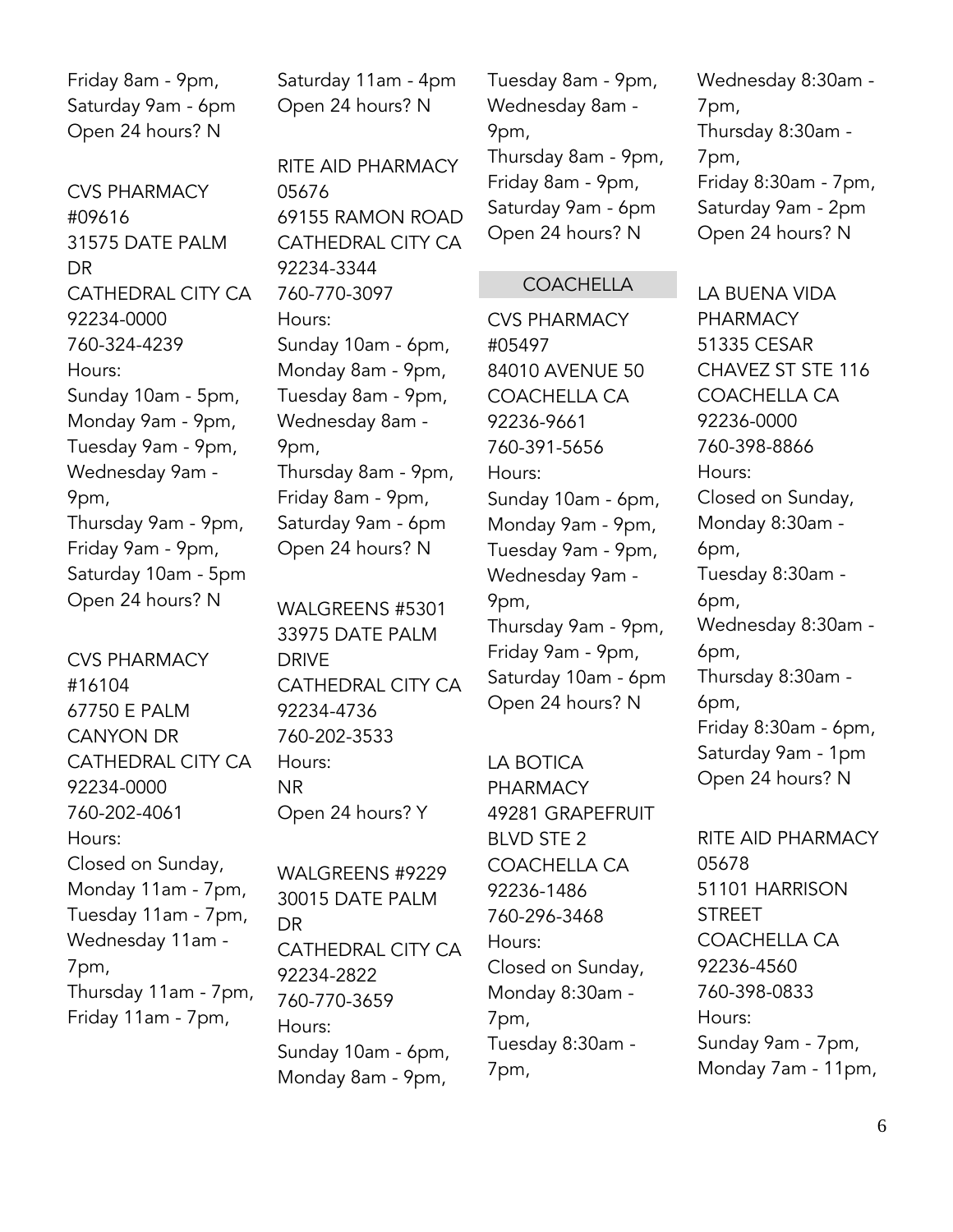Friday 8am - 9pm,
Saturday 9am - 6pm
Open 24 hours? N

CVS PHARMACY #09616
31575 DATE PALM DR
CATHEDRAL CITY CA 92234-0000
760-324-4239
Hours:
Sunday 10am - 5pm,
Monday 9am - 9pm,
Tuesday 9am - 9pm,
Wednesday 9am - 9pm,
Thursday 9am - 9pm,
Friday 9am - 9pm,
Saturday 10am - 5pm
Open 24 hours? N

CVS PHARMACY #16104
67750 E PALM CANYON DR
CATHEDRAL CITY CA 92234-0000
760-202-4061
Hours:
Closed on Sunday,
Monday 11am - 7pm,
Tuesday 11am - 7pm,
Wednesday 11am - 7pm,
Thursday 11am - 7pm,
Friday 11am - 7pm,
Saturday 11am - 4pm
Open 24 hours? N

RITE AID PHARMACY 05676
69155 RAMON ROAD
CATHEDRAL CITY CA 92234-3344
760-770-3097
Hours:
Sunday 10am - 6pm,
Monday 8am - 9pm,
Tuesday 8am - 9pm,
Wednesday 8am - 9pm,
Thursday 8am - 9pm,
Friday 8am - 9pm,
Saturday 9am - 6pm
Open 24 hours? N

WALGREENS #5301
33975 DATE PALM DRIVE
CATHEDRAL CITY CA 92234-4736
760-202-3533
Hours:
NR
Open 24 hours? Y

WALGREENS #9229
30015 DATE PALM DR
CATHEDRAL CITY CA 92234-2822
760-770-3659
Hours:
Sunday 10am - 6pm,
Monday 8am - 9pm,
Tuesday 8am - 9pm,
Wednesday 8am - 9pm,
Thursday 8am - 9pm,
Friday 8am - 9pm,
Saturday 9am - 6pm
Open 24 hours? N

## COACHELLA

CVS PHARMACY #05497
84010 AVENUE 50
COACHELLA CA 92236-9661
760-391-5656
Hours:
Sunday 10am - 6pm,
Monday 9am - 9pm,
Tuesday 9am - 9pm,
Wednesday 9am - 9pm,
Thursday 9am - 9pm,
Friday 9am - 9pm,
Saturday 10am - 6pm
Open 24 hours? N

LA BOTICA PHARMACY
49281 GRAPEFRUIT BLVD STE 2
COACHELLA CA 92236-1486
760-296-3468
Hours:
Closed on Sunday,
Monday 8:30am - 7pm,
Tuesday 8:30am - 7pm,
Wednesday 8:30am - 7pm,
Thursday 8:30am - 7pm,
Friday 8:30am - 7pm,
Saturday 9am - 2pm
Open 24 hours? N

LA BUENA VIDA PHARMACY
51335 CESAR CHAVEZ ST STE 116
COACHELLA CA 92236-0000
760-398-8866
Hours:
Closed on Sunday,
Monday 8:30am - 6pm,
Tuesday 8:30am - 6pm,
Wednesday 8:30am - 6pm,
Thursday 8:30am - 6pm,
Friday 8:30am - 6pm,
Saturday 9am - 1pm
Open 24 hours? N

RITE AID PHARMACY 05678
51101 HARRISON STREET
COACHELLA CA 92236-4560
760-398-0833
Hours:
Sunday 9am - 7pm,
Monday 7am - 11pm,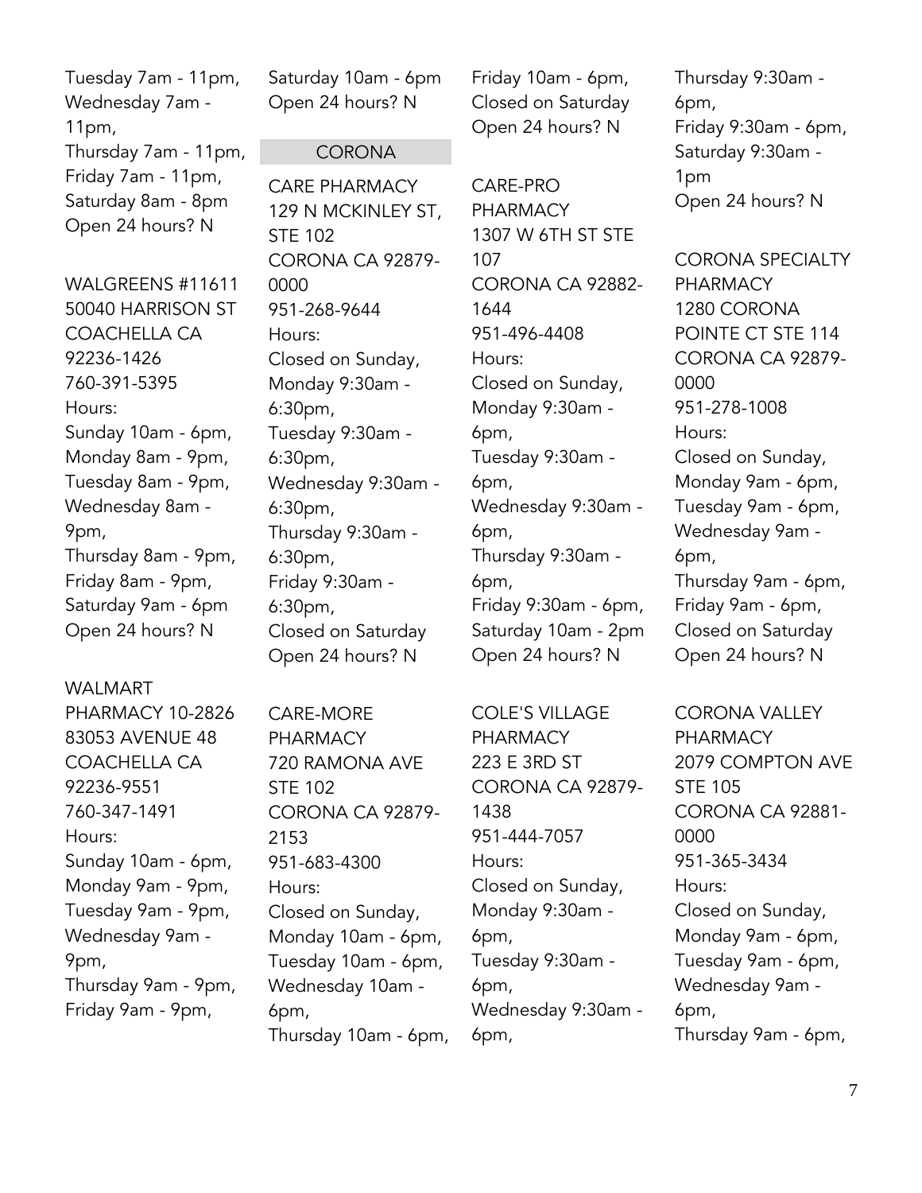Tuesday 7am - 11pm,
Wednesday 7am - 11pm,
Thursday 7am - 11pm,
Friday 7am - 11pm,
Saturday 8am - 8pm
Open 24 hours? N

WALGREENS #11611
50040 HARRISON ST
COACHELLA CA 92236-1426
760-391-5395
Hours:
Sunday 10am - 6pm,
Monday 8am - 9pm,
Tuesday 8am - 9pm,
Wednesday 8am - 9pm,
Thursday 8am - 9pm,
Friday 8am - 9pm,
Saturday 9am - 6pm
Open 24 hours? N

WALMART PHARMACY 10-2826
83053 AVENUE 48
COACHELLA CA 92236-9551
760-347-1491
Hours:
Sunday 10am - 6pm,
Monday 9am - 9pm,
Tuesday 9am - 9pm,
Wednesday 9am - 9pm,
Thursday 9am - 9pm,
Friday 9am - 9pm,
Saturday 10am - 6pm
Open 24 hours? N

## CORONA

CARE PHARMACY
129 N MCKINLEY ST, STE 102
CORONA CA 92879-0000
951-268-9644
Hours:
Closed on Sunday,
Monday 9:30am - 6:30pm,
Tuesday 9:30am - 6:30pm,
Wednesday 9:30am - 6:30pm,
Thursday 9:30am - 6:30pm,
Friday 9:30am - 6:30pm,
Closed on Saturday
Open 24 hours? N

CARE-MORE PHARMACY
720 RAMONA AVE STE 102
CORONA CA 92879-2153
951-683-4300
Hours:
Closed on Sunday,
Monday 10am - 6pm,
Tuesday 10am - 6pm,
Wednesday 10am - 6pm,
Thursday 10am - 6pm,
Friday 10am - 6pm,
Closed on Saturday
Open 24 hours? N

CARE-PRO PHARMACY
1307 W 6TH ST STE 107
CORONA CA 92882-1644
951-496-4408
Hours:
Closed on Sunday,
Monday 9:30am - 6pm,
Tuesday 9:30am - 6pm,
Wednesday 9:30am - 6pm,
Thursday 9:30am - 6pm,
Friday 9:30am - 6pm,
Saturday 10am - 2pm
Open 24 hours? N

COLE'S VILLAGE PHARMACY
223 E 3RD ST
CORONA CA 92879-1438
951-444-7057
Hours:
Closed on Sunday,
Monday 9:30am - 6pm,
Tuesday 9:30am - 6pm,
Wednesday 9:30am - 6pm,
Thursday 9:30am - 6pm,
Friday 9:30am - 6pm,
Saturday 9:30am - 1pm
Open 24 hours? N

CORONA SPECIALTY PHARMACY
1280 CORONA POINTE CT STE 114
CORONA CA 92879-0000
951-278-1008
Hours:
Closed on Sunday,
Monday 9am - 6pm,
Tuesday 9am - 6pm,
Wednesday 9am - 6pm,
Thursday 9am - 6pm,
Friday 9am - 6pm,
Closed on Saturday
Open 24 hours? N

CORONA VALLEY PHARMACY
2079 COMPTON AVE STE 105
CORONA CA 92881-0000
951-365-3434
Hours:
Closed on Sunday,
Monday 9am - 6pm,
Tuesday 9am - 6pm,
Wednesday 9am - 6pm,
Thursday 9am - 6pm,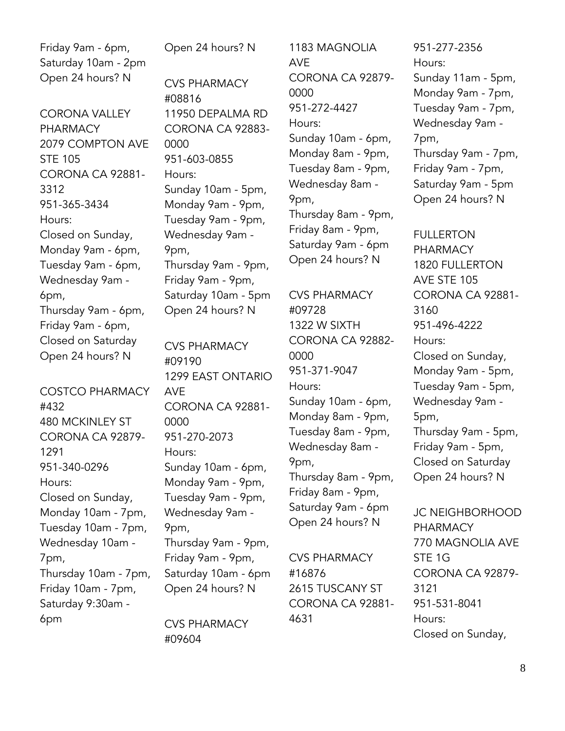Friday 9am - 6pm,
Saturday 10am - 2pm
Open 24 hours? N

CORONA VALLEY PHARMACY
2079 COMPTON AVE STE 105
CORONA CA 92881-3312
951-365-3434
Hours:
Closed on Sunday,
Monday 9am - 6pm,
Tuesday 9am - 6pm,
Wednesday 9am - 6pm,
Thursday 9am - 6pm,
Friday 9am - 6pm,
Closed on Saturday
Open 24 hours? N

COSTCO PHARMACY #432
480 MCKINLEY ST
CORONA CA 92879-1291
951-340-0296
Hours:
Closed on Sunday,
Monday 10am - 7pm,
Tuesday 10am - 7pm,
Wednesday 10am - 7pm,
Thursday 10am - 7pm,
Friday 10am - 7pm,
Saturday 9:30am - 6pm
Open 24 hours? N

CVS PHARMACY #08816
11950 DEPALMA RD
CORONA CA 92883-0000
951-603-0855
Hours:
Sunday 10am - 5pm,
Monday 9am - 9pm,
Tuesday 9am - 9pm,
Wednesday 9am - 9pm,
Thursday 9am - 9pm,
Friday 9am - 9pm,
Saturday 10am - 5pm
Open 24 hours? N

CVS PHARMACY #09190
1299 EAST ONTARIO AVE
CORONA CA 92881-0000
951-270-2073
Hours:
Sunday 10am - 6pm,
Monday 9am - 9pm,
Tuesday 9am - 9pm,
Wednesday 9am - 9pm,
Thursday 9am - 9pm,
Friday 9am - 9pm,
Saturday 10am - 6pm
Open 24 hours? N

CVS PHARMACY #09604
1183 MAGNOLIA AVE
CORONA CA 92879-0000
951-272-4427
Hours:
Sunday 10am - 6pm,
Monday 8am - 9pm,
Tuesday 8am - 9pm,
Wednesday 8am - 9pm,
Thursday 8am - 9pm,
Friday 8am - 9pm,
Saturday 9am - 6pm
Open 24 hours? N

CVS PHARMACY #09728
1322 W SIXTH
CORONA CA 92882-0000
951-371-9047
Hours:
Sunday 10am - 6pm,
Monday 8am - 9pm,
Tuesday 8am - 9pm,
Wednesday 8am - 9pm,
Thursday 8am - 9pm,
Friday 8am - 9pm,
Saturday 9am - 6pm
Open 24 hours? N

CVS PHARMACY #16876
2615 TUSCANY ST
CORONA CA 92881-4631
951-277-2356
Hours:
Sunday 11am - 5pm,
Monday 9am - 7pm,
Tuesday 9am - 7pm,
Wednesday 9am - 7pm,
Thursday 9am - 7pm,
Friday 9am - 7pm,
Saturday 9am - 5pm
Open 24 hours? N

FULLERTON PHARMACY
1820 FULLERTON AVE STE 105
CORONA CA 92881-3160
951-496-4222
Hours:
Closed on Sunday,
Monday 9am - 5pm,
Tuesday 9am - 5pm,
Wednesday 9am - 5pm,
Thursday 9am - 5pm,
Friday 9am - 5pm,
Closed on Saturday
Open 24 hours? N

JC NEIGHBORHOOD PHARMACY
770 MAGNOLIA AVE STE 1G
CORONA CA 92879-3121
951-531-8041
Hours:
Closed on Sunday,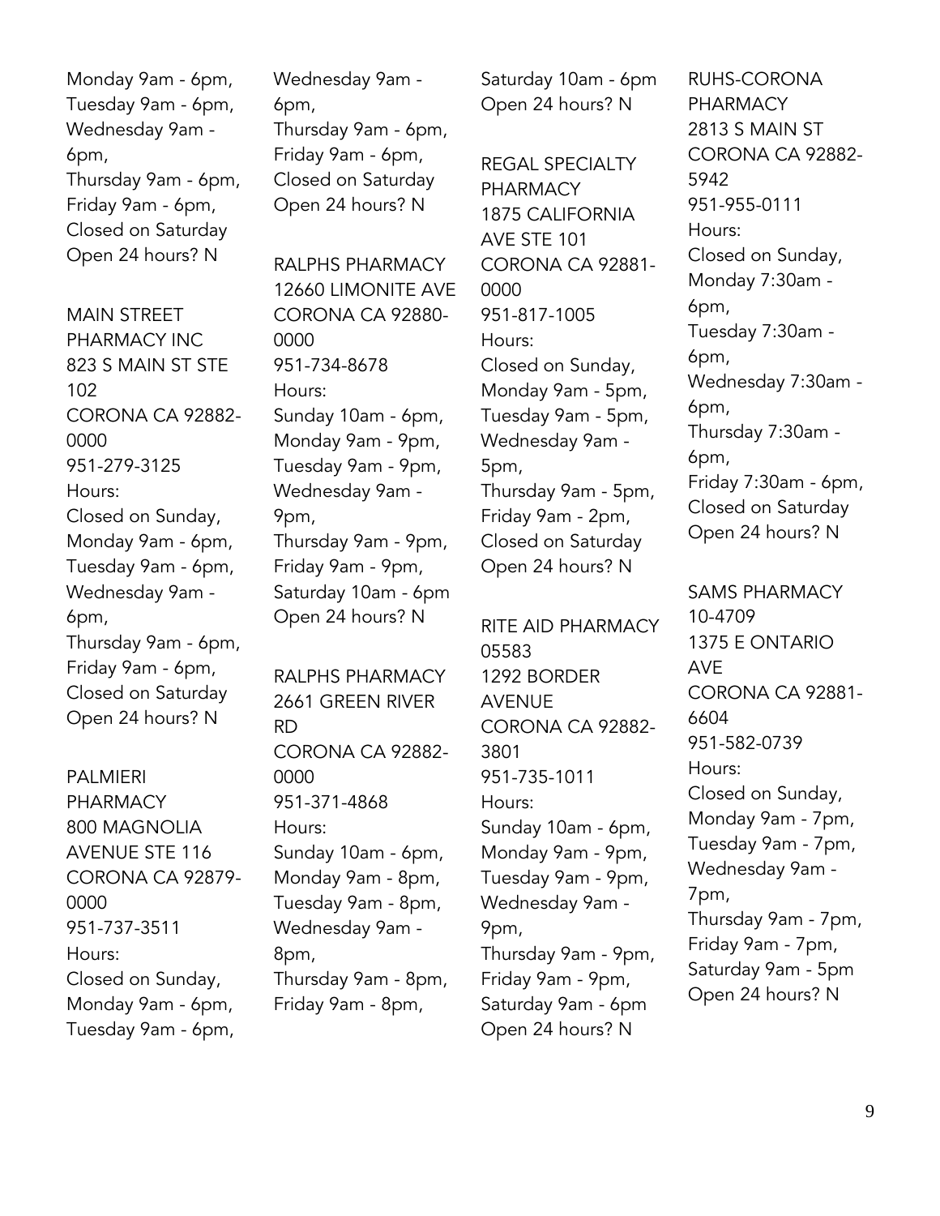Monday 9am - 6pm,
Tuesday 9am - 6pm,
Wednesday 9am - 6pm,
Thursday 9am - 6pm,
Friday 9am - 6pm,
Closed on Saturday
Open 24 hours? N

MAIN STREET PHARMACY INC
823 S MAIN ST STE 102
CORONA CA 92882-0000
951-279-3125
Hours:
Closed on Sunday,
Monday 9am - 6pm,
Tuesday 9am - 6pm,
Wednesday 9am - 6pm,
Thursday 9am - 6pm,
Friday 9am - 6pm,
Closed on Saturday
Open 24 hours? N

PALMIERI PHARMACY
800 MAGNOLIA AVENUE STE 116
CORONA CA 92879-0000
951-737-3511
Hours:
Closed on Sunday,
Monday 9am - 6pm,
Tuesday 9am - 6pm,
Wednesday 9am - 6pm,
Thursday 9am - 6pm,
Friday 9am - 6pm,
Closed on Saturday
Open 24 hours? N

RALPHS PHARMACY
12660 LIMONITE AVE
CORONA CA 92880-0000
951-734-8678
Hours:
Sunday 10am - 6pm,
Monday 9am - 9pm,
Tuesday 9am - 9pm,
Wednesday 9am - 9pm,
Thursday 9am - 9pm,
Friday 9am - 9pm,
Saturday 10am - 6pm
Open 24 hours? N

RALPHS PHARMACY
2661 GREEN RIVER RD
CORONA CA 92882-0000
951-371-4868
Hours:
Sunday 10am - 6pm,
Monday 9am - 8pm,
Tuesday 9am - 8pm,
Wednesday 9am - 8pm,
Thursday 9am - 8pm,
Friday 9am - 8pm,
Saturday 10am - 6pm
Open 24 hours? N

REGAL SPECIALTY PHARMACY
1875 CALIFORNIA AVE STE 101
CORONA CA 92881-0000
951-817-1005
Hours:
Closed on Sunday,
Monday 9am - 5pm,
Tuesday 9am - 5pm,
Wednesday 9am - 5pm,
Thursday 9am - 5pm,
Friday 9am - 2pm,
Closed on Saturday
Open 24 hours? N

RITE AID PHARMACY 05583
1292 BORDER AVENUE
CORONA CA 92882-3801
951-735-1011
Hours:
Sunday 10am - 6pm,
Monday 9am - 9pm,
Tuesday 9am - 9pm,
Wednesday 9am - 9pm,
Thursday 9am - 9pm,
Friday 9am - 9pm,
Saturday 9am - 6pm
Open 24 hours? N

RUHS-CORONA PHARMACY
2813 S MAIN ST
CORONA CA 92882-5942
951-955-0111
Hours:
Closed on Sunday,
Monday 7:30am - 6pm,
Tuesday 7:30am - 6pm,
Wednesday 7:30am - 6pm,
Thursday 7:30am - 6pm,
Friday 7:30am - 6pm,
Closed on Saturday
Open 24 hours? N

SAMS PHARMACY 10-4709
1375 E ONTARIO AVE
CORONA CA 92881-6604
951-582-0739
Hours:
Closed on Sunday,
Monday 9am - 7pm,
Tuesday 9am - 7pm,
Wednesday 9am - 7pm,
Thursday 9am - 7pm,
Friday 9am - 7pm,
Saturday 9am - 5pm
Open 24 hours? N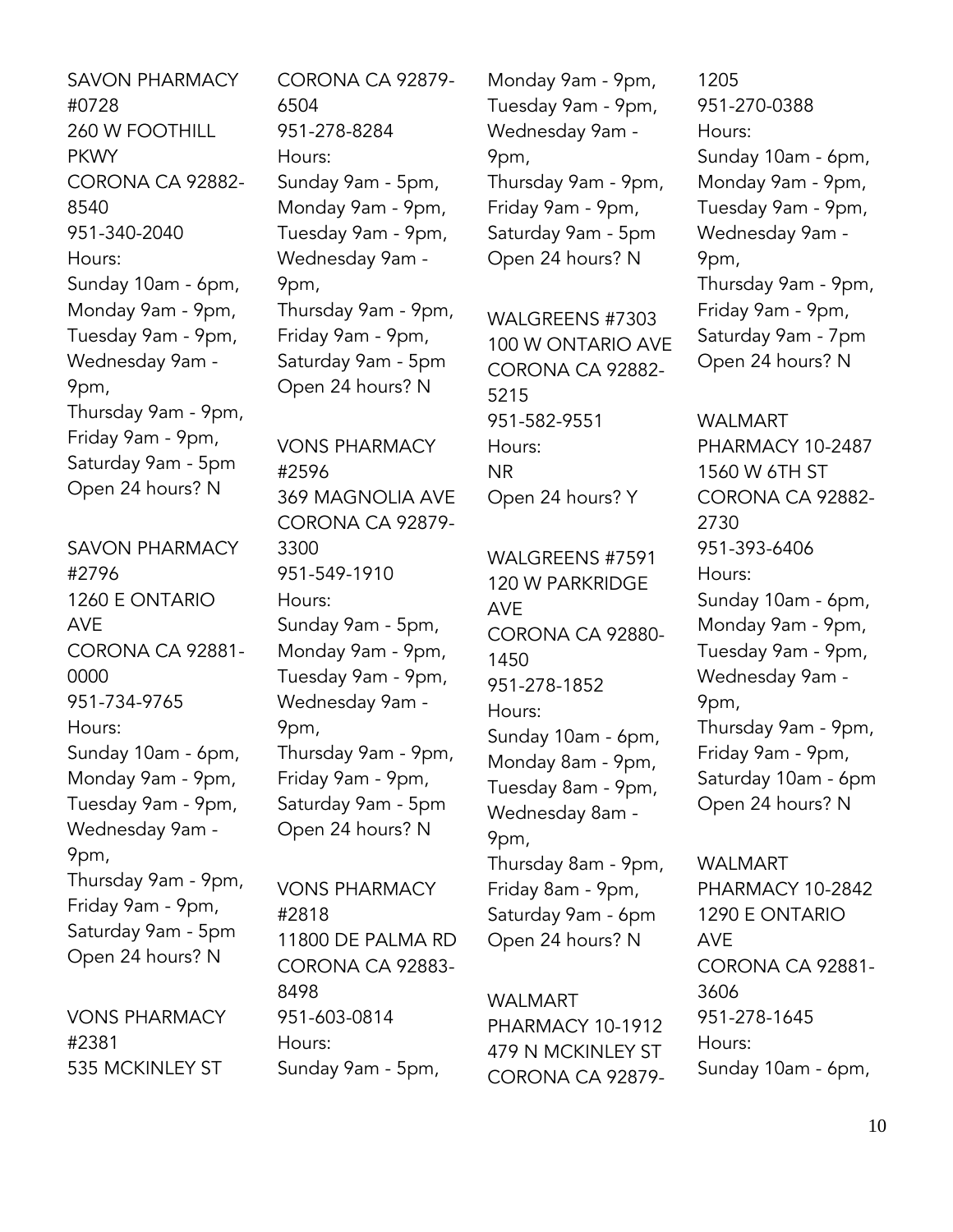SAVON PHARMACY #0728
260 W FOOTHILL PKWY
CORONA CA 92882-8540
951-340-2040
Hours:
Sunday 10am - 6pm,
Monday 9am - 9pm,
Tuesday 9am - 9pm,
Wednesday 9am - 9pm,
Thursday 9am - 9pm,
Friday 9am - 9pm,
Saturday 9am - 5pm
Open 24 hours? N

SAVON PHARMACY #2796
1260 E ONTARIO AVE
CORONA CA 92881-0000
951-734-9765
Hours:
Sunday 10am - 6pm,
Monday 9am - 9pm,
Tuesday 9am - 9pm,
Wednesday 9am - 9pm,
Thursday 9am - 9pm,
Friday 9am - 9pm,
Saturday 9am - 5pm
Open 24 hours? N

VONS PHARMACY #2381
535 MCKINLEY ST
CORONA CA 92879-6504
951-278-8284
Hours:
Sunday 9am - 5pm,
Monday 9am - 9pm,
Tuesday 9am - 9pm,
Wednesday 9am - 9pm,
Thursday 9am - 9pm,
Friday 9am - 9pm,
Saturday 9am - 5pm
Open 24 hours? N

VONS PHARMACY #2596
369 MAGNOLIA AVE
CORONA CA 92879-3300
951-549-1910
Hours:
Sunday 9am - 5pm,
Monday 9am - 9pm,
Tuesday 9am - 9pm,
Wednesday 9am - 9pm,
Thursday 9am - 9pm,
Friday 9am - 9pm,
Saturday 9am - 5pm
Open 24 hours? N

VONS PHARMACY #2818
11800 DE PALMA RD
CORONA CA 92883-8498
951-603-0814
Hours:
Sunday 9am - 5pm,
Monday 9am - 9pm,
Tuesday 9am - 9pm,
Wednesday 9am - 9pm,
Thursday 9am - 9pm,
Friday 9am - 9pm,
Saturday 9am - 5pm
Open 24 hours? N

WALGREENS #7303
100 W ONTARIO AVE
CORONA CA 92882-5215
951-582-9551
Hours:
NR
Open 24 hours? Y

WALGREENS #7591
120 W PARKRIDGE AVE
CORONA CA 92880-1450
951-278-1852
Hours:
Sunday 10am - 6pm,
Monday 8am - 9pm,
Tuesday 8am - 9pm,
Wednesday 8am - 9pm,
Thursday 8am - 9pm,
Friday 8am - 9pm,
Saturday 9am - 6pm
Open 24 hours? N

WALMART PHARMACY 10-1912
479 N MCKINLEY ST
CORONA CA 92879-1205
951-270-0388
Hours:
Sunday 10am - 6pm,
Monday 9am - 9pm,
Tuesday 9am - 9pm,
Wednesday 9am - 9pm,
Thursday 9am - 9pm,
Friday 9am - 9pm,
Saturday 9am - 7pm
Open 24 hours? N

WALMART PHARMACY 10-2487
1560 W 6TH ST
CORONA CA 92882-2730
951-393-6406
Hours:
Sunday 10am - 6pm,
Monday 9am - 9pm,
Tuesday 9am - 9pm,
Wednesday 9am - 9pm,
Thursday 9am - 9pm,
Friday 9am - 9pm,
Saturday 10am - 6pm
Open 24 hours? N

WALMART PHARMACY 10-2842
1290 E ONTARIO AVE
CORONA CA 92881-3606
951-278-1645
Hours:
Sunday 10am - 6pm,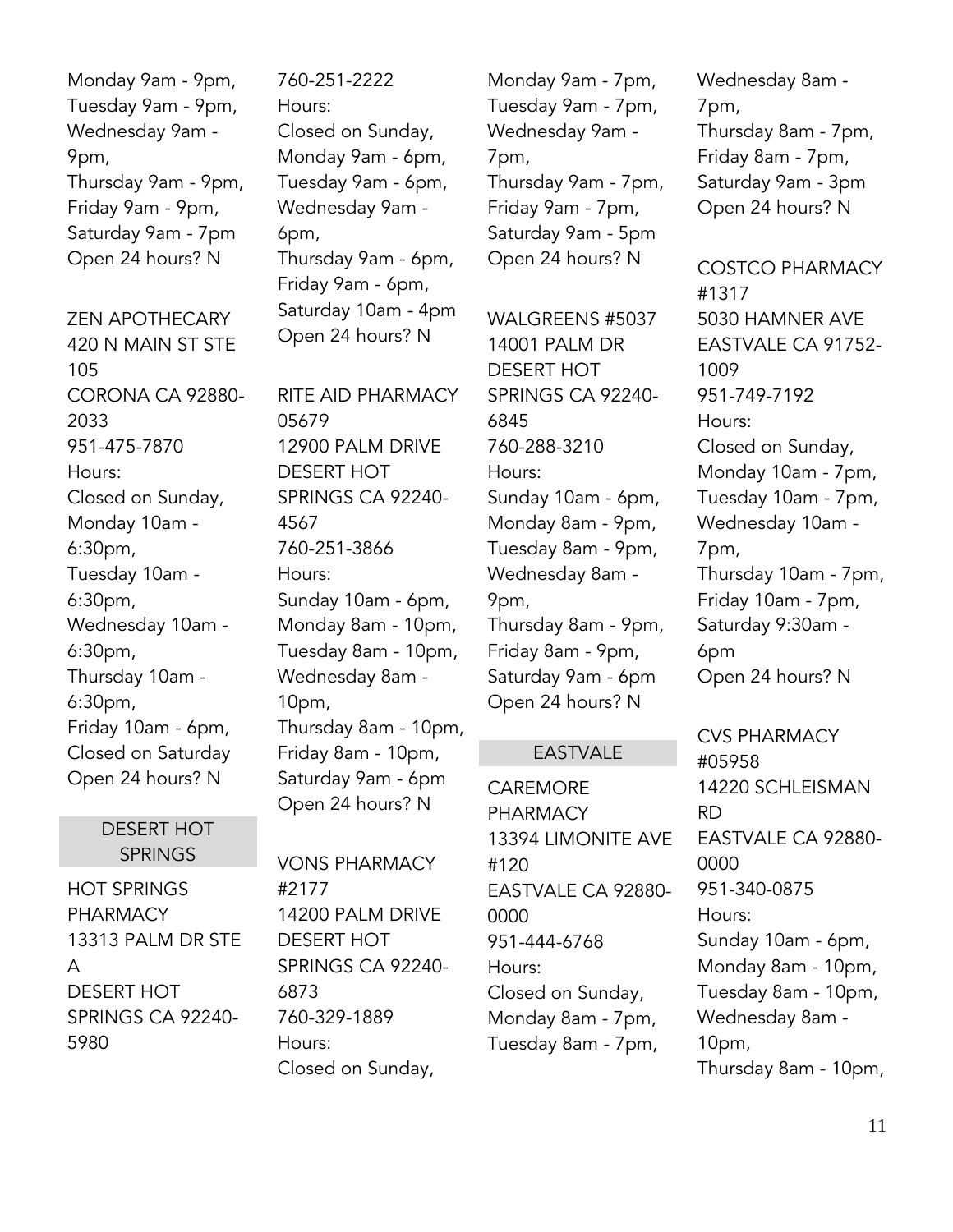Monday 9am - 9pm,
Tuesday 9am - 9pm,
Wednesday 9am - 9pm,
Thursday 9am - 9pm,
Friday 9am - 9pm,
Saturday 9am - 7pm
Open 24 hours? N

ZEN APOTHECARY
420 N MAIN ST STE 105
CORONA CA 92880-2033
951-475-7870
Hours:
Closed on Sunday,
Monday 10am - 6:30pm,
Tuesday 10am - 6:30pm,
Wednesday 10am - 6:30pm,
Thursday 10am - 6:30pm,
Friday 10am - 6pm,
Closed on Saturday
Open 24 hours? N

## DESERT HOT SPRINGS

HOT SPRINGS PHARMACY
13313 PALM DR STE A
DESERT HOT SPRINGS CA 92240-5980
760-251-2222
Hours:
Closed on Sunday,
Monday 9am - 6pm,
Tuesday 9am - 6pm,
Wednesday 9am - 6pm,
Thursday 9am - 6pm,
Friday 9am - 6pm,
Saturday 10am - 4pm
Open 24 hours? N

RITE AID PHARMACY 05679
12900 PALM DRIVE
DESERT HOT SPRINGS CA 92240-4567
760-251-3866
Hours:
Sunday 10am - 6pm,
Monday 8am - 10pm,
Tuesday 8am - 10pm,
Wednesday 8am - 10pm,
Thursday 8am - 10pm,
Friday 8am - 10pm,
Saturday 9am - 6pm
Open 24 hours? N

VONS PHARMACY #2177
14200 PALM DRIVE
DESERT HOT SPRINGS CA 92240-6873
760-329-1889
Hours:
Closed on Sunday,
Monday 9am - 7pm,
Tuesday 9am - 7pm,
Wednesday 9am - 7pm,
Thursday 9am - 7pm,
Friday 9am - 7pm,
Saturday 9am - 5pm
Open 24 hours? N

WALGREENS #5037
14001 PALM DR
DESERT HOT SPRINGS CA 92240-6845
760-288-3210
Hours:
Sunday 10am - 6pm,
Monday 8am - 9pm,
Tuesday 8am - 9pm,
Wednesday 8am - 9pm,
Thursday 8am - 9pm,
Friday 8am - 9pm,
Saturday 9am - 6pm
Open 24 hours? N

## EASTVALE

CAREMORE PHARMACY
13394 LIMONITE AVE #120
EASTVALE CA 92880-0000
951-444-6768
Hours:
Closed on Sunday,
Monday 8am - 7pm,
Tuesday 8am - 7pm,
Wednesday 8am - 7pm,
Thursday 8am - 7pm,
Friday 8am - 7pm,
Saturday 9am - 3pm
Open 24 hours? N

COSTCO PHARMACY #1317
5030 HAMNER AVE
EASTVALE CA 91752-1009
951-749-7192
Hours:
Closed on Sunday,
Monday 10am - 7pm,
Tuesday 10am - 7pm,
Wednesday 10am - 7pm,
Thursday 10am - 7pm,
Friday 10am - 7pm,
Saturday 9:30am - 6pm
Open 24 hours? N

CVS PHARMACY #05958
14220 SCHLEISMAN RD
EASTVALE CA 92880-0000
951-340-0875
Hours:
Sunday 10am - 6pm,
Monday 8am - 10pm,
Tuesday 8am - 10pm,
Wednesday 8am - 10pm,
Thursday 8am - 10pm,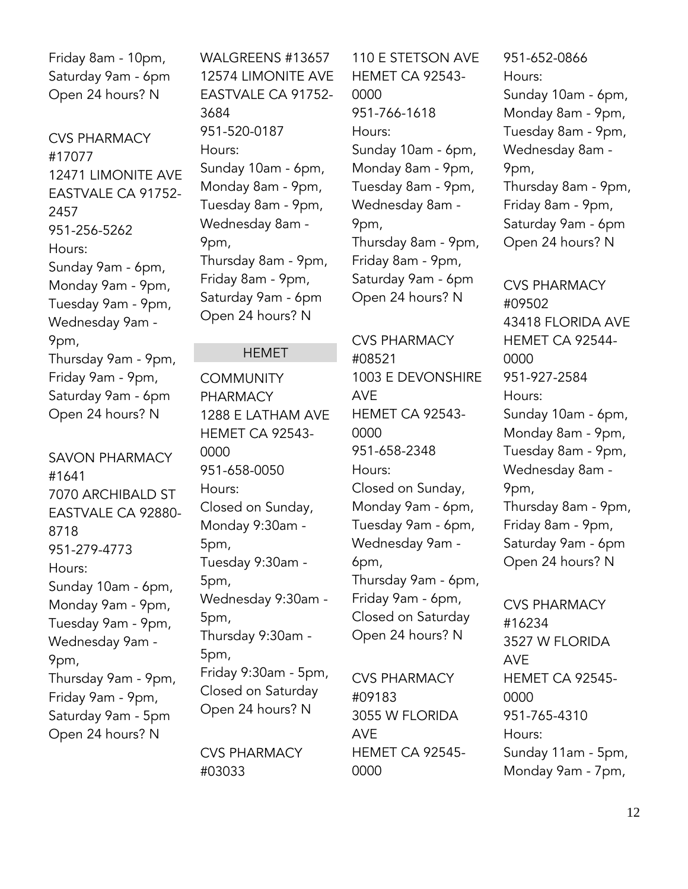Friday 8am - 10pm,
Saturday 9am - 6pm
Open 24 hours? N

CVS PHARMACY #17077
12471 LIMONITE AVE
EASTVALE CA 91752-2457
951-256-5262
Hours:
Sunday 9am - 6pm,
Monday 9am - 9pm,
Tuesday 9am - 9pm,
Wednesday 9am - 9pm,
Thursday 9am - 9pm,
Friday 9am - 9pm,
Saturday 9am - 6pm
Open 24 hours? N

SAVON PHARMACY #1641
7070 ARCHIBALD ST
EASTVALE CA 92880-8718
951-279-4773
Hours:
Sunday 10am - 6pm,
Monday 9am - 9pm,
Tuesday 9am - 9pm,
Wednesday 9am - 9pm,
Thursday 9am - 9pm,
Friday 9am - 9pm,
Saturday 9am - 5pm
Open 24 hours? N

WALGREENS #13657
12574 LIMONITE AVE
EASTVALE CA 91752-3684
951-520-0187
Hours:
Sunday 10am - 6pm,
Monday 8am - 9pm,
Tuesday 8am - 9pm,
Wednesday 8am - 9pm,
Thursday 8am - 9pm,
Friday 8am - 9pm,
Saturday 9am - 6pm
Open 24 hours? N

## HEMET

COMMUNITY PHARMACY
1288 E LATHAM AVE
HEMET CA 92543-0000
951-658-0050
Hours:
Closed on Sunday,
Monday 9:30am - 5pm,
Tuesday 9:30am - 5pm,
Wednesday 9:30am - 5pm,
Thursday 9:30am - 5pm,
Friday 9:30am - 5pm,
Closed on Saturday
Open 24 hours? N

CVS PHARMACY #03033
110 E STETSON AVE
HEMET CA 92543-0000
951-766-1618
Hours:
Sunday 10am - 6pm,
Monday 8am - 9pm,
Tuesday 8am - 9pm,
Wednesday 8am - 9pm,
Thursday 8am - 9pm,
Friday 8am - 9pm,
Saturday 9am - 6pm
Open 24 hours? N

CVS PHARMACY #08521
1003 E DEVONSHIRE AVE
HEMET CA 92543-0000
951-658-2348
Hours:
Closed on Sunday,
Monday 9am - 6pm,
Tuesday 9am - 6pm,
Wednesday 9am - 6pm,
Thursday 9am - 6pm,
Friday 9am - 6pm,
Closed on Saturday
Open 24 hours? N

CVS PHARMACY #09183
3055 W FLORIDA AVE
HEMET CA 92545-0000
951-652-0866
Hours:
Sunday 10am - 6pm,
Monday 8am - 9pm,
Tuesday 8am - 9pm,
Wednesday 8am - 9pm,
Thursday 8am - 9pm,
Friday 8am - 9pm,
Saturday 9am - 6pm
Open 24 hours? N

CVS PHARMACY #09502
43418 FLORIDA AVE
HEMET CA 92544-0000
951-927-2584
Hours:
Sunday 10am - 6pm,
Monday 8am - 9pm,
Tuesday 8am - 9pm,
Wednesday 8am - 9pm,
Thursday 8am - 9pm,
Friday 8am - 9pm,
Saturday 9am - 6pm
Open 24 hours? N

CVS PHARMACY #16234
3527 W FLORIDA AVE
HEMET CA 92545-0000
951-765-4310
Hours:
Sunday 11am - 5pm,
Monday 9am - 7pm,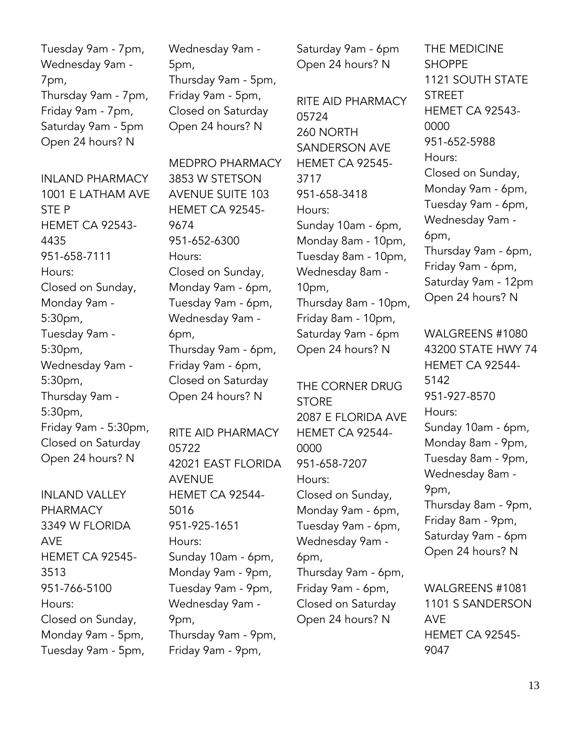Tuesday 9am - 7pm,
Wednesday 9am - 7pm,
Thursday 9am - 7pm,
Friday 9am - 7pm,
Saturday 9am - 5pm
Open 24 hours? N

INLAND PHARMACY
1001 E LATHAM AVE STE P
HEMET CA 92543-4435
951-658-7111
Hours:
Closed on Sunday,
Monday 9am - 5:30pm,
Tuesday 9am - 5:30pm,
Wednesday 9am - 5:30pm,
Thursday 9am - 5:30pm,
Friday 9am - 5:30pm,
Closed on Saturday
Open 24 hours? N

INLAND VALLEY PHARMACY
3349 W FLORIDA AVE
HEMET CA 92545-3513
951-766-5100
Hours:
Closed on Sunday,
Monday 9am - 5pm,
Tuesday 9am - 5pm,
Wednesday 9am - 5pm,
Thursday 9am - 5pm,
Friday 9am - 5pm,
Closed on Saturday
Open 24 hours? N

MEDPRO PHARMACY
3853 W STETSON AVENUE SUITE 103
HEMET CA 92545-9674
951-652-6300
Hours:
Closed on Sunday,
Monday 9am - 6pm,
Tuesday 9am - 6pm,
Wednesday 9am - 6pm,
Thursday 9am - 6pm,
Friday 9am - 6pm,
Closed on Saturday
Open 24 hours? N

RITE AID PHARMACY 05722
42021 EAST FLORIDA AVENUE
HEMET CA 92544-5016
951-925-1651
Hours:
Sunday 10am - 6pm,
Monday 9am - 9pm,
Tuesday 9am - 9pm,
Wednesday 9am - 9pm,
Thursday 9am - 9pm,
Friday 9am - 9pm,
Saturday 9am - 6pm
Open 24 hours? N

RITE AID PHARMACY 05724
260 NORTH SANDERSON AVE
HEMET CA 92545-3717
951-658-3418
Hours:
Sunday 10am - 6pm,
Monday 8am - 10pm,
Tuesday 8am - 10pm,
Wednesday 8am - 10pm,
Thursday 8am - 10pm,
Friday 8am - 10pm,
Saturday 9am - 6pm
Open 24 hours? N

THE CORNER DRUG STORE
2087 E FLORIDA AVE
HEMET CA 92544-0000
951-658-7207
Hours:
Closed on Sunday,
Monday 9am - 6pm,
Tuesday 9am - 6pm,
Wednesday 9am - 6pm,
Thursday 9am - 6pm,
Friday 9am - 6pm,
Closed on Saturday
Open 24 hours? N

THE MEDICINE SHOPPE
1121 SOUTH STATE STREET
HEMET CA 92543-0000
951-652-5988
Hours:
Closed on Sunday,
Monday 9am - 6pm,
Tuesday 9am - 6pm,
Wednesday 9am - 6pm,
Thursday 9am - 6pm,
Friday 9am - 6pm,
Saturday 9am - 12pm
Open 24 hours? N

WALGREENS #1080
43200 STATE HWY 74
HEMET CA 92544-5142
951-927-8570
Hours:
Sunday 10am - 6pm,
Monday 8am - 9pm,
Tuesday 8am - 9pm,
Wednesday 8am - 9pm,
Thursday 8am - 9pm,
Friday 8am - 9pm,
Saturday 9am - 6pm
Open 24 hours? N

WALGREENS #1081
1101 S SANDERSON AVE
HEMET CA 92545-9047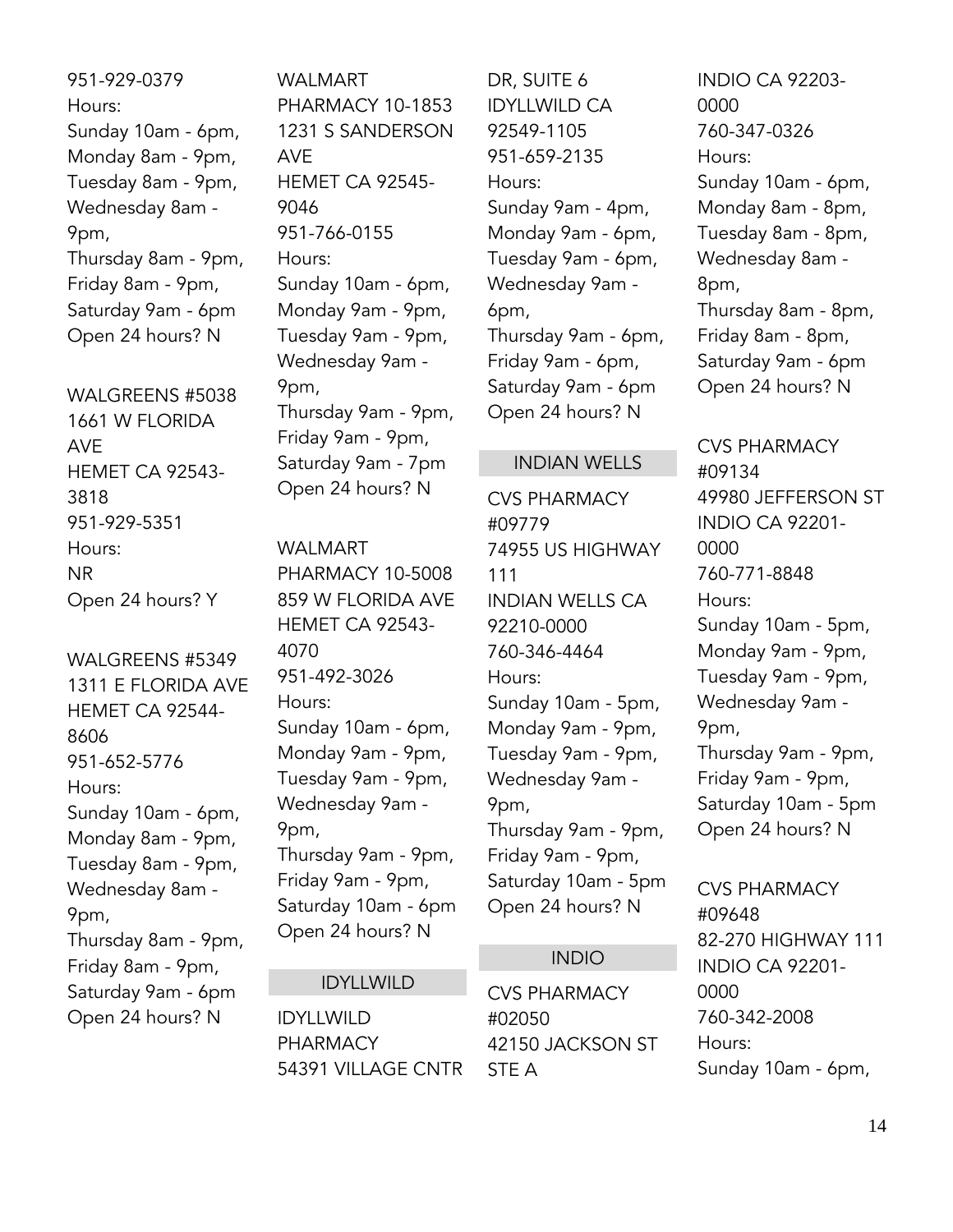951-929-0379
Hours:
Sunday 10am - 6pm,
Monday 8am - 9pm,
Tuesday 8am - 9pm,
Wednesday 8am - 9pm,
Thursday 8am - 9pm,
Friday 8am - 9pm,
Saturday 9am - 6pm
Open 24 hours? N

WALGREENS #5038
1661 W FLORIDA AVE
HEMET CA 92543-3818
951-929-5351
Hours:
NR
Open 24 hours? Y

WALGREENS #5349
1311 E FLORIDA AVE
HEMET CA 92544-8606
951-652-5776
Hours:
Sunday 10am - 6pm,
Monday 8am - 9pm,
Tuesday 8am - 9pm,
Wednesday 8am - 9pm,
Thursday 8am - 9pm,
Friday 8am - 9pm,
Saturday 9am - 6pm
Open 24 hours? N

WALMART PHARMACY 10-1853
1231 S SANDERSON AVE
HEMET CA 92545-9046
951-766-0155
Hours:
Sunday 10am - 6pm,
Monday 9am - 9pm,
Tuesday 9am - 9pm,
Wednesday 9am - 9pm,
Thursday 9am - 9pm,
Friday 9am - 9pm,
Saturday 9am - 7pm
Open 24 hours? N

WALMART PHARMACY 10-5008
859 W FLORIDA AVE
HEMET CA 92543-4070
951-492-3026
Hours:
Sunday 10am - 6pm,
Monday 9am - 9pm,
Tuesday 9am - 9pm,
Wednesday 9am - 9pm,
Thursday 9am - 9pm,
Friday 9am - 9pm,
Saturday 10am - 6pm
Open 24 hours? N

## IDYLLWILD

IDYLLWILD PHARMACY
54391 VILLAGE CNTR DR, SUITE 6
IDYLLWILD CA 92549-1105
951-659-2135
Hours:
Sunday 9am - 4pm,
Monday 9am - 6pm,
Tuesday 9am - 6pm,
Wednesday 9am - 6pm,
Thursday 9am - 6pm,
Friday 9am - 6pm,
Saturday 9am - 6pm
Open 24 hours? N

## INDIAN WELLS

CVS PHARMACY #09779
74955 US HIGHWAY 111
INDIAN WELLS CA 92210-0000
760-346-4464
Hours:
Sunday 10am - 5pm,
Monday 9am - 9pm,
Tuesday 9am - 9pm,
Wednesday 9am - 9pm,
Thursday 9am - 9pm,
Friday 9am - 9pm,
Saturday 10am - 5pm
Open 24 hours? N

## INDIO

CVS PHARMACY #02050
42150 JACKSON ST STE A
INDIO CA 92203-0000
760-347-0326
Hours:
Sunday 10am - 6pm,
Monday 8am - 8pm,
Tuesday 8am - 8pm,
Wednesday 8am - 8pm,
Thursday 8am - 8pm,
Friday 8am - 8pm,
Saturday 9am - 6pm
Open 24 hours? N

CVS PHARMACY #09134
49980 JEFFERSON ST
INDIO CA 92201-0000
760-771-8848
Hours:
Sunday 10am - 5pm,
Monday 9am - 9pm,
Tuesday 9am - 9pm,
Wednesday 9am - 9pm,
Thursday 9am - 9pm,
Friday 9am - 9pm,
Saturday 10am - 5pm
Open 24 hours? N

CVS PHARMACY #09648
82-270 HIGHWAY 111
INDIO CA 92201-0000
760-342-2008
Hours:
Sunday 10am - 6pm,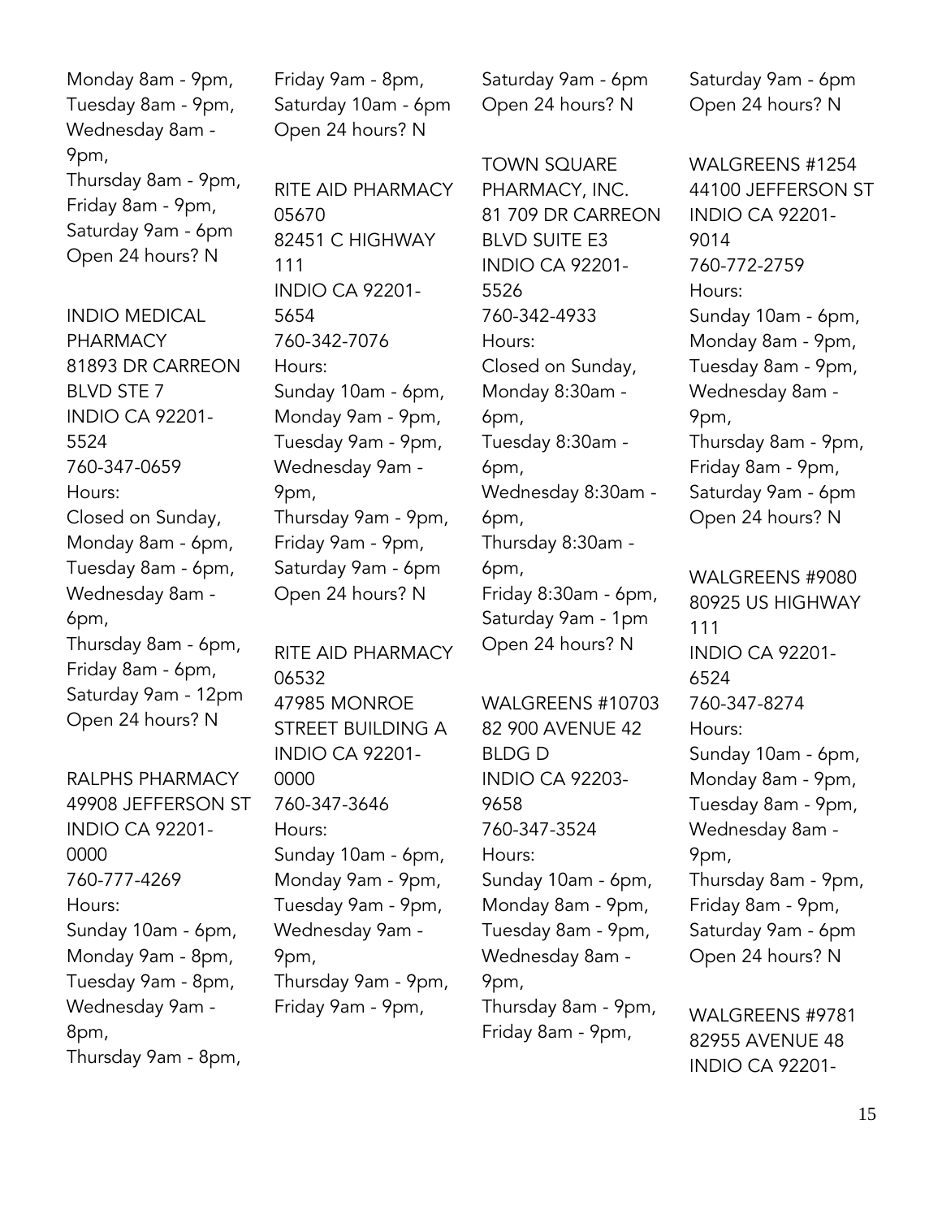Monday 8am - 9pm,
Tuesday 8am - 9pm,
Wednesday 8am - 9pm,
Thursday 8am - 9pm,
Friday 8am - 9pm,
Saturday 9am - 6pm
Open 24 hours? N

INDIO MEDICAL PHARMACY
81893 DR CARREON BLVD STE 7
INDIO CA 92201-5524
760-347-0659
Hours:
Closed on Sunday,
Monday 8am - 6pm,
Tuesday 8am - 6pm,
Wednesday 8am - 6pm,
Thursday 8am - 6pm,
Friday 8am - 6pm,
Saturday 9am - 12pm
Open 24 hours? N

RALPHS PHARMACY
49908 JEFFERSON ST
INDIO CA 92201-0000
760-777-4269
Hours:
Sunday 10am - 6pm,
Monday 9am - 8pm,
Tuesday 9am - 8pm,
Wednesday 9am - 8pm,
Thursday 9am - 8pm,
Friday 9am - 8pm,
Saturday 10am - 6pm
Open 24 hours? N

RITE AID PHARMACY 05670
82451 C HIGHWAY 111
INDIO CA 92201-5654
760-342-7076
Hours:
Sunday 10am - 6pm,
Monday 9am - 9pm,
Tuesday 9am - 9pm,
Wednesday 9am - 9pm,
Thursday 9am - 9pm,
Friday 9am - 9pm,
Saturday 9am - 6pm
Open 24 hours? N

RITE AID PHARMACY 06532
47985 MONROE STREET BUILDING A
INDIO CA 92201-0000
760-347-3646
Hours:
Sunday 10am - 6pm,
Monday 9am - 9pm,
Tuesday 9am - 9pm,
Wednesday 9am - 9pm,
Thursday 9am - 9pm,
Friday 9am - 9pm,
Saturday 9am - 6pm
Open 24 hours? N

TOWN SQUARE PHARMACY, INC.
81 709 DR CARREON BLVD SUITE E3
INDIO CA 92201-5526
760-342-4933
Hours:
Closed on Sunday,
Monday 8:30am - 6pm,
Tuesday 8:30am - 6pm,
Wednesday 8:30am - 6pm,
Thursday 8:30am - 6pm,
Friday 8:30am - 6pm,
Saturday 9am - 1pm
Open 24 hours? N

WALGREENS #10703
82 900 AVENUE 42 BLDG D
INDIO CA 92203-9658
760-347-3524
Hours:
Sunday 10am - 6pm,
Monday 8am - 9pm,
Tuesday 8am - 9pm,
Wednesday 8am - 9pm,
Thursday 8am - 9pm,
Friday 8am - 9pm,
Saturday 9am - 6pm
Open 24 hours? N

WALGREENS #1254
44100 JEFFERSON ST
INDIO CA 92201-9014
760-772-2759
Hours:
Sunday 10am - 6pm,
Monday 8am - 9pm,
Tuesday 8am - 9pm,
Wednesday 8am - 9pm,
Thursday 8am - 9pm,
Friday 8am - 9pm,
Saturday 9am - 6pm
Open 24 hours? N

WALGREENS #9080
80925 US HIGHWAY 111
INDIO CA 92201-6524
760-347-8274
Hours:
Sunday 10am - 6pm,
Monday 8am - 9pm,
Tuesday 8am - 9pm,
Wednesday 8am - 9pm,
Thursday 8am - 9pm,
Friday 8am - 9pm,
Saturday 9am - 6pm
Open 24 hours? N

WALGREENS #9781
82955 AVENUE 48
INDIO CA 92201-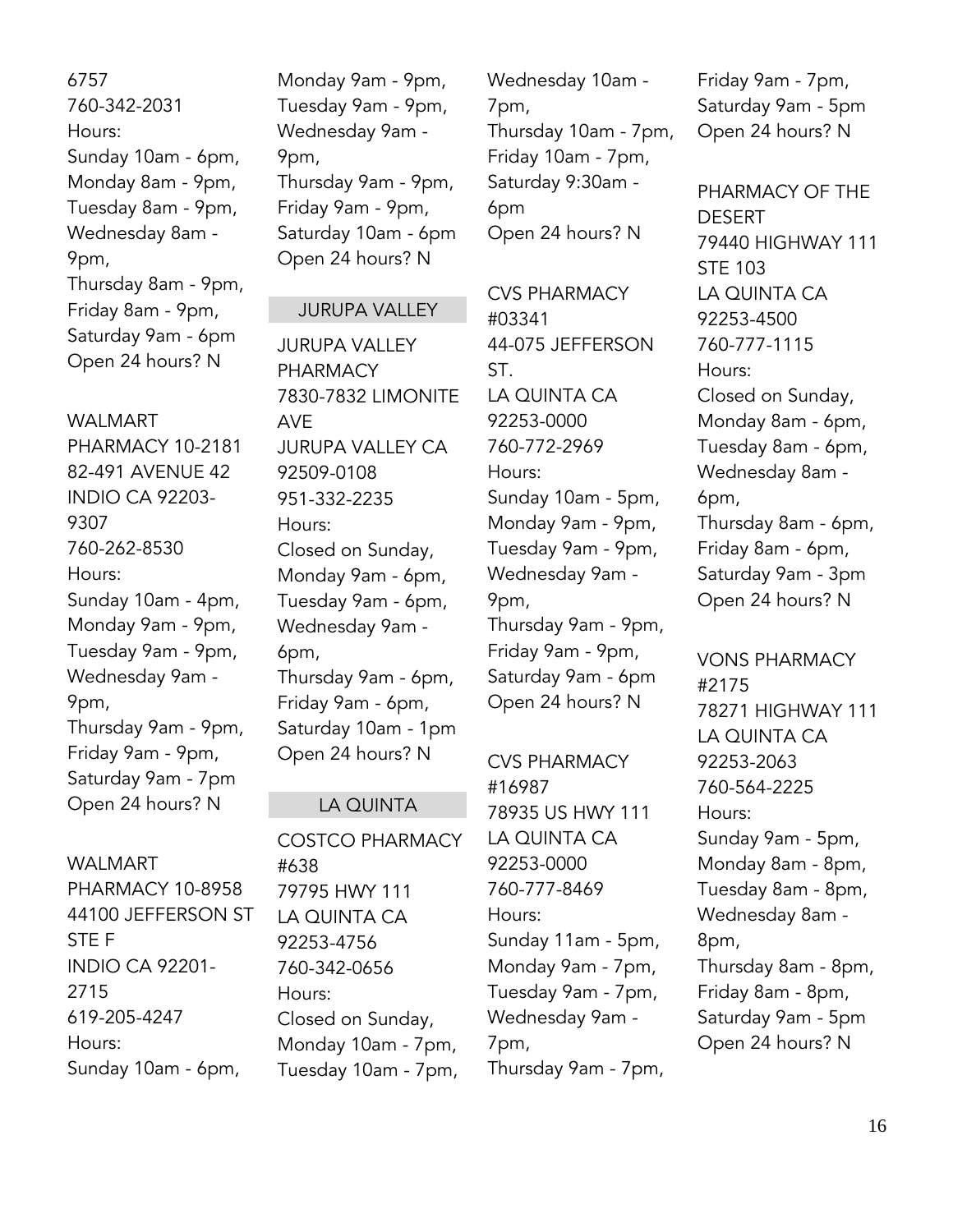6757
760-342-2031
Hours:
Sunday 10am - 6pm,
Monday 8am - 9pm,
Tuesday 8am - 9pm,
Wednesday 8am - 9pm,
Thursday 8am - 9pm,
Friday 8am - 9pm,
Saturday 9am - 6pm
Open 24 hours? N

WALMART PHARMACY 10-2181
82-491 AVENUE 42
INDIO CA 92203-9307
760-262-8530
Hours:
Sunday 10am - 4pm,
Monday 9am - 9pm,
Tuesday 9am - 9pm,
Wednesday 9am - 9pm,
Thursday 9am - 9pm,
Friday 9am - 9pm,
Saturday 9am - 7pm
Open 24 hours? N

WALMART PHARMACY 10-8958
44100 JEFFERSON ST STE F
INDIO CA 92201-2715
619-205-4247
Hours:
Sunday 10am - 6pm,
Monday 9am - 9pm,
Tuesday 9am - 9pm,
Wednesday 9am - 9pm,
Thursday 9am - 9pm,
Friday 9am - 9pm,
Saturday 10am - 6pm
Open 24 hours? N

## JURUPA VALLEY

JURUPA VALLEY PHARMACY
7830-7832 LIMONITE AVE
JURUPA VALLEY CA 92509-0108
951-332-2235
Hours:
Closed on Sunday,
Monday 9am - 6pm,
Tuesday 9am - 6pm,
Wednesday 9am - 6pm,
Thursday 9am - 6pm,
Friday 9am - 6pm,
Saturday 10am - 1pm
Open 24 hours? N

## LA QUINTA

COSTCO PHARMACY #638
79795 HWY 111
LA QUINTA CA 92253-4756
760-342-0656
Hours:
Closed on Sunday,
Monday 10am - 7pm,
Tuesday 10am - 7pm,
Wednesday 10am - 7pm,
Thursday 10am - 7pm,
Friday 10am - 7pm,
Saturday 9:30am - 6pm
Open 24 hours? N

CVS PHARMACY #03341
44-075 JEFFERSON ST.
LA QUINTA CA 92253-0000
760-772-2969
Hours:
Sunday 10am - 5pm,
Monday 9am - 9pm,
Tuesday 9am - 9pm,
Wednesday 9am - 9pm,
Thursday 9am - 9pm,
Friday 9am - 9pm,
Saturday 9am - 6pm
Open 24 hours? N

CVS PHARMACY #16987
78935 US HWY 111
LA QUINTA CA 92253-0000
760-777-8469
Hours:
Sunday 11am - 5pm,
Monday 9am - 7pm,
Tuesday 9am - 7pm,
Wednesday 9am - 7pm,
Thursday 9am - 7pm,
Friday 9am - 7pm,
Saturday 9am - 5pm
Open 24 hours? N

PHARMACY OF THE DESERT
79440 HIGHWAY 111 STE 103
LA QUINTA CA 92253-4500
760-777-1115
Hours:
Closed on Sunday,
Monday 8am - 6pm,
Tuesday 8am - 6pm,
Wednesday 8am - 6pm,
Thursday 8am - 6pm,
Friday 8am - 6pm,
Saturday 9am - 3pm
Open 24 hours? N

VONS PHARMACY #2175
78271 HIGHWAY 111
LA QUINTA CA 92253-2063
760-564-2225
Hours:
Sunday 9am - 5pm,
Monday 8am - 8pm,
Tuesday 8am - 8pm,
Wednesday 8am - 8pm,
Thursday 8am - 8pm,
Friday 8am - 8pm,
Saturday 9am - 5pm
Open 24 hours? N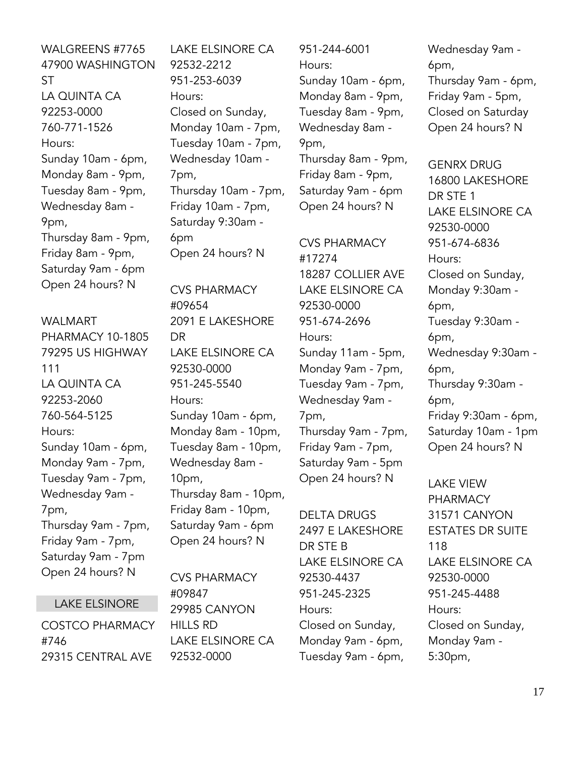WALGREENS #7765
47900 WASHINGTON ST
LA QUINTA CA 92253-0000
760-771-1526
Hours:
Sunday 10am - 6pm,
Monday 8am - 9pm,
Tuesday 8am - 9pm,
Wednesday 8am - 9pm,
Thursday 8am - 9pm,
Friday 8am - 9pm,
Saturday 9am - 6pm
Open 24 hours? N

WALMART PHARMACY 10-1805
79295 US HIGHWAY 111
LA QUINTA CA 92253-2060
760-564-5125
Hours:
Sunday 10am - 6pm,
Monday 9am - 7pm,
Tuesday 9am - 7pm,
Wednesday 9am - 7pm,
Thursday 9am - 7pm,
Friday 9am - 7pm,
Saturday 9am - 7pm
Open 24 hours? N

## LAKE ELSINORE

COSTCO PHARMACY #746
29315 CENTRAL AVE
LAKE ELSINORE CA 92532-2212
951-253-6039
Hours:
Closed on Sunday,
Monday 10am - 7pm,
Tuesday 10am - 7pm,
Wednesday 10am - 7pm,
Thursday 10am - 7pm,
Friday 10am - 7pm,
Saturday 9:30am - 6pm
Open 24 hours? N

CVS PHARMACY #09654
2091 E LAKESHORE DR
LAKE ELSINORE CA 92530-0000
951-245-5540
Hours:
Sunday 10am - 6pm,
Monday 8am - 10pm,
Tuesday 8am - 10pm,
Wednesday 8am - 10pm,
Thursday 8am - 10pm,
Friday 8am - 10pm,
Saturday 9am - 6pm
Open 24 hours? N

CVS PHARMACY #09847
29985 CANYON HILLS RD
LAKE ELSINORE CA 92532-0000
951-244-6001
Hours:
Sunday 10am - 6pm,
Monday 8am - 9pm,
Tuesday 8am - 9pm,
Wednesday 8am - 9pm,
Thursday 8am - 9pm,
Friday 8am - 9pm,
Saturday 9am - 6pm
Open 24 hours? N

CVS PHARMACY #17274
18287 COLLIER AVE
LAKE ELSINORE CA 92530-0000
951-674-2696
Hours:
Sunday 11am - 5pm,
Monday 9am - 7pm,
Tuesday 9am - 7pm,
Wednesday 9am - 7pm,
Thursday 9am - 7pm,
Friday 9am - 7pm,
Saturday 9am - 5pm
Open 24 hours? N

DELTA DRUGS
2497 E LAKESHORE DR STE B
LAKE ELSINORE CA 92530-4437
951-245-2325
Hours:
Closed on Sunday,
Monday 9am - 6pm,
Tuesday 9am - 6pm,
Wednesday 9am - 6pm,
Thursday 9am - 6pm,
Friday 9am - 5pm,
Closed on Saturday
Open 24 hours? N

GENRX DRUG
16800 LAKESHORE DR STE 1
LAKE ELSINORE CA 92530-0000
951-674-6836
Hours:
Closed on Sunday,
Monday 9:30am - 6pm,
Tuesday 9:30am - 6pm,
Wednesday 9:30am - 6pm,
Thursday 9:30am - 6pm,
Friday 9:30am - 6pm,
Saturday 10am - 1pm
Open 24 hours? N

LAKE VIEW PHARMACY
31571 CANYON ESTATES DR SUITE 118
LAKE ELSINORE CA 92530-0000
951-245-4488
Hours:
Closed on Sunday,
Monday 9am - 5:30pm,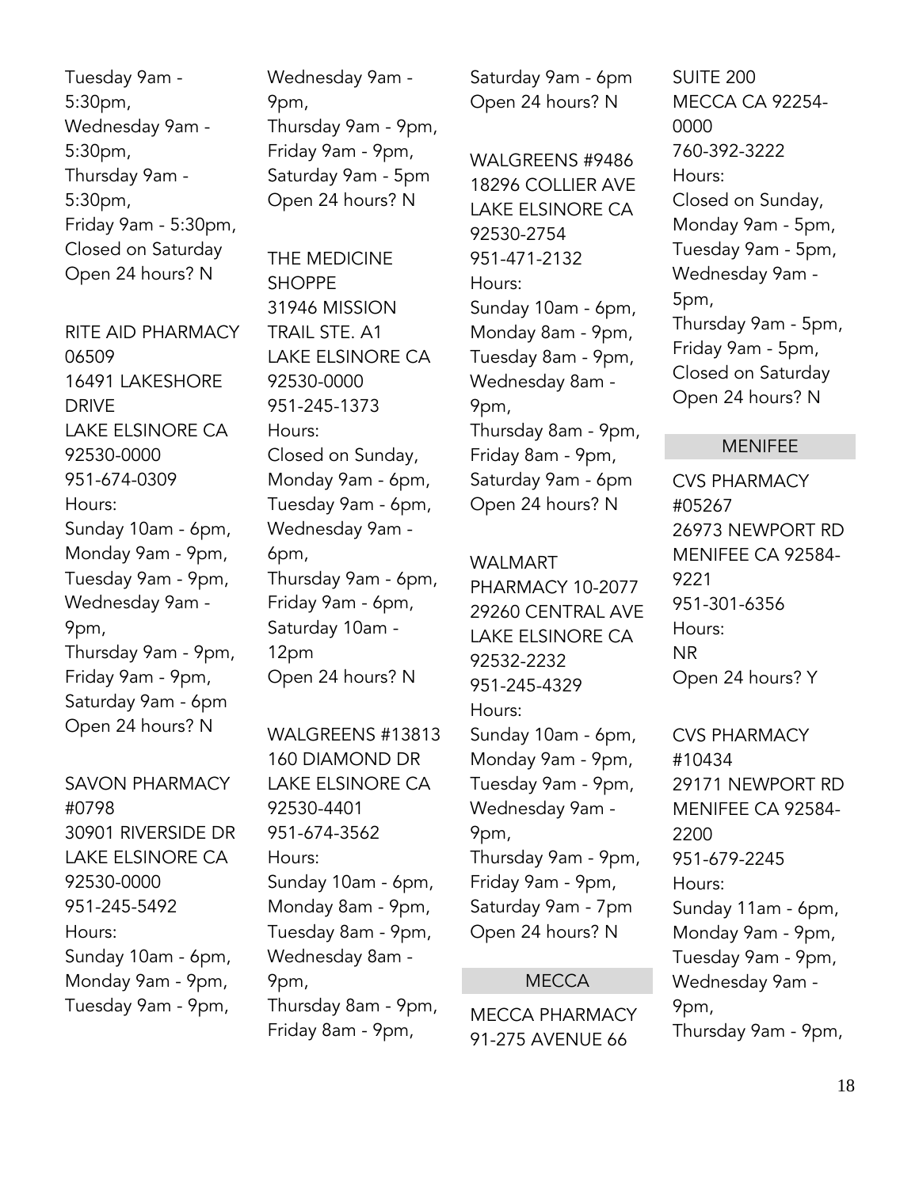Tuesday 9am - 5:30pm,
Wednesday 9am - 5:30pm,
Thursday 9am - 5:30pm,
Friday 9am - 5:30pm,
Closed on Saturday
Open 24 hours? N

RITE AID PHARMACY 06509
16491 LAKESHORE DRIVE
LAKE ELSINORE CA 92530-0000
951-674-0309
Hours:
Sunday 10am - 6pm,
Monday 9am - 9pm,
Tuesday 9am - 9pm,
Wednesday 9am - 9pm,
Thursday 9am - 9pm,
Friday 9am - 9pm,
Saturday 9am - 6pm
Open 24 hours? N

SAVON PHARMACY #0798
30901 RIVERSIDE DR
LAKE ELSINORE CA 92530-0000
951-245-5492
Hours:
Sunday 10am - 6pm,
Monday 9am - 9pm,
Tuesday 9am - 9pm,
Wednesday 9am - 9pm,
Thursday 9am - 9pm,
Friday 9am - 9pm,
Saturday 9am - 5pm
Open 24 hours? N

THE MEDICINE SHOPPE
31946 MISSION TRAIL STE. A1
LAKE ELSINORE CA 92530-0000
951-245-1373
Hours:
Closed on Sunday,
Monday 9am - 6pm,
Tuesday 9am - 6pm,
Wednesday 9am - 6pm,
Thursday 9am - 6pm,
Friday 9am - 6pm,
Saturday 10am - 12pm
Open 24 hours? N

WALGREENS #13813
160 DIAMOND DR
LAKE ELSINORE CA 92530-4401
951-674-3562
Hours:
Sunday 10am - 6pm,
Monday 8am - 9pm,
Tuesday 8am - 9pm,
Wednesday 8am - 9pm,
Thursday 8am - 9pm,
Friday 8am - 9pm,
Saturday 9am - 6pm
Open 24 hours? N

WALGREENS #9486
18296 COLLIER AVE
LAKE ELSINORE CA 92530-2754
951-471-2132
Hours:
Sunday 10am - 6pm,
Monday 8am - 9pm,
Tuesday 8am - 9pm,
Wednesday 8am - 9pm,
Thursday 8am - 9pm,
Friday 8am - 9pm,
Saturday 9am - 6pm
Open 24 hours? N

WALMART PHARMACY 10-2077
29260 CENTRAL AVE
LAKE ELSINORE CA 92532-2232
951-245-4329
Hours:
Sunday 10am - 6pm,
Monday 9am - 9pm,
Tuesday 9am - 9pm,
Wednesday 9am - 9pm,
Thursday 9am - 9pm,
Friday 9am - 9pm,
Saturday 9am - 7pm
Open 24 hours? N

## MECCA

MECCA PHARMACY
91-275 AVENUE 66
SUITE 200
MECCA CA 92254-0000
760-392-3222
Hours:
Closed on Sunday,
Monday 9am - 5pm,
Tuesday 9am - 5pm,
Wednesday 9am - 5pm,
Thursday 9am - 5pm,
Friday 9am - 5pm,
Closed on Saturday
Open 24 hours? N

## MENIFEE

CVS PHARMACY #05267
26973 NEWPORT RD
MENIFEE CA 92584-9221
951-301-6356
Hours:
NR
Open 24 hours? Y

CVS PHARMACY #10434
29171 NEWPORT RD
MENIFEE CA 92584-2200
951-679-2245
Hours:
Sunday 11am - 6pm,
Monday 9am - 9pm,
Tuesday 9am - 9pm,
Wednesday 9am - 9pm,
Thursday 9am - 9pm,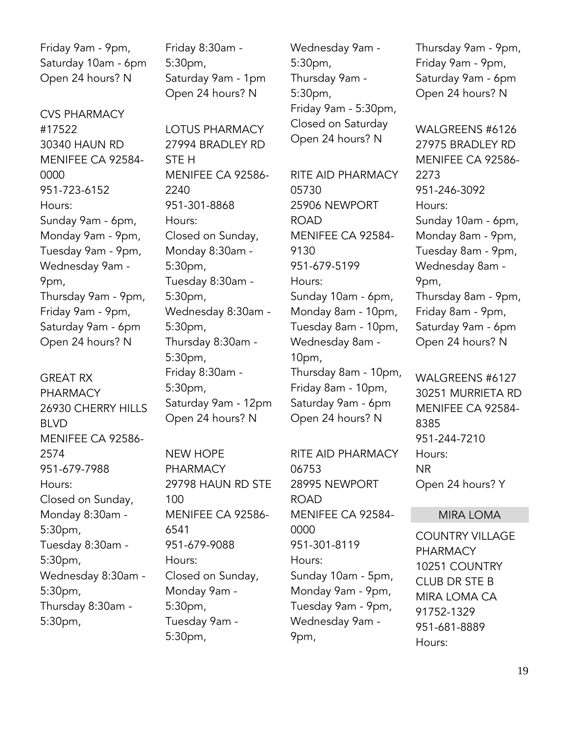Friday 9am - 9pm,
Saturday 10am - 6pm
Open 24 hours? N

CVS PHARMACY #17522
30340 HAUN RD
MENIFEE CA 92584-0000
951-723-6152
Hours:
Sunday 9am - 6pm,
Monday 9am - 9pm,
Tuesday 9am - 9pm,
Wednesday 9am - 9pm,
Thursday 9am - 9pm,
Friday 9am - 9pm,
Saturday 9am - 6pm
Open 24 hours? N

GREAT RX PHARMACY
26930 CHERRY HILLS BLVD
MENIFEE CA 92586-2574
951-679-7988
Hours:
Closed on Sunday,
Monday 8:30am - 5:30pm,
Tuesday 8:30am - 5:30pm,
Wednesday 8:30am - 5:30pm,
Thursday 8:30am - 5:30pm,
Friday 8:30am - 5:30pm,
Saturday 9am - 1pm
Open 24 hours? N

LOTUS PHARMACY
27994 BRADLEY RD STE H
MENIFEE CA 92586-2240
951-301-8868
Hours:
Closed on Sunday,
Monday 8:30am - 5:30pm,
Tuesday 8:30am - 5:30pm,
Wednesday 8:30am - 5:30pm,
Thursday 8:30am - 5:30pm,
Friday 8:30am - 5:30pm,
Saturday 9am - 12pm
Open 24 hours? N

NEW HOPE PHARMACY
29798 HAUN RD STE 100
MENIFEE CA 92586-6541
951-679-9088
Hours:
Closed on Sunday,
Monday 9am - 5:30pm,
Tuesday 9am - 5:30pm,
Wednesday 9am - 5:30pm,
Thursday 9am - 5:30pm,
Friday 9am - 5:30pm,
Closed on Saturday
Open 24 hours? N

RITE AID PHARMACY 05730
25906 NEWPORT ROAD
MENIFEE CA 92584-9130
951-679-5199
Hours:
Sunday 10am - 6pm,
Monday 8am - 10pm,
Tuesday 8am - 10pm,
Wednesday 8am - 10pm,
Thursday 8am - 10pm,
Friday 8am - 10pm,
Saturday 9am - 6pm
Open 24 hours? N

RITE AID PHARMACY 06753
28995 NEWPORT ROAD
MENIFEE CA 92584-0000
951-301-8119
Hours:
Sunday 10am - 5pm,
Monday 9am - 9pm,
Tuesday 9am - 9pm,
Wednesday 9am - 9pm,
Thursday 9am - 9pm,
Friday 9am - 9pm,
Saturday 9am - 6pm
Open 24 hours? N

WALGREENS #6126
27975 BRADLEY RD
MENIFEE CA 92586-2273
951-246-3092
Hours:
Sunday 10am - 6pm,
Monday 8am - 9pm,
Tuesday 8am - 9pm,
Wednesday 8am - 9pm,
Thursday 8am - 9pm,
Friday 8am - 9pm,
Saturday 9am - 6pm
Open 24 hours? N

WALGREENS #6127
30251 MURRIETA RD
MENIFEE CA 92584-8385
951-244-7210
Hours:
NR
Open 24 hours? Y

## MIRA LOMA

COUNTRY VILLAGE PHARMACY
10251 COUNTRY CLUB DR STE B
MIRA LOMA CA 91752-1329
951-681-8889
Hours: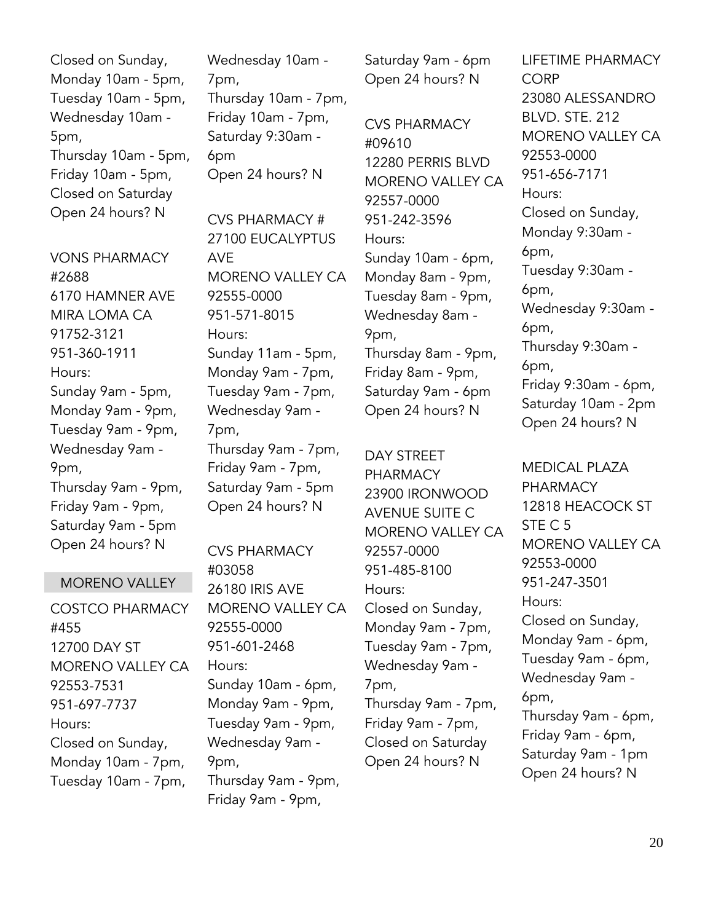Closed on Sunday,
Monday 10am - 5pm,
Tuesday 10am - 5pm,
Wednesday 10am - 5pm,
Thursday 10am - 5pm,
Friday 10am - 5pm,
Closed on Saturday
Open 24 hours? N

VONS PHARMACY #2688
6170 HAMNER AVE
MIRA LOMA CA 91752-3121
951-360-1911
Hours:
Sunday 9am - 5pm,
Monday 9am - 9pm,
Tuesday 9am - 9pm,
Wednesday 9am - 9pm,
Thursday 9am - 9pm,
Friday 9am - 9pm,
Saturday 9am - 5pm
Open 24 hours? N

## MORENO VALLEY

COSTCO PHARMACY #455
12700 DAY ST
MORENO VALLEY CA 92553-7531
951-697-7737
Hours:
Closed on Sunday,
Monday 10am - 7pm,
Tuesday 10am - 7pm,
Wednesday 10am - 7pm,
Thursday 10am - 7pm,
Friday 10am - 7pm,
Saturday 9:30am - 6pm
Open 24 hours? N

CVS PHARMACY #
27100 EUCALYPTUS AVE
MORENO VALLEY CA 92555-0000
951-571-8015
Hours:
Sunday 11am - 5pm,
Monday 9am - 7pm,
Tuesday 9am - 7pm,
Wednesday 9am - 7pm,
Thursday 9am - 7pm,
Friday 9am - 7pm,
Saturday 9am - 5pm
Open 24 hours? N

CVS PHARMACY #03058
26180 IRIS AVE
MORENO VALLEY CA 92555-0000
951-601-2468
Hours:
Sunday 10am - 6pm,
Monday 9am - 9pm,
Tuesday 9am - 9pm,
Wednesday 9am - 9pm,
Thursday 9am - 9pm,
Friday 9am - 9pm,
Saturday 9am - 6pm
Open 24 hours? N

CVS PHARMACY #09610
12280 PERRIS BLVD
MORENO VALLEY CA 92557-0000
951-242-3596
Hours:
Sunday 10am - 6pm,
Monday 8am - 9pm,
Tuesday 8am - 9pm,
Wednesday 8am - 9pm,
Thursday 8am - 9pm,
Friday 8am - 9pm,
Saturday 9am - 6pm
Open 24 hours? N

DAY STREET PHARMACY
23900 IRONWOOD AVENUE SUITE C
MORENO VALLEY CA 92557-0000
951-485-8100
Hours:
Closed on Sunday,
Monday 9am - 7pm,
Tuesday 9am - 7pm,
Wednesday 9am - 7pm,
Thursday 9am - 7pm,
Friday 9am - 7pm,
Closed on Saturday
Open 24 hours? N

LIFETIME PHARMACY CORP
23080 ALESSANDRO BLVD. STE. 212
MORENO VALLEY CA 92553-0000
951-656-7171
Hours:
Closed on Sunday,
Monday 9:30am - 6pm,
Tuesday 9:30am - 6pm,
Wednesday 9:30am - 6pm,
Thursday 9:30am - 6pm,
Friday 9:30am - 6pm,
Saturday 10am - 2pm
Open 24 hours? N

MEDICAL PLAZA PHARMACY
12818 HEACOCK ST STE C 5
MORENO VALLEY CA 92553-0000
951-247-3501
Hours:
Closed on Sunday,
Monday 9am - 6pm,
Tuesday 9am - 6pm,
Wednesday 9am - 6pm,
Thursday 9am - 6pm,
Friday 9am - 6pm,
Saturday 9am - 1pm
Open 24 hours? N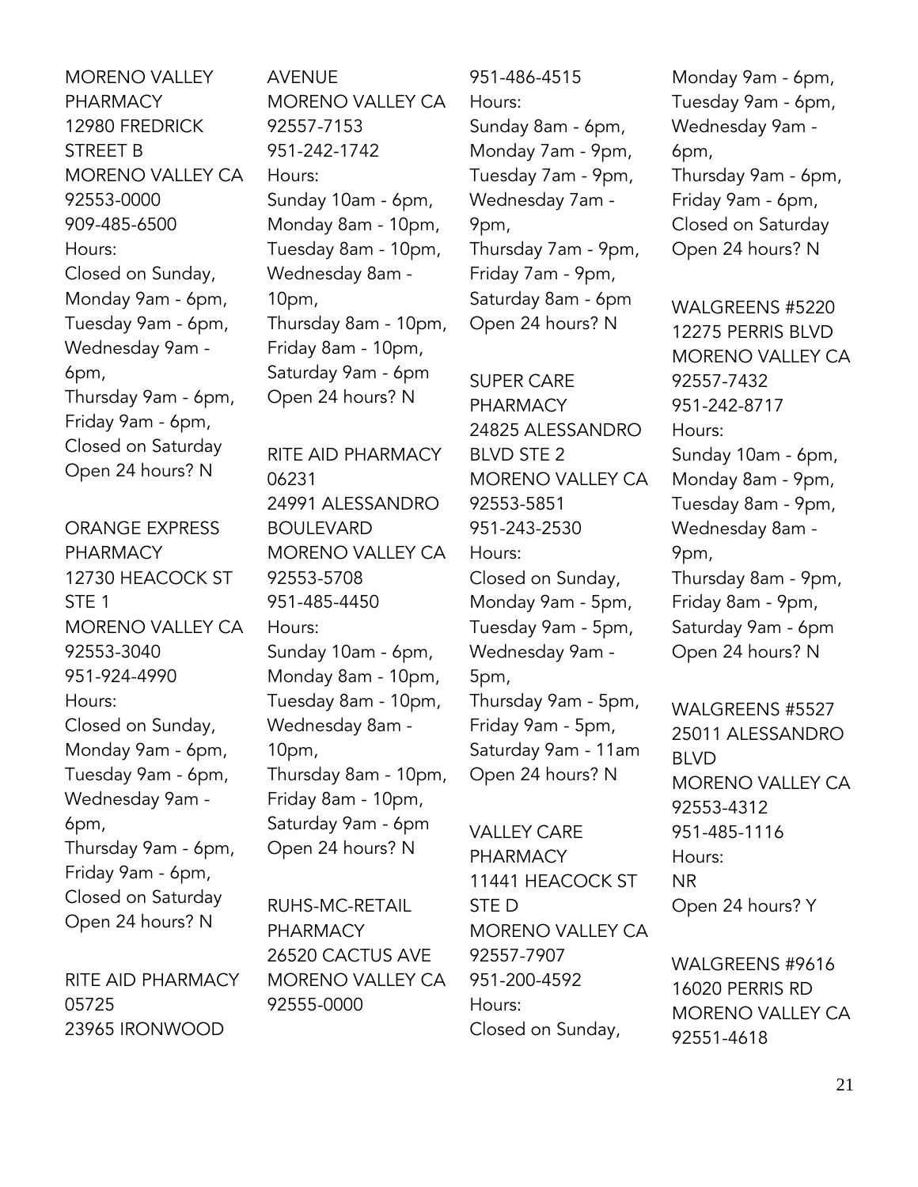MORENO VALLEY PHARMACY
12980 FREDRICK STREET B
MORENO VALLEY CA 92553-0000
909-485-6500
Hours:
Closed on Sunday,
Monday 9am - 6pm,
Tuesday 9am - 6pm,
Wednesday 9am - 6pm,
Thursday 9am - 6pm,
Friday 9am - 6pm,
Closed on Saturday
Open 24 hours? N

ORANGE EXPRESS PHARMACY
12730 HEACOCK ST STE 1
MORENO VALLEY CA 92553-3040
951-924-4990
Hours:
Closed on Sunday,
Monday 9am - 6pm,
Tuesday 9am - 6pm,
Wednesday 9am - 6pm,
Thursday 9am - 6pm,
Friday 9am - 6pm,
Closed on Saturday
Open 24 hours? N

RITE AID PHARMACY 05725
23965 IRONWOOD AVENUE
MORENO VALLEY CA 92557-7153
951-242-1742
Hours:
Sunday 10am - 6pm,
Monday 8am - 10pm,
Tuesday 8am - 10pm,
Wednesday 8am - 10pm,
Thursday 8am - 10pm,
Friday 8am - 10pm,
Saturday 9am - 6pm
Open 24 hours? N

RITE AID PHARMACY 06231
24991 ALESSANDRO BOULEVARD
MORENO VALLEY CA 92553-5708
951-485-4450
Hours:
Sunday 10am - 6pm,
Monday 8am - 10pm,
Tuesday 8am - 10pm,
Wednesday 8am - 10pm,
Thursday 8am - 10pm,
Friday 8am - 10pm,
Saturday 9am - 6pm
Open 24 hours? N

RUHS-MC-RETAIL PHARMACY
26520 CACTUS AVE
MORENO VALLEY CA 92555-0000
951-486-4515
Hours:
Sunday 8am - 6pm,
Monday 7am - 9pm,
Tuesday 7am - 9pm,
Wednesday 7am - 9pm,
Thursday 7am - 9pm,
Friday 7am - 9pm,
Saturday 8am - 6pm
Open 24 hours? N

SUPER CARE PHARMACY
24825 ALESSANDRO BLVD STE 2
MORENO VALLEY CA 92553-5851
951-243-2530
Hours:
Closed on Sunday,
Monday 9am - 5pm,
Tuesday 9am - 5pm,
Wednesday 9am - 5pm,
Thursday 9am - 5pm,
Friday 9am - 5pm,
Saturday 9am - 11am
Open 24 hours? N

VALLEY CARE PHARMACY
11441 HEACOCK ST STE D
MORENO VALLEY CA 92557-7907
951-200-4592
Hours:
Closed on Sunday,
Monday 9am - 6pm,
Tuesday 9am - 6pm,
Wednesday 9am - 6pm,
Thursday 9am - 6pm,
Friday 9am - 6pm,
Closed on Saturday
Open 24 hours? N

WALGREENS #5220
12275 PERRIS BLVD
MORENO VALLEY CA 92557-7432
951-242-8717
Hours:
Sunday 10am - 6pm,
Monday 8am - 9pm,
Tuesday 8am - 9pm,
Wednesday 8am - 9pm,
Thursday 8am - 9pm,
Friday 8am - 9pm,
Saturday 9am - 6pm
Open 24 hours? N

WALGREENS #5527
25011 ALESSANDRO BLVD
MORENO VALLEY CA 92553-4312
951-485-1116
Hours:
NR
Open 24 hours? Y

WALGREENS #9616
16020 PERRIS RD
MORENO VALLEY CA 92551-4618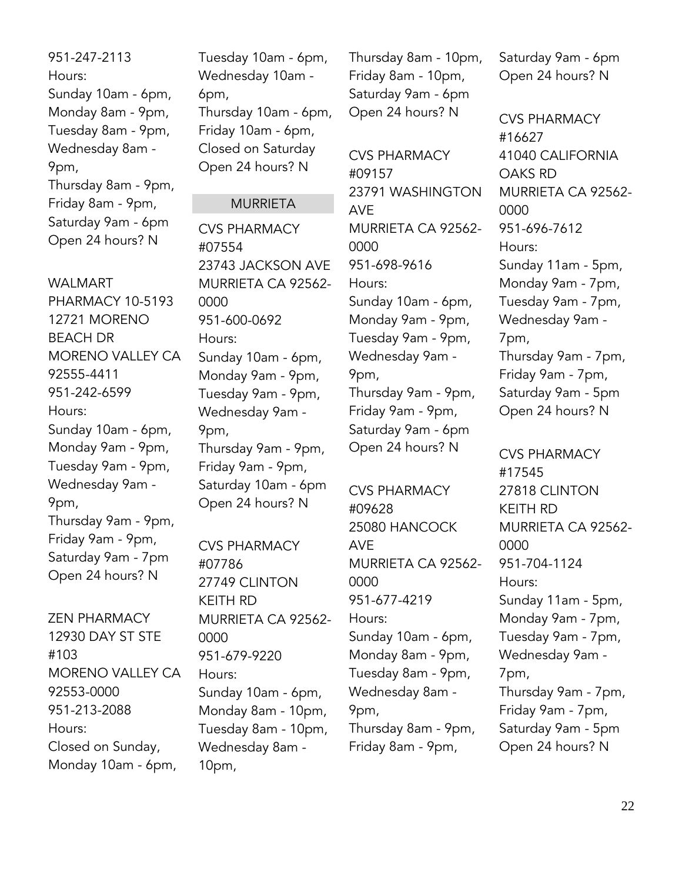951-247-2113
Hours:
Sunday 10am - 6pm,
Monday 8am - 9pm,
Tuesday 8am - 9pm,
Wednesday 8am - 9pm,
Thursday 8am - 9pm,
Friday 8am - 9pm,
Saturday 9am - 6pm
Open 24 hours? N

WALMART PHARMACY 10-5193
12721 MORENO BEACH DR
MORENO VALLEY CA 92555-4411
951-242-6599
Hours:
Sunday 10am - 6pm,
Monday 9am - 9pm,
Tuesday 9am - 9pm,
Wednesday 9am - 9pm,
Thursday 9am - 9pm,
Friday 9am - 9pm,
Saturday 9am - 7pm
Open 24 hours? N

ZEN PHARMACY
12930 DAY ST STE #103
MORENO VALLEY CA 92553-0000
951-213-2088
Hours:
Closed on Sunday,
Monday 10am - 6pm,
Tuesday 10am - 6pm,
Wednesday 10am - 6pm,
Thursday 10am - 6pm,
Friday 10am - 6pm,
Closed on Saturday
Open 24 hours? N

## MURRIETA

CVS PHARMACY #07554
23743 JACKSON AVE
MURRIETA CA 92562-0000
951-600-0692
Hours:
Sunday 10am - 6pm,
Monday 9am - 9pm,
Tuesday 9am - 9pm,
Wednesday 9am - 9pm,
Thursday 9am - 9pm,
Friday 9am - 9pm,
Saturday 10am - 6pm
Open 24 hours? N

CVS PHARMACY #07786
27749 CLINTON KEITH RD
MURRIETA CA 92562-0000
951-679-9220
Hours:
Sunday 10am - 6pm,
Monday 8am - 10pm,
Tuesday 8am - 10pm,
Wednesday 8am - 10pm,
Thursday 8am - 10pm,
Friday 8am - 10pm,
Saturday 9am - 6pm
Open 24 hours? N

CVS PHARMACY #09157
23791 WASHINGTON AVE
MURRIETA CA 92562-0000
951-698-9616
Hours:
Sunday 10am - 6pm,
Monday 9am - 9pm,
Tuesday 9am - 9pm,
Wednesday 9am - 9pm,
Thursday 9am - 9pm,
Friday 9am - 9pm,
Saturday 9am - 6pm
Open 24 hours? N

CVS PHARMACY #09628
25080 HANCOCK AVE
MURRIETA CA 92562-0000
951-677-4219
Hours:
Sunday 10am - 6pm,
Monday 8am - 9pm,
Tuesday 8am - 9pm,
Wednesday 8am - 9pm,
Thursday 8am - 9pm,
Friday 8am - 9pm,
Saturday 9am - 6pm
Open 24 hours? N

CVS PHARMACY #16627
41040 CALIFORNIA OAKS RD
MURRIETA CA 92562-0000
951-696-7612
Hours:
Sunday 11am - 5pm,
Monday 9am - 7pm,
Tuesday 9am - 7pm,
Wednesday 9am - 7pm,
Thursday 9am - 7pm,
Friday 9am - 7pm,
Saturday 9am - 5pm
Open 24 hours? N

CVS PHARMACY #17545
27818 CLINTON KEITH RD
MURRIETA CA 92562-0000
951-704-1124
Hours:
Sunday 11am - 5pm,
Monday 9am - 7pm,
Tuesday 9am - 7pm,
Wednesday 9am - 7pm,
Thursday 9am - 7pm,
Friday 9am - 7pm,
Saturday 9am - 5pm
Open 24 hours? N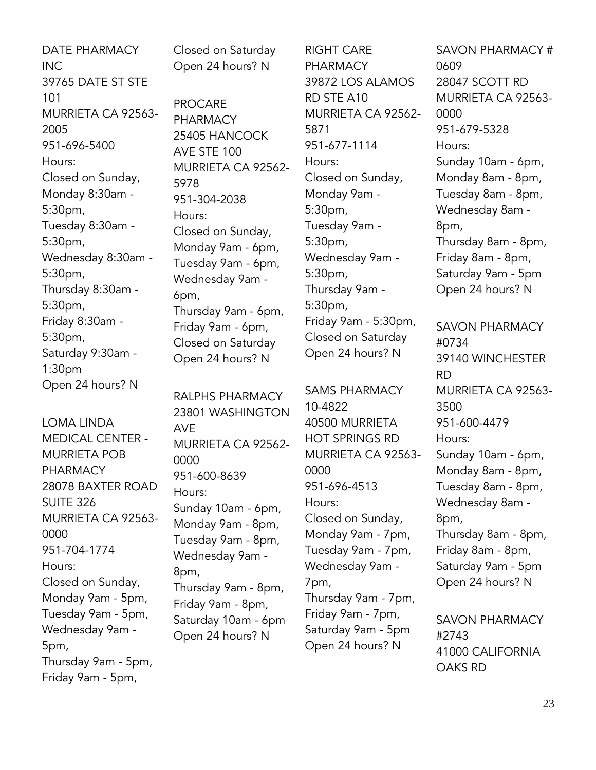DATE PHARMACY INC
39765 DATE ST STE 101
MURRIETA CA 92563-2005
951-696-5400
Hours:
Closed on Sunday,
Monday 8:30am - 5:30pm,
Tuesday 8:30am - 5:30pm,
Wednesday 8:30am - 5:30pm,
Thursday 8:30am - 5:30pm,
Friday 8:30am - 5:30pm,
Saturday 9:30am - 1:30pm
Open 24 hours? N

LOMA LINDA MEDICAL CENTER - MURRIETA POB PHARMACY
28078 BAXTER ROAD SUITE 326
MURRIETA CA 92563-0000
951-704-1774
Hours:
Closed on Sunday,
Monday 9am - 5pm,
Tuesday 9am - 5pm,
Wednesday 9am - 5pm,
Thursday 9am - 5pm,
Friday 9am - 5pm,
Closed on Saturday
Open 24 hours? N

PROCARE PHARMACY
25405 HANCOCK AVE STE 100
MURRIETA CA 92562-5978
951-304-2038
Hours:
Closed on Sunday,
Monday 9am - 6pm,
Tuesday 9am - 6pm,
Wednesday 9am - 6pm,
Thursday 9am - 6pm,
Friday 9am - 6pm,
Closed on Saturday
Open 24 hours? N

RALPHS PHARMACY
23801 WASHINGTON AVE
MURRIETA CA 92562-0000
951-600-8639
Hours:
Sunday 10am - 6pm,
Monday 9am - 8pm,
Tuesday 9am - 8pm,
Wednesday 9am - 8pm,
Thursday 9am - 8pm,
Friday 9am - 8pm,
Saturday 10am - 6pm
Open 24 hours? N

RIGHT CARE PHARMACY
39872 LOS ALAMOS RD STE A10
MURRIETA CA 92562-5871
951-677-1114
Hours:
Closed on Sunday,
Monday 9am - 5:30pm,
Tuesday 9am - 5:30pm,
Wednesday 9am - 5:30pm,
Thursday 9am - 5:30pm,
Friday 9am - 5:30pm,
Closed on Saturday
Open 24 hours? N

SAMS PHARMACY 10-4822
40500 MURRIETA HOT SPRINGS RD
MURRIETA CA 92563-0000
951-696-4513
Hours:
Closed on Sunday,
Monday 9am - 7pm,
Tuesday 9am - 7pm,
Wednesday 9am - 7pm,
Thursday 9am - 7pm,
Friday 9am - 7pm,
Saturday 9am - 5pm
Open 24 hours? N

SAVON PHARMACY # 0609
28047 SCOTT RD
MURRIETA CA 92563-0000
951-679-5328
Hours:
Sunday 10am - 6pm,
Monday 8am - 8pm,
Tuesday 8am - 8pm,
Wednesday 8am - 8pm,
Thursday 8am - 8pm,
Friday 8am - 8pm,
Saturday 9am - 5pm
Open 24 hours? N

SAVON PHARMACY #0734
39140 WINCHESTER RD
MURRIETA CA 92563-3500
951-600-4479
Hours:
Sunday 10am - 6pm,
Monday 8am - 8pm,
Tuesday 8am - 8pm,
Wednesday 8am - 8pm,
Thursday 8am - 8pm,
Friday 8am - 8pm,
Saturday 9am - 5pm
Open 24 hours? N

SAVON PHARMACY #2743
41000 CALIFORNIA OAKS RD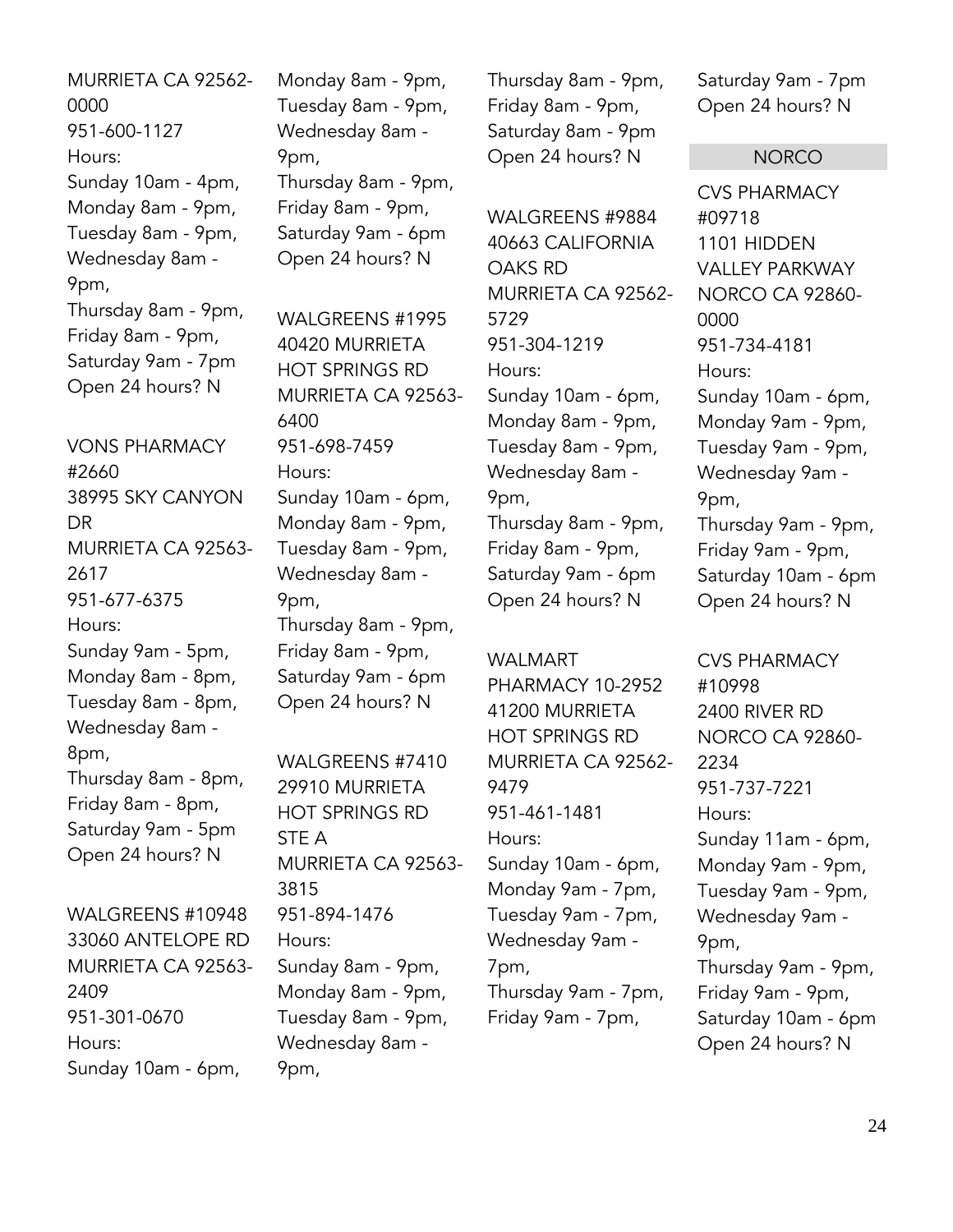MURRIETA CA 92562-0000
951-600-1127
Hours:
Sunday 10am - 4pm,
Monday 8am - 9pm,
Tuesday 8am - 9pm,
Wednesday 8am - 9pm,
Thursday 8am - 9pm,
Friday 8am - 9pm,
Saturday 9am - 7pm
Open 24 hours? N

VONS PHARMACY #2660
38995 SKY CANYON DR
MURRIETA CA 92563-2617
951-677-6375
Hours:
Sunday 9am - 5pm,
Monday 8am - 8pm,
Tuesday 8am - 8pm,
Wednesday 8am - 8pm,
Thursday 8am - 8pm,
Friday 8am - 8pm,
Saturday 9am - 5pm
Open 24 hours? N

WALGREENS #10948
33060 ANTELOPE RD
MURRIETA CA 92563-2409
951-301-0670
Hours:
Sunday 10am - 6pm,
Monday 8am - 9pm,
Tuesday 8am - 9pm,
Wednesday 8am - 9pm,
Thursday 8am - 9pm,
Friday 8am - 9pm,
Saturday 9am - 6pm
Open 24 hours? N

WALGREENS #1995
40420 MURRIETA HOT SPRINGS RD
MURRIETA CA 92563-6400
951-698-7459
Hours:
Sunday 10am - 6pm,
Monday 8am - 9pm,
Tuesday 8am - 9pm,
Wednesday 8am - 9pm,
Thursday 8am - 9pm,
Friday 8am - 9pm,
Saturday 9am - 6pm
Open 24 hours? N

WALGREENS #7410
29910 MURRIETA HOT SPRINGS RD STE A
MURRIETA CA 92563-3815
951-894-1476
Hours:
Sunday 8am - 9pm,
Monday 8am - 9pm,
Tuesday 8am - 9pm,
Wednesday 8am - 9pm,
Thursday 8am - 9pm,
Friday 8am - 9pm,
Saturday 8am - 9pm
Open 24 hours? N

WALGREENS #9884
40663 CALIFORNIA OAKS RD
MURRIETA CA 92562-5729
951-304-1219
Hours:
Sunday 10am - 6pm,
Monday 8am - 9pm,
Tuesday 8am - 9pm,
Wednesday 8am - 9pm,
Thursday 8am - 9pm,
Friday 8am - 9pm,
Saturday 9am - 6pm
Open 24 hours? N

WALMART PHARMACY 10-2952
41200 MURRIETA HOT SPRINGS RD
MURRIETA CA 92562-9479
951-461-1481
Hours:
Sunday 10am - 6pm,
Monday 9am - 7pm,
Tuesday 9am - 7pm,
Wednesday 9am - 7pm,
Thursday 9am - 7pm,
Friday 9am - 7pm,
Saturday 9am - 7pm
Open 24 hours? N

## NORCO

CVS PHARMACY #09718
1101 HIDDEN VALLEY PARKWAY
NORCO CA 92860-0000
951-734-4181
Hours:
Sunday 10am - 6pm,
Monday 9am - 9pm,
Tuesday 9am - 9pm,
Wednesday 9am - 9pm,
Thursday 9am - 9pm,
Friday 9am - 9pm,
Saturday 10am - 6pm
Open 24 hours? N

CVS PHARMACY #10998
2400 RIVER RD
NORCO CA 92860-2234
951-737-7221
Hours:
Sunday 11am - 6pm,
Monday 9am - 9pm,
Tuesday 9am - 9pm,
Wednesday 9am - 9pm,
Thursday 9am - 9pm,
Friday 9am - 9pm,
Saturday 10am - 6pm
Open 24 hours? N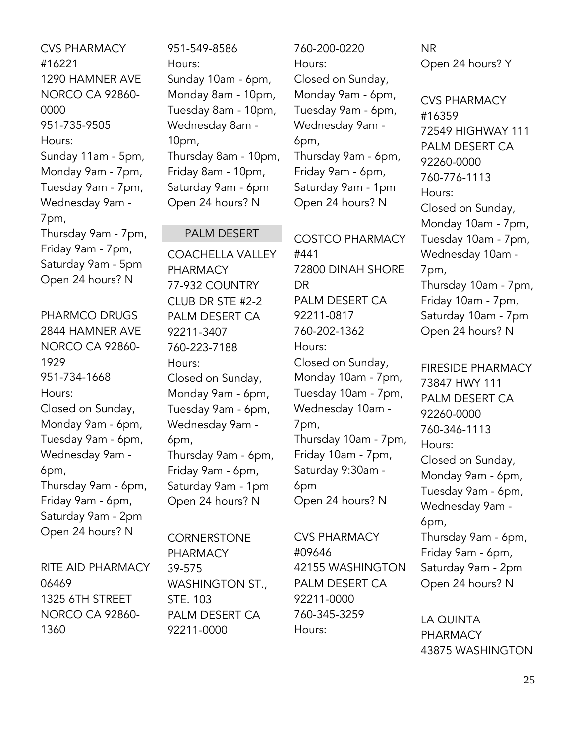CVS PHARMACY #16221
1290 HAMNER AVE
NORCO CA 92860-0000
951-735-9505
Hours:
Sunday 11am - 5pm,
Monday 9am - 7pm,
Tuesday 9am - 7pm,
Wednesday 9am - 7pm,
Thursday 9am - 7pm,
Friday 9am - 7pm,
Saturday 9am - 5pm
Open 24 hours? N

PHARMCO DRUGS
2844 HAMNER AVE
NORCO CA 92860-1929
951-734-1668
Hours:
Closed on Sunday,
Monday 9am - 6pm,
Tuesday 9am - 6pm,
Wednesday 9am - 6pm,
Thursday 9am - 6pm,
Friday 9am - 6pm,
Saturday 9am - 2pm
Open 24 hours? N

RITE AID PHARMACY 06469
1325 6TH STREET
NORCO CA 92860-1360
951-549-8586
Hours:
Sunday 10am - 6pm,
Monday 8am - 10pm,
Tuesday 8am - 10pm,
Wednesday 8am - 10pm,
Thursday 8am - 10pm,
Friday 8am - 10pm,
Saturday 9am - 6pm
Open 24 hours? N

## PALM DESERT

COACHELLA VALLEY PHARMACY
77-932 COUNTRY CLUB DR STE #2-2
PALM DESERT CA 92211-3407
760-223-7188
Hours:
Closed on Sunday,
Monday 9am - 6pm,
Tuesday 9am - 6pm,
Wednesday 9am - 6pm,
Thursday 9am - 6pm,
Friday 9am - 6pm,
Saturday 9am - 1pm
Open 24 hours? N

CORNERSTONE PHARMACY
39-575 WASHINGTON ST., STE. 103
PALM DESERT CA 92211-0000
760-200-0220
Hours:
Closed on Sunday,
Monday 9am - 6pm,
Tuesday 9am - 6pm,
Wednesday 9am - 6pm,
Thursday 9am - 6pm,
Friday 9am - 6pm,
Saturday 9am - 1pm
Open 24 hours? N

COSTCO PHARMACY #441
72800 DINAH SHORE DR
PALM DESERT CA 92211-0817
760-202-1362
Hours:
Closed on Sunday,
Monday 10am - 7pm,
Tuesday 10am - 7pm,
Wednesday 10am - 7pm,
Thursday 10am - 7pm,
Friday 10am - 7pm,
Saturday 9:30am - 6pm
Open 24 hours? N

CVS PHARMACY #09646
42155 WASHINGTON
PALM DESERT CA 92211-0000
760-345-3259
Hours:
NR
Open 24 hours? Y

CVS PHARMACY #16359
72549 HIGHWAY 111
PALM DESERT CA 92260-0000
760-776-1113
Hours:
Closed on Sunday,
Monday 10am - 7pm,
Tuesday 10am - 7pm,
Wednesday 10am - 7pm,
Thursday 10am - 7pm,
Friday 10am - 7pm,
Saturday 10am - 7pm
Open 24 hours? N

FIRESIDE PHARMACY
73847 HWY 111
PALM DESERT CA 92260-0000
760-346-1113
Hours:
Closed on Sunday,
Monday 9am - 6pm,
Tuesday 9am - 6pm,
Wednesday 9am - 6pm,
Thursday 9am - 6pm,
Friday 9am - 6pm,
Saturday 9am - 2pm
Open 24 hours? N

LA QUINTA PHARMACY
43875 WASHINGTON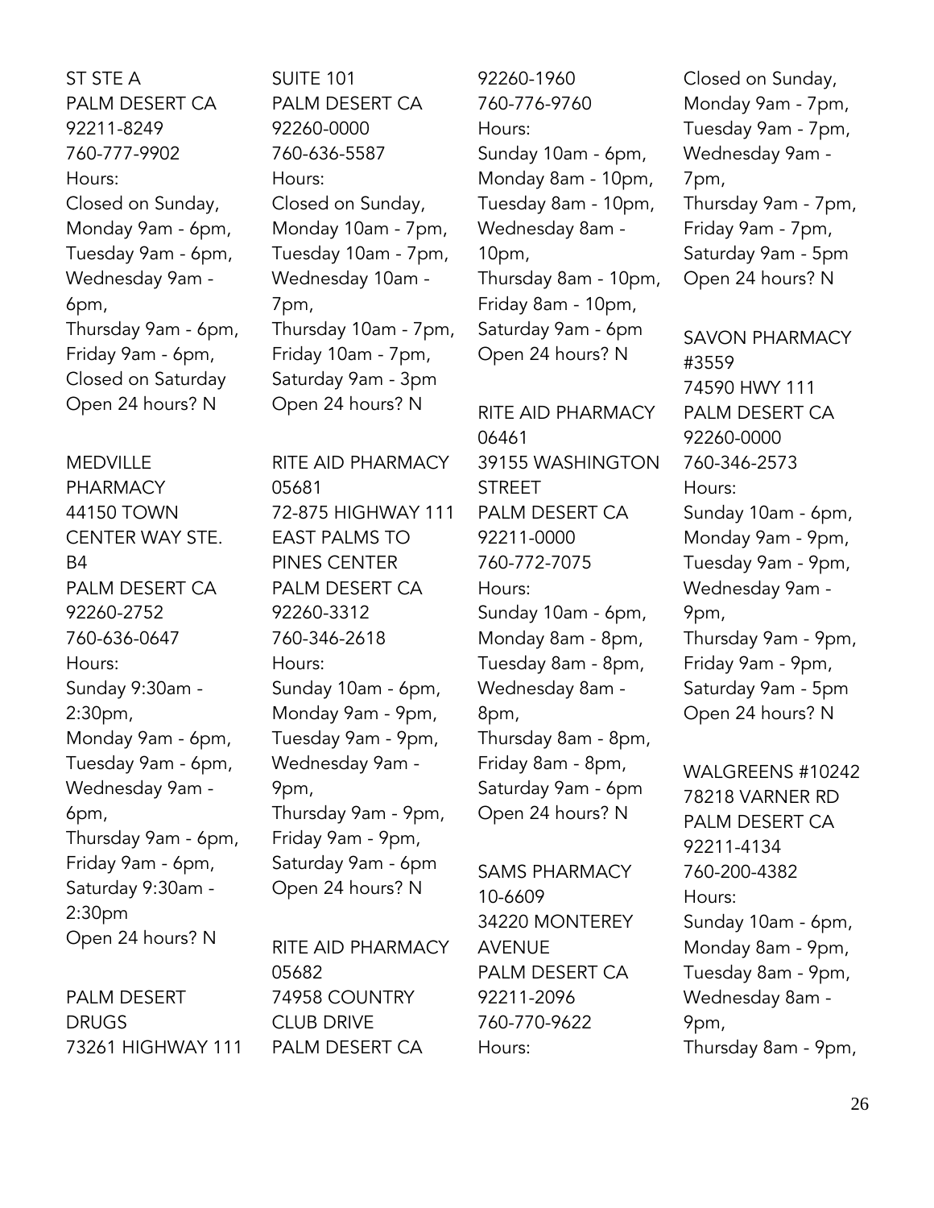ST STE A
PALM DESERT CA
92211-8249
760-777-9902
Hours:
Closed on Sunday,
Monday 9am - 6pm,
Tuesday 9am - 6pm,
Wednesday 9am - 6pm,
Thursday 9am - 6pm,
Friday 9am - 6pm,
Closed on Saturday
Open 24 hours? N

MEDVILLE PHARMACY
44150 TOWN CENTER WAY STE. B4
PALM DESERT CA
92260-2752
760-636-0647
Hours:
Sunday 9:30am - 2:30pm,
Monday 9am - 6pm,
Tuesday 9am - 6pm,
Wednesday 9am - 6pm,
Thursday 9am - 6pm,
Friday 9am - 6pm,
Saturday 9:30am - 2:30pm
Open 24 hours? N

PALM DESERT DRUGS
73261 HIGHWAY 111
SUITE 101
PALM DESERT CA
92260-0000
760-636-5587
Hours:
Closed on Sunday,
Monday 10am - 7pm,
Tuesday 10am - 7pm,
Wednesday 10am - 7pm,
Thursday 10am - 7pm,
Friday 10am - 7pm,
Saturday 9am - 3pm
Open 24 hours? N

RITE AID PHARMACY 05681
72-875 HIGHWAY 111 EAST PALMS TO PINES CENTER
PALM DESERT CA
92260-3312
760-346-2618
Hours:
Sunday 10am - 6pm,
Monday 9am - 9pm,
Tuesday 9am - 9pm,
Wednesday 9am - 9pm,
Thursday 9am - 9pm,
Friday 9am - 9pm,
Saturday 9am - 6pm
Open 24 hours? N

RITE AID PHARMACY 05682
74958 COUNTRY CLUB DRIVE
PALM DESERT CA
92260-1960
760-776-9760
Hours:
Sunday 10am - 6pm,
Monday 8am - 10pm,
Tuesday 8am - 10pm,
Wednesday 8am - 10pm,
Thursday 8am - 10pm,
Friday 8am - 10pm,
Saturday 9am - 6pm
Open 24 hours? N

RITE AID PHARMACY 06461
39155 WASHINGTON STREET
PALM DESERT CA
92211-0000
760-772-7075
Hours:
Sunday 10am - 6pm,
Monday 8am - 8pm,
Tuesday 8am - 8pm,
Wednesday 8am - 8pm,
Thursday 8am - 8pm,
Friday 8am - 8pm,
Saturday 9am - 6pm
Open 24 hours? N

SAMS PHARMACY 10-6609
34220 MONTEREY AVENUE
PALM DESERT CA
92211-2096
760-770-9622
Hours:
Closed on Sunday,
Monday 9am - 7pm,
Tuesday 9am - 7pm,
Wednesday 9am - 7pm,
Thursday 9am - 7pm,
Friday 9am - 7pm,
Saturday 9am - 5pm
Open 24 hours? N

SAVON PHARMACY #3559
74590 HWY 111
PALM DESERT CA
92260-0000
760-346-2573
Hours:
Sunday 10am - 6pm,
Monday 9am - 9pm,
Tuesday 9am - 9pm,
Wednesday 9am - 9pm,
Thursday 9am - 9pm,
Friday 9am - 9pm,
Saturday 9am - 5pm
Open 24 hours? N

WALGREENS #10242
78218 VARNER RD
PALM DESERT CA
92211-4134
760-200-4382
Hours:
Sunday 10am - 6pm,
Monday 8am - 9pm,
Tuesday 8am - 9pm,
Wednesday 8am - 9pm,
Thursday 8am - 9pm,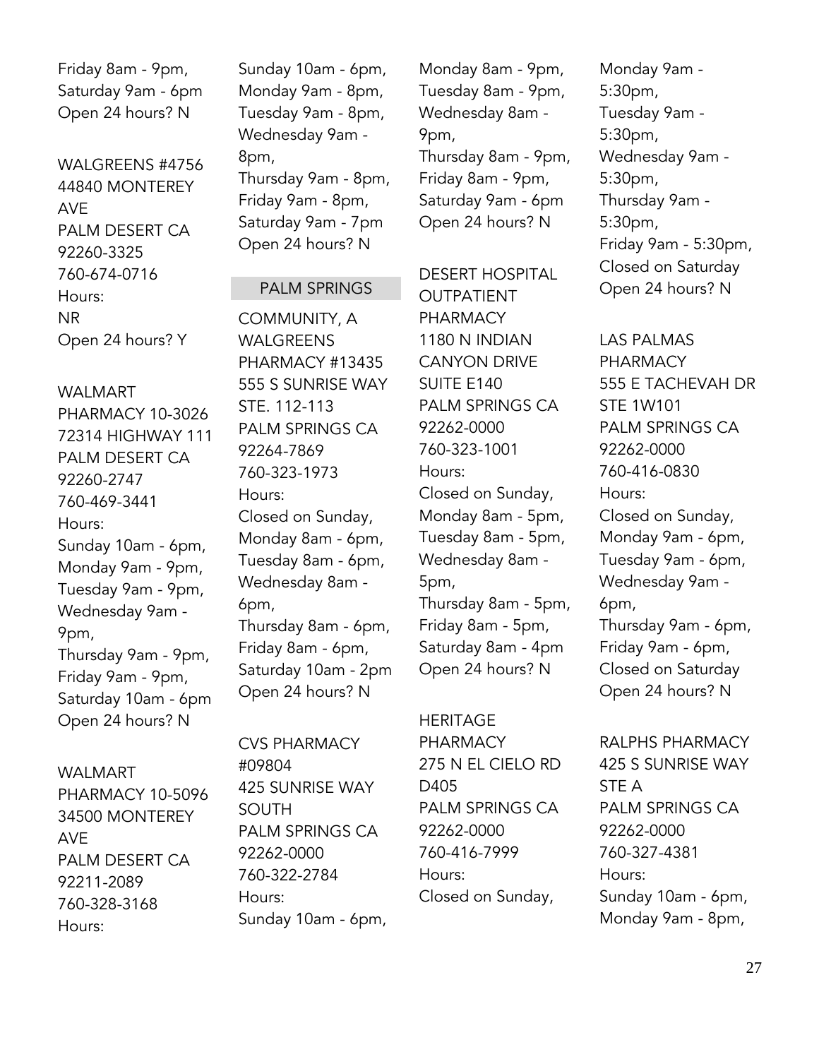Friday 8am - 9pm,
Saturday 9am - 6pm
Open 24 hours? N

WALGREENS #4756
44840 MONTEREY AVE
PALM DESERT CA 92260-3325
760-674-0716
Hours:
NR
Open 24 hours? Y

WALMART PHARMACY 10-3026
72314 HIGHWAY 111
PALM DESERT CA 92260-2747
760-469-3441
Hours:
Sunday 10am - 6pm,
Monday 9am - 9pm,
Tuesday 9am - 9pm,
Wednesday 9am - 9pm,
Thursday 9am - 9pm,
Friday 9am - 9pm,
Saturday 10am - 6pm
Open 24 hours? N

WALMART PHARMACY 10-5096
34500 MONTEREY AVE
PALM DESERT CA 92211-2089
760-328-3168
Hours:
Sunday 10am - 6pm,
Monday 9am - 8pm,
Tuesday 9am - 8pm,
Wednesday 9am - 8pm,
Thursday 9am - 8pm,
Friday 9am - 8pm,
Saturday 9am - 7pm
Open 24 hours? N

## PALM SPRINGS

COMMUNITY, A WALGREENS PHARMACY #13435
555 S SUNRISE WAY STE. 112-113
PALM SPRINGS CA 92264-7869
760-323-1973
Hours:
Closed on Sunday,
Monday 8am - 6pm,
Tuesday 8am - 6pm,
Wednesday 8am - 6pm,
Thursday 8am - 6pm,
Friday 8am - 6pm,
Saturday 10am - 2pm
Open 24 hours? N

CVS PHARMACY #09804
425 SUNRISE WAY SOUTH
PALM SPRINGS CA 92262-0000
760-322-2784
Hours:
Sunday 10am - 6pm,
Monday 8am - 9pm,
Tuesday 8am - 9pm,
Wednesday 8am - 9pm,
Thursday 8am - 9pm,
Friday 8am - 9pm,
Saturday 9am - 6pm
Open 24 hours? N

DESERT HOSPITAL OUTPATIENT PHARMACY
1180 N INDIAN CANYON DRIVE SUITE E140
PALM SPRINGS CA 92262-0000
760-323-1001
Hours:
Closed on Sunday,
Monday 8am - 5pm,
Tuesday 8am - 5pm,
Wednesday 8am - 5pm,
Thursday 8am - 5pm,
Friday 8am - 5pm,
Saturday 8am - 4pm
Open 24 hours? N

HERITAGE PHARMACY
275 N EL CIELO RD D405
PALM SPRINGS CA 92262-0000
760-416-7999
Hours:
Closed on Sunday,
Monday 9am - 5:30pm,
Tuesday 9am - 5:30pm,
Wednesday 9am - 5:30pm,
Thursday 9am - 5:30pm,
Friday 9am - 5:30pm,
Closed on Saturday
Open 24 hours? N

LAS PALMAS PHARMACY
555 E TACHEVAH DR STE 1W101
PALM SPRINGS CA 92262-0000
760-416-0830
Hours:
Closed on Sunday,
Monday 9am - 6pm,
Tuesday 9am - 6pm,
Wednesday 9am - 6pm,
Thursday 9am - 6pm,
Friday 9am - 6pm,
Closed on Saturday
Open 24 hours? N

RALPHS PHARMACY
425 S SUNRISE WAY STE A
PALM SPRINGS CA 92262-0000
760-327-4381
Hours:
Sunday 10am - 6pm,
Monday 9am - 8pm,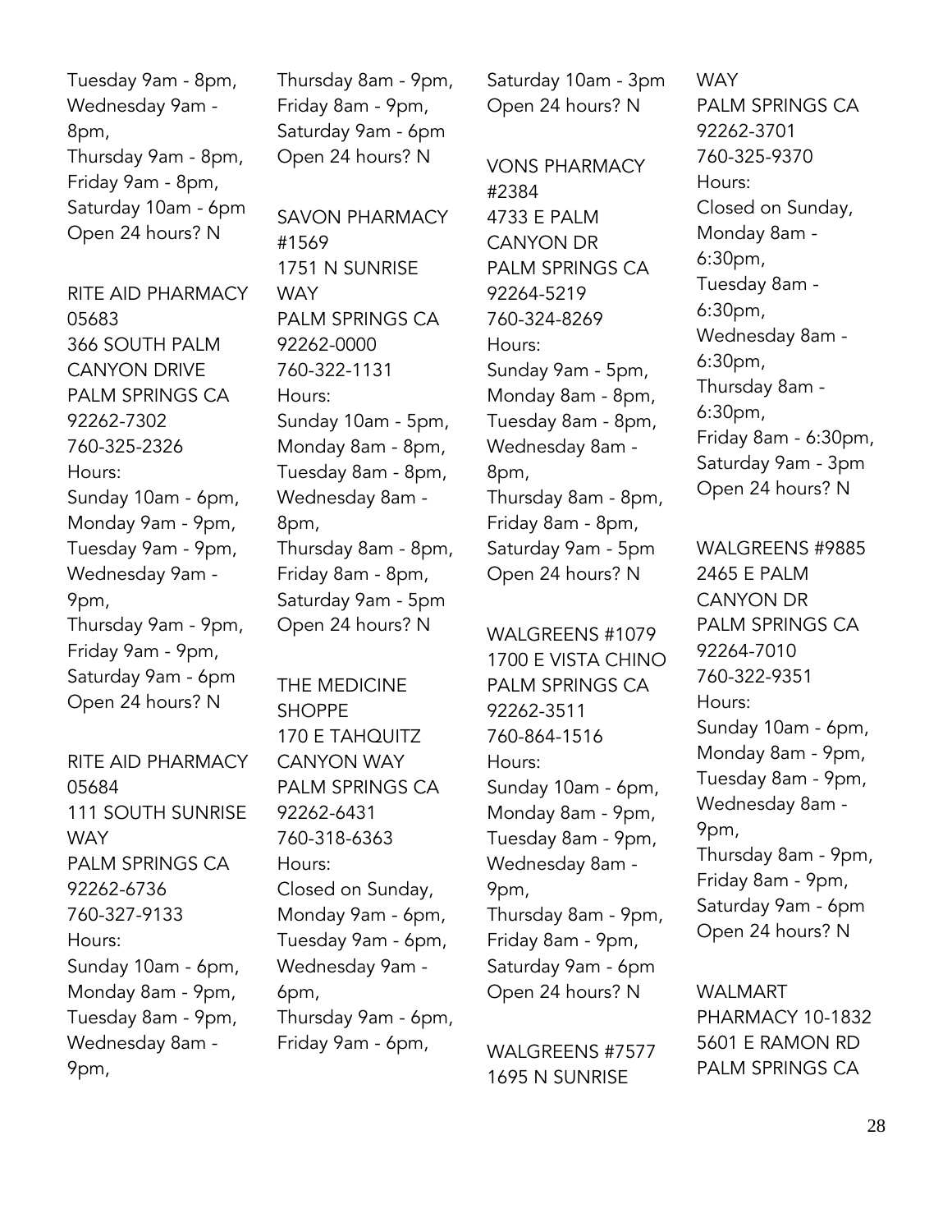Tuesday 9am - 8pm,
Wednesday 9am - 8pm,
Thursday 9am - 8pm,
Friday 9am - 8pm,
Saturday 10am - 6pm
Open 24 hours? N

RITE AID PHARMACY 05683
366 SOUTH PALM CANYON DRIVE
PALM SPRINGS CA 92262-7302
760-325-2326
Hours:
Sunday 10am - 6pm,
Monday 9am - 9pm,
Tuesday 9am - 9pm,
Wednesday 9am - 9pm,
Thursday 9am - 9pm,
Friday 9am - 9pm,
Saturday 9am - 6pm
Open 24 hours? N

RITE AID PHARMACY 05684
111 SOUTH SUNRISE WAY
PALM SPRINGS CA 92262-6736
760-327-9133
Hours:
Sunday 10am - 6pm,
Monday 8am - 9pm,
Tuesday 8am - 9pm,
Wednesday 8am - 9pm,
Thursday 8am - 9pm,
Friday 8am - 9pm,
Saturday 9am - 6pm
Open 24 hours? N

SAVON PHARMACY #1569
1751 N SUNRISE WAY
PALM SPRINGS CA 92262-0000
760-322-1131
Hours:
Sunday 10am - 5pm,
Monday 8am - 8pm,
Tuesday 8am - 8pm,
Wednesday 8am - 8pm,
Thursday 8am - 8pm,
Friday 8am - 8pm,
Saturday 9am - 5pm
Open 24 hours? N

THE MEDICINE SHOPPE
170 E TAHQUITZ CANYON WAY
PALM SPRINGS CA 92262-6431
760-318-6363
Hours:
Closed on Sunday,
Monday 9am - 6pm,
Tuesday 9am - 6pm,
Wednesday 9am - 6pm,
Thursday 9am - 6pm,
Friday 9am - 6pm,
Saturday 10am - 3pm
Open 24 hours? N

VONS PHARMACY #2384
4733 E PALM CANYON DR
PALM SPRINGS CA 92264-5219
760-324-8269
Hours:
Sunday 9am - 5pm,
Monday 8am - 8pm,
Tuesday 8am - 8pm,
Wednesday 8am - 8pm,
Thursday 8am - 8pm,
Friday 8am - 8pm,
Saturday 9am - 5pm
Open 24 hours? N

WALGREENS #1079
1700 E VISTA CHINO
PALM SPRINGS CA 92262-3511
760-864-1516
Hours:
Sunday 10am - 6pm,
Monday 8am - 9pm,
Tuesday 8am - 9pm,
Wednesday 8am - 9pm,
Thursday 8am - 9pm,
Friday 8am - 9pm,
Saturday 9am - 6pm
Open 24 hours? N

WALGREENS #7577
1695 N SUNRISE WAY
PALM SPRINGS CA 92262-3701
760-325-9370
Hours:
Closed on Sunday,
Monday 8am - 6:30pm,
Tuesday 8am - 6:30pm,
Wednesday 8am - 6:30pm,
Thursday 8am - 6:30pm,
Friday 8am - 6:30pm,
Saturday 9am - 3pm
Open 24 hours? N

WALGREENS #9885
2465 E PALM CANYON DR
PALM SPRINGS CA 92264-7010
760-322-9351
Hours:
Sunday 10am - 6pm,
Monday 8am - 9pm,
Tuesday 8am - 9pm,
Wednesday 8am - 9pm,
Thursday 8am - 9pm,
Friday 8am - 9pm,
Saturday 9am - 6pm
Open 24 hours? N

WALMART PHARMACY 10-1832
5601 E RAMON RD
PALM SPRINGS CA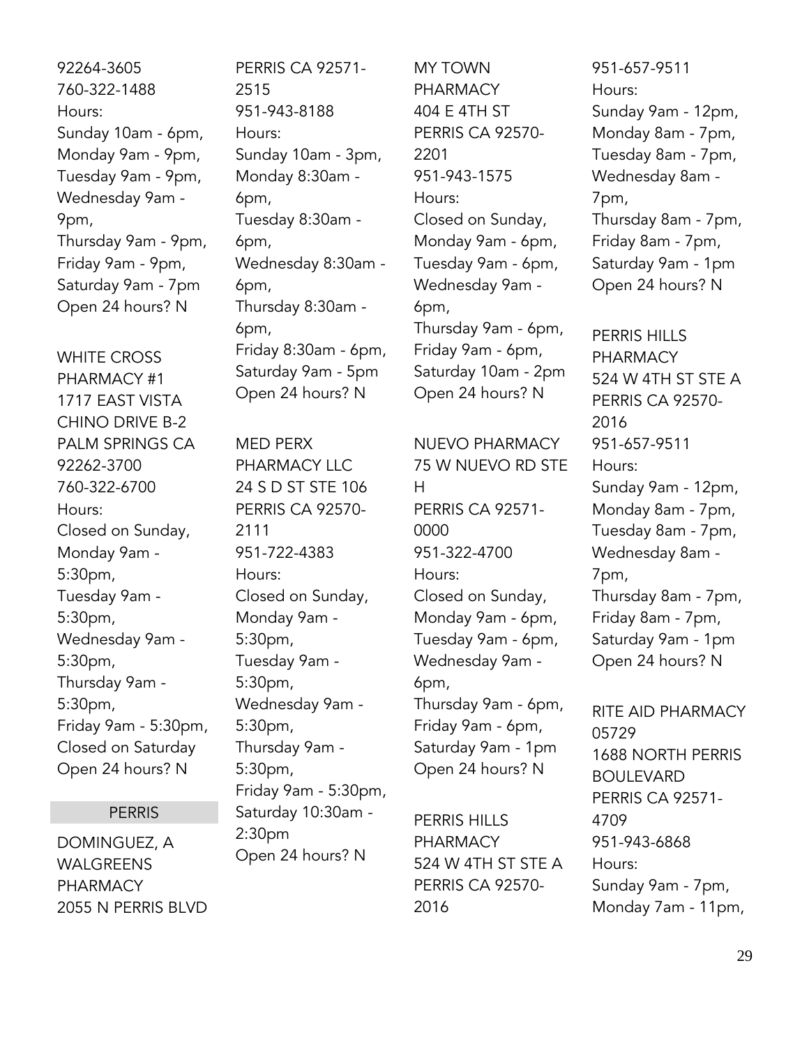92264-3605
760-322-1488
Hours:
Sunday 10am - 6pm,
Monday 9am - 9pm,
Tuesday 9am - 9pm,
Wednesday 9am - 9pm,
Thursday 9am - 9pm,
Friday 9am - 9pm,
Saturday 9am - 7pm
Open 24 hours? N

WHITE CROSS PHARMACY #1
1717 EAST VISTA CHINO DRIVE B-2
PALM SPRINGS CA 92262-3700
760-322-6700
Hours:
Closed on Sunday,
Monday 9am - 5:30pm,
Tuesday 9am - 5:30pm,
Wednesday 9am - 5:30pm,
Thursday 9am - 5:30pm,
Friday 9am - 5:30pm,
Closed on Saturday
Open 24 hours? N

## PERRIS

DOMINGUEZ, A WALGREENS PHARMACY
2055 N PERRIS BLVD
PERRIS CA 92571-2515
951-943-8188
Hours:
Sunday 10am - 3pm,
Monday 8:30am - 6pm,
Tuesday 8:30am - 6pm,
Wednesday 8:30am - 6pm,
Thursday 8:30am - 6pm,
Friday 8:30am - 6pm,
Saturday 9am - 5pm
Open 24 hours? N

MED PERX PHARMACY LLC
24 S D ST STE 106
PERRIS CA 92570-2111
951-722-4383
Hours:
Closed on Sunday,
Monday 9am - 5:30pm,
Tuesday 9am - 5:30pm,
Wednesday 9am - 5:30pm,
Thursday 9am - 5:30pm,
Friday 9am - 5:30pm,
Saturday 10:30am - 2:30pm
Open 24 hours? N

MY TOWN PHARMACY
404 E 4TH ST
PERRIS CA 92570-2201
951-943-1575
Hours:
Closed on Sunday,
Monday 9am - 6pm,
Tuesday 9am - 6pm,
Wednesday 9am - 6pm,
Thursday 9am - 6pm,
Friday 9am - 6pm,
Saturday 10am - 2pm
Open 24 hours? N

NUEVO PHARMACY
75 W NUEVO RD STE H
PERRIS CA 92571-0000
951-322-4700
Hours:
Closed on Sunday,
Monday 9am - 6pm,
Tuesday 9am - 6pm,
Wednesday 9am - 6pm,
Thursday 9am - 6pm,
Friday 9am - 6pm,
Saturday 9am - 1pm
Open 24 hours? N

PERRIS HILLS PHARMACY
524 W 4TH ST STE A
PERRIS CA 92570-2016
951-657-9511
Hours:
Sunday 9am - 12pm,
Monday 8am - 7pm,
Tuesday 8am - 7pm,
Wednesday 8am - 7pm,
Thursday 8am - 7pm,
Friday 8am - 7pm,
Saturday 9am - 1pm
Open 24 hours? N

PERRIS HILLS PHARMACY
524 W 4TH ST STE A
PERRIS CA 92570-2016
951-657-9511
Hours:
Sunday 9am - 12pm,
Monday 8am - 7pm,
Tuesday 8am - 7pm,
Wednesday 8am - 7pm,
Thursday 8am - 7pm,
Friday 8am - 7pm,
Saturday 9am - 1pm
Open 24 hours? N

RITE AID PHARMACY 05729
1688 NORTH PERRIS BOULEVARD
PERRIS CA 92571-4709
951-943-6868
Hours:
Sunday 9am - 7pm,
Monday 7am - 11pm,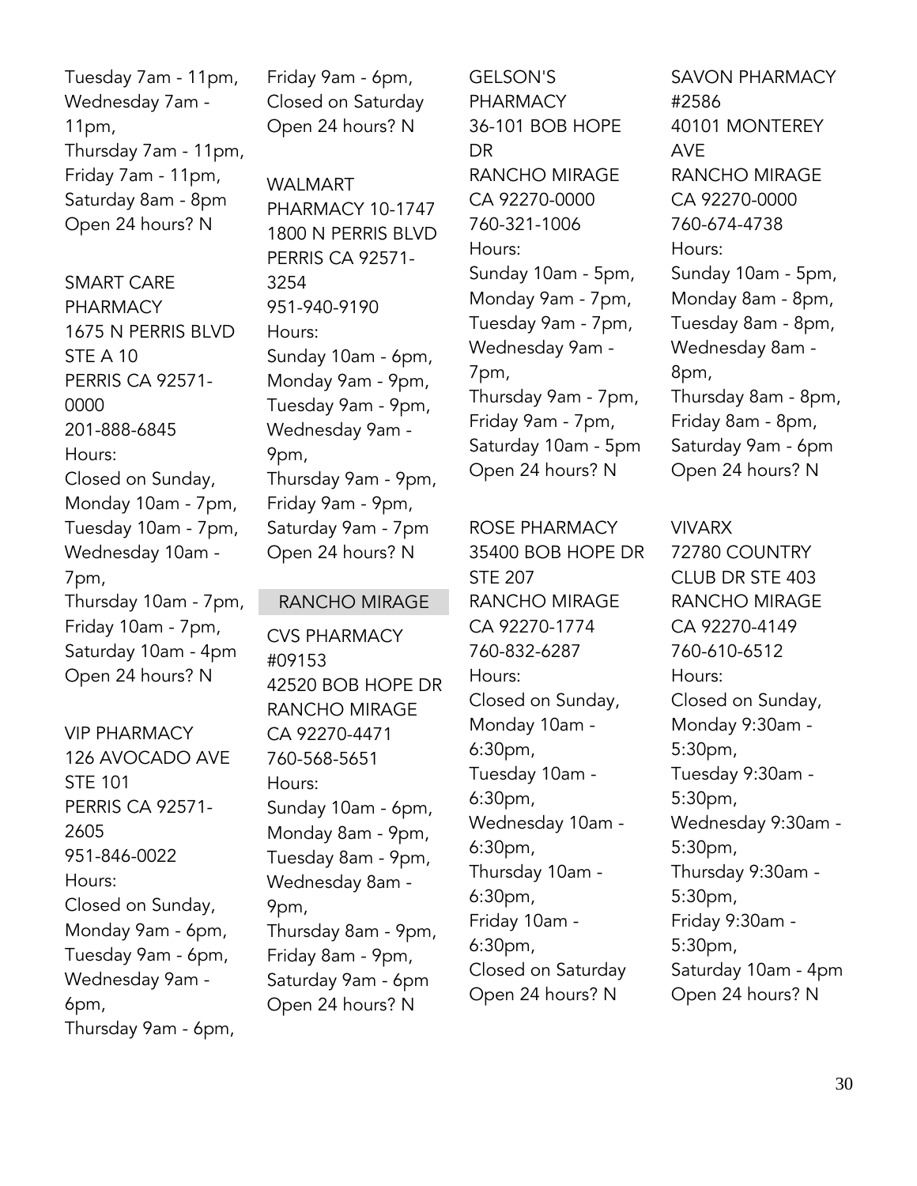Tuesday 7am - 11pm,
Wednesday 7am - 11pm,
Thursday 7am - 11pm,
Friday 7am - 11pm,
Saturday 8am - 8pm
Open 24 hours? N

SMART CARE PHARMACY
1675 N PERRIS BLVD STE A 10
PERRIS CA 92571-0000
201-888-6845
Hours:
Closed on Sunday,
Monday 10am - 7pm,
Tuesday 10am - 7pm,
Wednesday 10am - 7pm,
Thursday 10am - 7pm,
Friday 10am - 7pm,
Saturday 10am - 4pm
Open 24 hours? N

VIP PHARMACY
126 AVOCADO AVE STE 101
PERRIS CA 92571-2605
951-846-0022
Hours:
Closed on Sunday,
Monday 9am - 6pm,
Tuesday 9am - 6pm,
Wednesday 9am - 6pm,
Thursday 9am - 6pm,
Friday 9am - 6pm,
Closed on Saturday
Open 24 hours? N

WALMART PHARMACY 10-1747
1800 N PERRIS BLVD
PERRIS CA 92571-3254
951-940-9190
Hours:
Sunday 10am - 6pm,
Monday 9am - 9pm,
Tuesday 9am - 9pm,
Wednesday 9am - 9pm,
Thursday 9am - 9pm,
Friday 9am - 9pm,
Saturday 9am - 7pm
Open 24 hours? N

## RANCHO MIRAGE

CVS PHARMACY #09153
42520 BOB HOPE DR
RANCHO MIRAGE CA 92270-4471
760-568-5651
Hours:
Sunday 10am - 6pm,
Monday 8am - 9pm,
Tuesday 8am - 9pm,
Wednesday 8am - 9pm,
Thursday 8am - 9pm,
Friday 8am - 9pm,
Saturday 9am - 6pm
Open 24 hours? N

GELSON'S PHARMACY
36-101 BOB HOPE DR
RANCHO MIRAGE CA 92270-0000
760-321-1006
Hours:
Sunday 10am - 5pm,
Monday 9am - 7pm,
Tuesday 9am - 7pm,
Wednesday 9am - 7pm,
Thursday 9am - 7pm,
Friday 9am - 7pm,
Saturday 10am - 5pm
Open 24 hours? N

ROSE PHARMACY
35400 BOB HOPE DR STE 207
RANCHO MIRAGE CA 92270-1774
760-832-6287
Hours:
Closed on Sunday,
Monday 10am - 6:30pm,
Tuesday 10am - 6:30pm,
Wednesday 10am - 6:30pm,
Thursday 10am - 6:30pm,
Friday 10am - 6:30pm,
Closed on Saturday
Open 24 hours? N

SAVON PHARMACY #2586
40101 MONTEREY AVE
RANCHO MIRAGE CA 92270-0000
760-674-4738
Hours:
Sunday 10am - 5pm,
Monday 8am - 8pm,
Tuesday 8am - 8pm,
Wednesday 8am - 8pm,
Thursday 8am - 8pm,
Friday 8am - 8pm,
Saturday 9am - 6pm
Open 24 hours? N

VIVARX
72780 COUNTRY CLUB DR STE 403
RANCHO MIRAGE CA 92270-4149
760-610-6512
Hours:
Closed on Sunday,
Monday 9:30am - 5:30pm,
Tuesday 9:30am - 5:30pm,
Wednesday 9:30am - 5:30pm,
Thursday 9:30am - 5:30pm,
Friday 9:30am - 5:30pm,
Saturday 10am - 4pm
Open 24 hours? N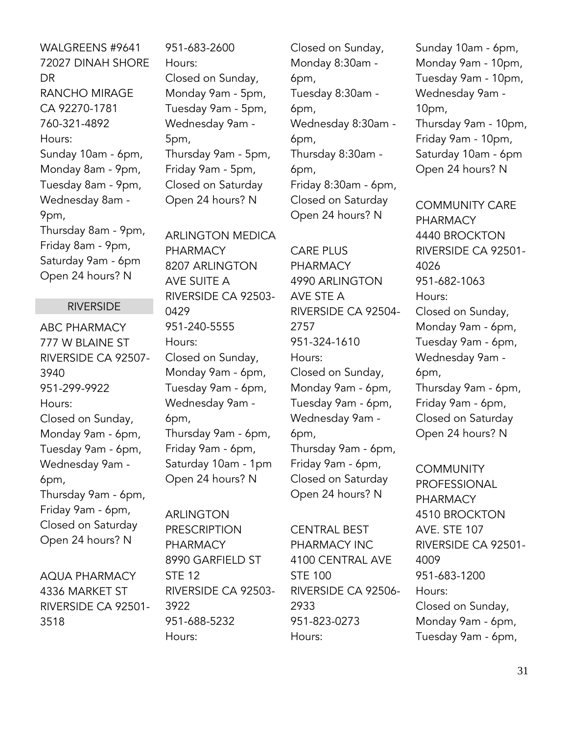WALGREENS #9641
72027 DINAH SHORE DR
RANCHO MIRAGE CA 92270-1781
760-321-4892
Hours:
Sunday 10am - 6pm,
Monday 8am - 9pm,
Tuesday 8am - 9pm,
Wednesday 8am - 9pm,
Thursday 8am - 9pm,
Friday 8am - 9pm,
Saturday 9am - 6pm
Open 24 hours? N

## RIVERSIDE

ABC PHARMACY
777 W BLAINE ST
RIVERSIDE CA 92507-3940
951-299-9922
Hours:
Closed on Sunday,
Monday 9am - 6pm,
Tuesday 9am - 6pm,
Wednesday 9am - 6pm,
Thursday 9am - 6pm,
Friday 9am - 6pm,
Closed on Saturday
Open 24 hours? N

AQUA PHARMACY
4336 MARKET ST
RIVERSIDE CA 92501-3518
951-683-2600
Hours:
Closed on Sunday,
Monday 9am - 5pm,
Tuesday 9am - 5pm,
Wednesday 9am - 5pm,
Thursday 9am - 5pm,
Friday 9am - 5pm,
Closed on Saturday
Open 24 hours? N

ARLINGTON MEDICA PHARMACY
8207 ARLINGTON AVE SUITE A
RIVERSIDE CA 92503-0429
951-240-5555
Hours:
Closed on Sunday,
Monday 9am - 6pm,
Tuesday 9am - 6pm,
Wednesday 9am - 6pm,
Thursday 9am - 6pm,
Friday 9am - 6pm,
Saturday 10am - 1pm
Open 24 hours? N

ARLINGTON PRESCRIPTION PHARMACY
8990 GARFIELD ST STE 12
RIVERSIDE CA 92503-3922
951-688-5232
Hours:
Closed on Sunday,
Monday 8:30am - 6pm,
Tuesday 8:30am - 6pm,
Wednesday 8:30am - 6pm,
Thursday 8:30am - 6pm,
Friday 8:30am - 6pm,
Closed on Saturday
Open 24 hours? N

CARE PLUS PHARMACY
4990 ARLINGTON AVE STE A
RIVERSIDE CA 92504-2757
951-324-1610
Hours:
Closed on Sunday,
Monday 9am - 6pm,
Tuesday 9am - 6pm,
Wednesday 9am - 6pm,
Thursday 9am - 6pm,
Friday 9am - 6pm,
Closed on Saturday
Open 24 hours? N

CENTRAL BEST PHARMACY INC
4100 CENTRAL AVE STE 100
RIVERSIDE CA 92506-2933
951-823-0273
Hours:
Sunday 10am - 6pm,
Monday 9am - 10pm,
Tuesday 9am - 10pm,
Wednesday 9am - 10pm,
Thursday 9am - 10pm,
Friday 9am - 10pm,
Saturday 10am - 6pm
Open 24 hours? N

COMMUNITY CARE PHARMACY
4440 BROCKTON
RIVERSIDE CA 92501-4026
951-682-1063
Hours:
Closed on Sunday,
Monday 9am - 6pm,
Tuesday 9am - 6pm,
Wednesday 9am - 6pm,
Thursday 9am - 6pm,
Friday 9am - 6pm,
Closed on Saturday
Open 24 hours? N

COMMUNITY PROFESSIONAL PHARMACY
4510 BROCKTON AVE. STE 107
RIVERSIDE CA 92501-4009
951-683-1200
Hours:
Closed on Sunday,
Monday 9am - 6pm,
Tuesday 9am - 6pm,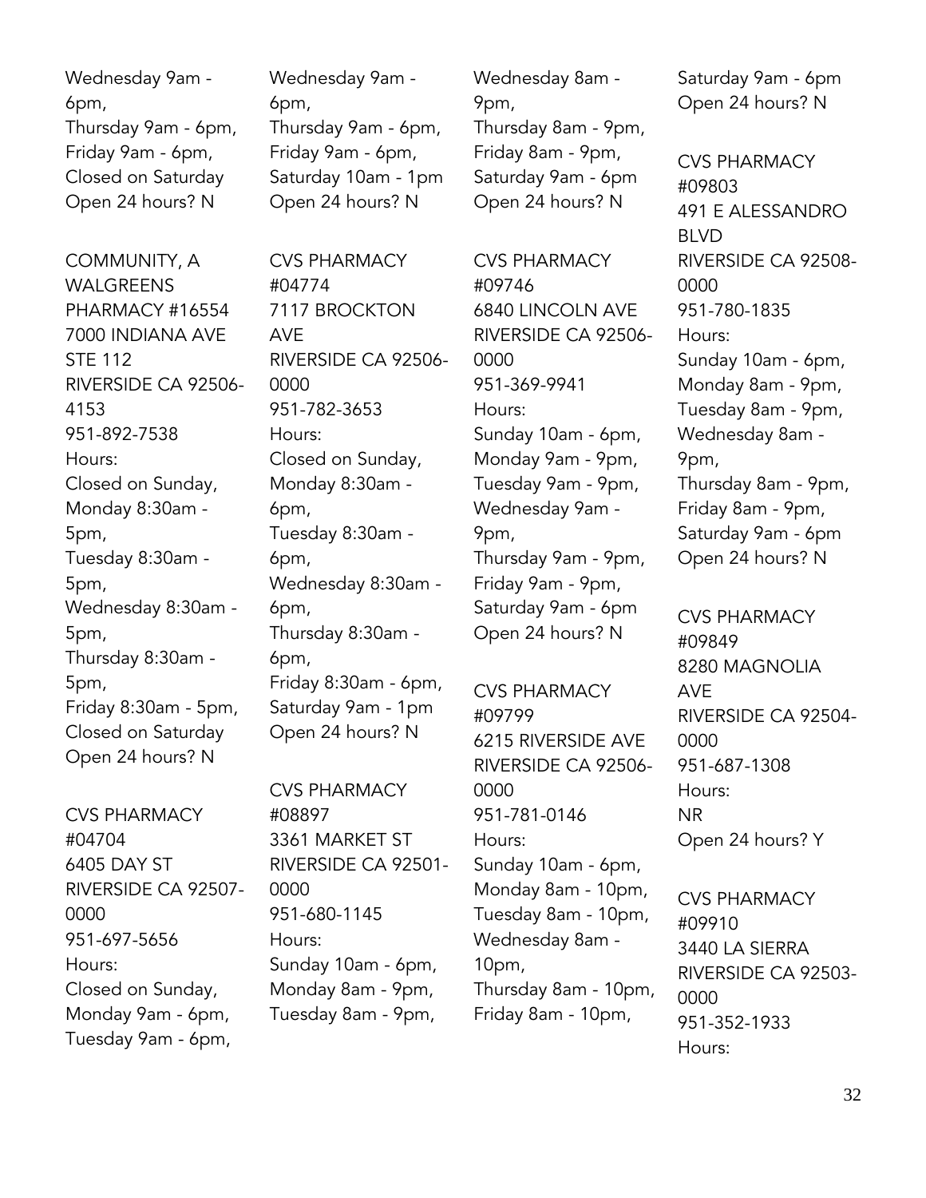Wednesday 9am - 6pm,
Thursday 9am - 6pm,
Friday 9am - 6pm,
Closed on Saturday
Open 24 hours? N

COMMUNITY, A WALGREENS PHARMACY #16554
7000 INDIANA AVE STE 112
RIVERSIDE CA 92506-4153
951-892-7538
Hours:
Closed on Sunday,
Monday 8:30am - 5pm,
Tuesday 8:30am - 5pm,
Wednesday 8:30am - 5pm,
Thursday 8:30am - 5pm,
Friday 8:30am - 5pm,
Closed on Saturday
Open 24 hours? N

CVS PHARMACY #04704
6405 DAY ST
RIVERSIDE CA 92507-0000
951-697-5656
Hours:
Closed on Sunday,
Monday 9am - 6pm,
Tuesday 9am - 6pm,
Wednesday 9am - 6pm,
Thursday 9am - 6pm,
Friday 9am - 6pm,
Saturday 10am - 1pm
Open 24 hours? N

CVS PHARMACY #04774
7117 BROCKTON AVE
RIVERSIDE CA 92506-0000
951-782-3653
Hours:
Closed on Sunday,
Monday 8:30am - 6pm,
Tuesday 8:30am - 6pm,
Wednesday 8:30am - 6pm,
Thursday 8:30am - 6pm,
Friday 8:30am - 6pm,
Saturday 9am - 1pm
Open 24 hours? N

CVS PHARMACY #08897
3361 MARKET ST
RIVERSIDE CA 92501-0000
951-680-1145
Hours:
Sunday 10am - 6pm,
Monday 8am - 9pm,
Tuesday 8am - 9pm,
Wednesday 8am - 9pm,
Thursday 8am - 9pm,
Friday 8am - 9pm,
Saturday 9am - 6pm
Open 24 hours? N

CVS PHARMACY #09746
6840 LINCOLN AVE
RIVERSIDE CA 92506-0000
951-369-9941
Hours:
Sunday 10am - 6pm,
Monday 9am - 9pm,
Tuesday 9am - 9pm,
Wednesday 9am - 9pm,
Thursday 9am - 9pm,
Friday 9am - 9pm,
Saturday 9am - 6pm
Open 24 hours? N

CVS PHARMACY #09799
6215 RIVERSIDE AVE
RIVERSIDE CA 92506-0000
951-781-0146
Hours:
Sunday 10am - 6pm,
Monday 8am - 10pm,
Tuesday 8am - 10pm,
Wednesday 8am - 10pm,
Thursday 8am - 10pm,
Friday 8am - 10pm,
Saturday 9am - 6pm
Open 24 hours? N

CVS PHARMACY #09803
491 E ALESSANDRO BLVD
RIVERSIDE CA 92508-0000
951-780-1835
Hours:
Sunday 10am - 6pm,
Monday 8am - 9pm,
Tuesday 8am - 9pm,
Wednesday 8am - 9pm,
Thursday 8am - 9pm,
Friday 8am - 9pm,
Saturday 9am - 6pm
Open 24 hours? N

CVS PHARMACY #09849
8280 MAGNOLIA AVE
RIVERSIDE CA 92504-0000
951-687-1308
Hours:
NR
Open 24 hours? Y

CVS PHARMACY #09910
3440 LA SIERRA
RIVERSIDE CA 92503-0000
951-352-1933
Hours: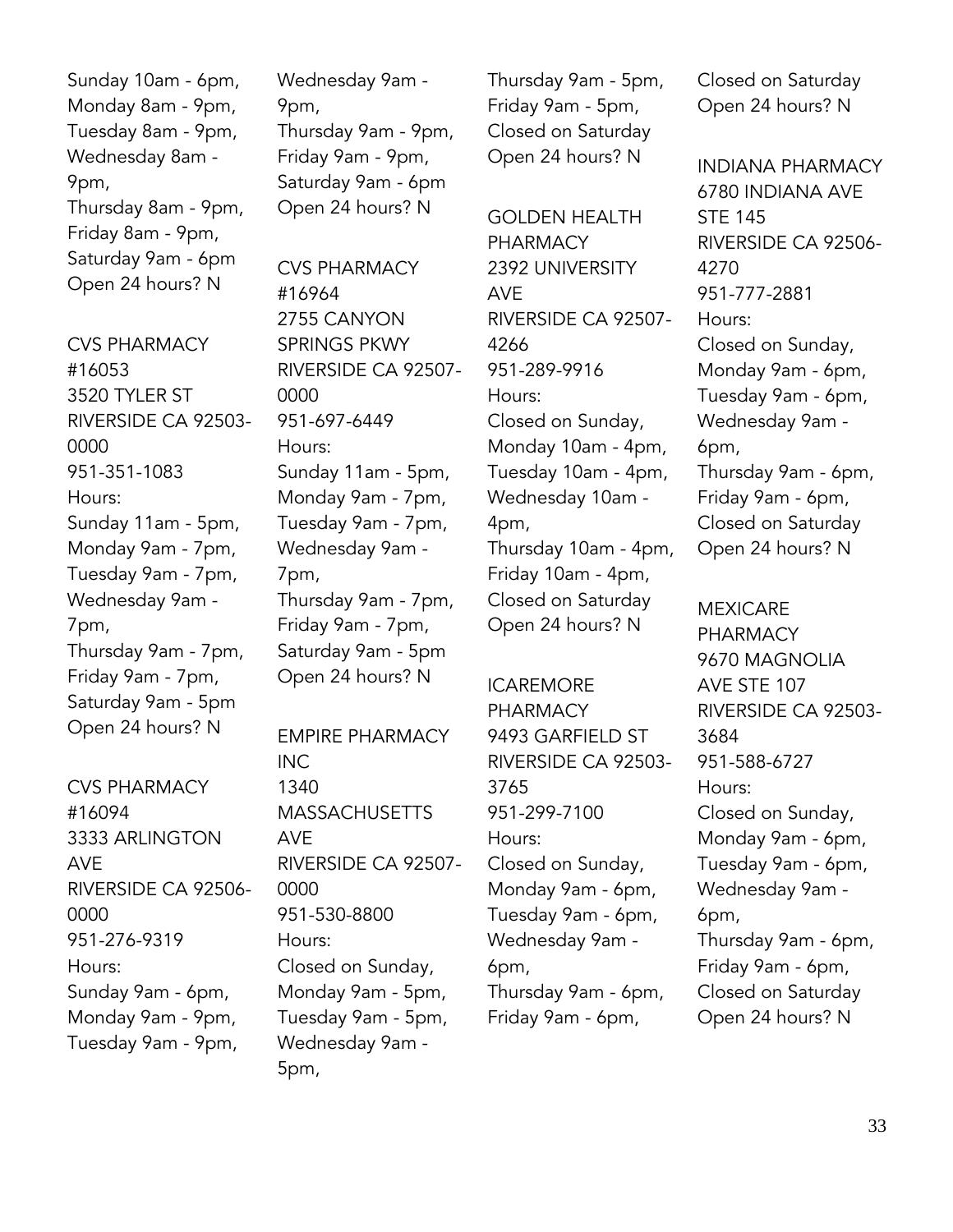Sunday 10am - 6pm,
Monday 8am - 9pm,
Tuesday 8am - 9pm,
Wednesday 8am - 9pm,
Thursday 8am - 9pm,
Friday 8am - 9pm,
Saturday 9am - 6pm
Open 24 hours? N

CVS PHARMACY #16053
3520 TYLER ST
RIVERSIDE CA 92503-0000
951-351-1083
Hours:
Sunday 11am - 5pm,
Monday 9am - 7pm,
Tuesday 9am - 7pm,
Wednesday 9am - 7pm,
Thursday 9am - 7pm,
Friday 9am - 7pm,
Saturday 9am - 5pm
Open 24 hours? N

CVS PHARMACY #16094
3333 ARLINGTON AVE
RIVERSIDE CA 92506-0000
951-276-9319
Hours:
Sunday 9am - 6pm,
Monday 9am - 9pm,
Tuesday 9am - 9pm,
Wednesday 9am - 9pm,
Thursday 9am - 9pm,
Friday 9am - 9pm,
Saturday 9am - 6pm
Open 24 hours? N

CVS PHARMACY #16964
2755 CANYON SPRINGS PKWY
RIVERSIDE CA 92507-0000
951-697-6449
Hours:
Sunday 11am - 5pm,
Monday 9am - 7pm,
Tuesday 9am - 7pm,
Wednesday 9am - 7pm,
Thursday 9am - 7pm,
Friday 9am - 7pm,
Saturday 9am - 5pm
Open 24 hours? N

EMPIRE PHARMACY INC
1340 MASSACHUSETTS AVE
RIVERSIDE CA 92507-0000
951-530-8800
Hours:
Closed on Sunday,
Monday 9am - 5pm,
Tuesday 9am - 5pm,
Wednesday 9am - 5pm,
Thursday 9am - 5pm,
Friday 9am - 5pm,
Closed on Saturday
Open 24 hours? N

GOLDEN HEALTH PHARMACY
2392 UNIVERSITY AVE
RIVERSIDE CA 92507-4266
951-289-9916
Hours:
Closed on Sunday,
Monday 10am - 4pm,
Tuesday 10am - 4pm,
Wednesday 10am - 4pm,
Thursday 10am - 4pm,
Friday 10am - 4pm,
Closed on Saturday
Open 24 hours? N

ICAREMORE PHARMACY
9493 GARFIELD ST
RIVERSIDE CA 92503-3765
951-299-7100
Hours:
Closed on Sunday,
Monday 9am - 6pm,
Tuesday 9am - 6pm,
Wednesday 9am - 6pm,
Thursday 9am - 6pm,
Friday 9am - 6pm,
Closed on Saturday
Open 24 hours? N

INDIANA PHARMACY
6780 INDIANA AVE STE 145
RIVERSIDE CA 92506-4270
951-777-2881
Hours:
Closed on Sunday,
Monday 9am - 6pm,
Tuesday 9am - 6pm,
Wednesday 9am - 6pm,
Thursday 9am - 6pm,
Friday 9am - 6pm,
Closed on Saturday
Open 24 hours? N

MEXICARE PHARMACY
9670 MAGNOLIA AVE STE 107
RIVERSIDE CA 92503-3684
951-588-6727
Hours:
Closed on Sunday,
Monday 9am - 6pm,
Tuesday 9am - 6pm,
Wednesday 9am - 6pm,
Thursday 9am - 6pm,
Friday 9am - 6pm,
Closed on Saturday
Open 24 hours? N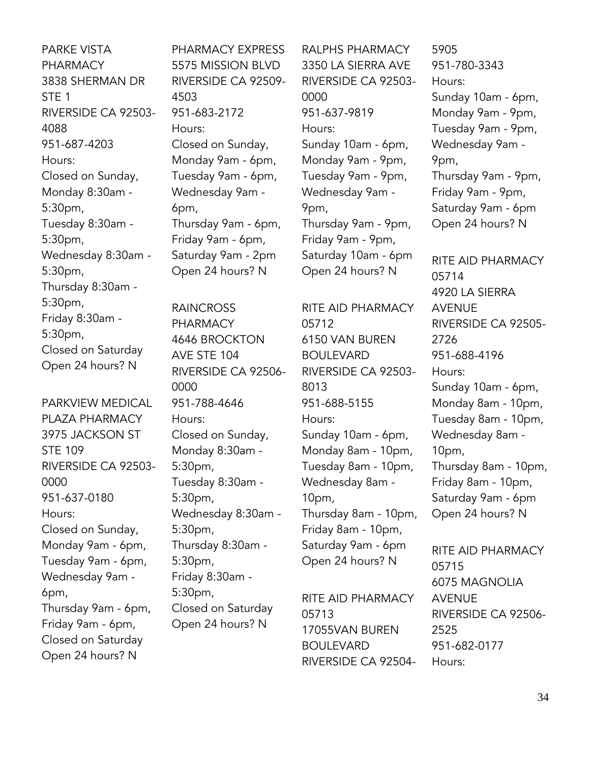PARKE VISTA PHARMACY
3838 SHERMAN DR STE 1
RIVERSIDE CA 92503-4088
951-687-4203
Hours:
Closed on Sunday,
Monday 8:30am - 5:30pm,
Tuesday 8:30am - 5:30pm,
Wednesday 8:30am - 5:30pm,
Thursday 8:30am - 5:30pm,
Friday 8:30am - 5:30pm,
Closed on Saturday
Open 24 hours? N

PARKVIEW MEDICAL PLAZA PHARMACY
3975 JACKSON ST STE 109
RIVERSIDE CA 92503-0000
951-637-0180
Hours:
Closed on Sunday,
Monday 9am - 6pm,
Tuesday 9am - 6pm,
Wednesday 9am - 6pm,
Thursday 9am - 6pm,
Friday 9am - 6pm,
Closed on Saturday
Open 24 hours? N

PHARMACY EXPRESS
5575 MISSION BLVD
RIVERSIDE CA 92509-4503
951-683-2172
Hours:
Closed on Sunday,
Monday 9am - 6pm,
Tuesday 9am - 6pm,
Wednesday 9am - 6pm,
Thursday 9am - 6pm,
Friday 9am - 6pm,
Saturday 9am - 2pm
Open 24 hours? N

RAINCROSS PHARMACY
4646 BROCKTON AVE STE 104
RIVERSIDE CA 92506-0000
951-788-4646
Hours:
Closed on Sunday,
Monday 8:30am - 5:30pm,
Tuesday 8:30am - 5:30pm,
Wednesday 8:30am - 5:30pm,
Thursday 8:30am - 5:30pm,
Friday 8:30am - 5:30pm,
Closed on Saturday
Open 24 hours? N

RALPHS PHARMACY
3350 LA SIERRA AVE
RIVERSIDE CA 92503-0000
951-637-9819
Hours:
Sunday 10am - 6pm,
Monday 9am - 9pm,
Tuesday 9am - 9pm,
Wednesday 9am - 9pm,
Thursday 9am - 9pm,
Friday 9am - 9pm,
Saturday 10am - 6pm
Open 24 hours? N

RITE AID PHARMACY 05712
6150 VAN BUREN BOULEVARD
RIVERSIDE CA 92503-8013
951-688-5155
Hours:
Sunday 10am - 6pm,
Monday 8am - 10pm,
Tuesday 8am - 10pm,
Wednesday 8am - 10pm,
Thursday 8am - 10pm,
Friday 8am - 10pm,
Saturday 9am - 6pm
Open 24 hours? N

RITE AID PHARMACY 05713
17055VAN BUREN BOULEVARD
RIVERSIDE CA 92504-5905
951-780-3343
Hours:
Sunday 10am - 6pm,
Monday 9am - 9pm,
Tuesday 9am - 9pm,
Wednesday 9am - 9pm,
Thursday 9am - 9pm,
Friday 9am - 9pm,
Saturday 9am - 6pm
Open 24 hours? N

RITE AID PHARMACY 05714
4920 LA SIERRA AVENUE
RIVERSIDE CA 92505-2726
951-688-4196
Hours:
Sunday 10am - 6pm,
Monday 8am - 10pm,
Tuesday 8am - 10pm,
Wednesday 8am - 10pm,
Thursday 8am - 10pm,
Friday 8am - 10pm,
Saturday 9am - 6pm
Open 24 hours? N

RITE AID PHARMACY 05715
6075 MAGNOLIA AVENUE
RIVERSIDE CA 92506-2525
951-682-0177
Hours: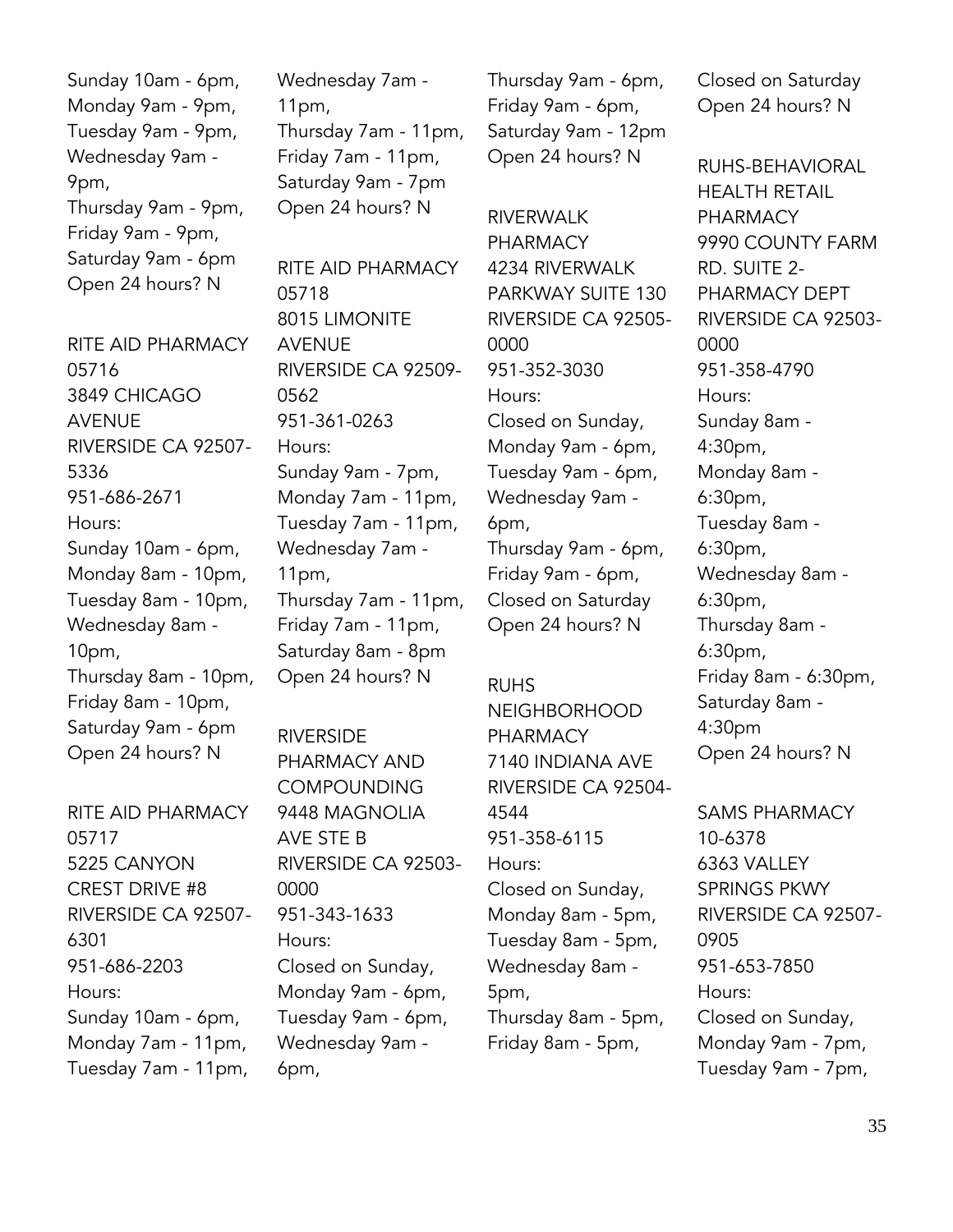Sunday 10am - 6pm,
Monday 9am - 9pm,
Tuesday 9am - 9pm,
Wednesday 9am - 9pm,
Thursday 9am - 9pm,
Friday 9am - 9pm,
Saturday 9am - 6pm
Open 24 hours? N

RITE AID PHARMACY 05716
3849 CHICAGO AVENUE
RIVERSIDE CA 92507-5336
951-686-2671
Hours:
Sunday 10am - 6pm,
Monday 8am - 10pm,
Tuesday 8am - 10pm,
Wednesday 8am - 10pm,
Thursday 8am - 10pm,
Friday 8am - 10pm,
Saturday 9am - 6pm
Open 24 hours? N

RITE AID PHARMACY 05717
5225 CANYON CREST DRIVE #8
RIVERSIDE CA 92507-6301
951-686-2203
Hours:
Sunday 10am - 6pm,
Monday 7am - 11pm,
Tuesday 7am - 11pm,
Wednesday 7am - 11pm,
Thursday 7am - 11pm,
Friday 7am - 11pm,
Saturday 9am - 7pm
Open 24 hours? N

RITE AID PHARMACY 05718
8015 LIMONITE AVENUE
RIVERSIDE CA 92509-0562
951-361-0263
Hours:
Sunday 9am - 7pm,
Monday 7am - 11pm,
Tuesday 7am - 11pm,
Wednesday 7am - 11pm,
Thursday 7am - 11pm,
Friday 7am - 11pm,
Saturday 8am - 8pm
Open 24 hours? N

RIVERSIDE PHARMACY AND COMPOUNDING
9448 MAGNOLIA AVE STE B
RIVERSIDE CA 92503-0000
951-343-1633
Hours:
Closed on Sunday,
Monday 9am - 6pm,
Tuesday 9am - 6pm,
Wednesday 9am - 6pm,
Thursday 9am - 6pm,
Friday 9am - 6pm,
Saturday 9am - 12pm
Open 24 hours? N

RIVERWALK PHARMACY
4234 RIVERWALK PARKWAY SUITE 130
RIVERSIDE CA 92505-0000
951-352-3030
Hours:
Closed on Sunday,
Monday 9am - 6pm,
Tuesday 9am - 6pm,
Wednesday 9am - 6pm,
Thursday 9am - 6pm,
Friday 9am - 6pm,
Closed on Saturday
Open 24 hours? N

RUHS NEIGHBORHOOD PHARMACY
7140 INDIANA AVE
RIVERSIDE CA 92504-4544
951-358-6115
Hours:
Closed on Sunday,
Monday 8am - 5pm,
Tuesday 8am - 5pm,
Wednesday 8am - 5pm,
Thursday 8am - 5pm,
Friday 8am - 5pm,
Closed on Saturday
Open 24 hours? N

RUHS-BEHAVIORAL HEALTH RETAIL PHARMACY
9990 COUNTY FARM RD. SUITE 2-PHARMACY DEPT
RIVERSIDE CA 92503-0000
951-358-4790
Hours:
Sunday 8am - 4:30pm,
Monday 8am - 6:30pm,
Tuesday 8am - 6:30pm,
Wednesday 8am - 6:30pm,
Thursday 8am - 6:30pm,
Friday 8am - 6:30pm,
Saturday 8am - 4:30pm
Open 24 hours? N

SAMS PHARMACY 10-6378
6363 VALLEY SPRINGS PKWY
RIVERSIDE CA 92507-0905
951-653-7850
Hours:
Closed on Sunday,
Monday 9am - 7pm,
Tuesday 9am - 7pm,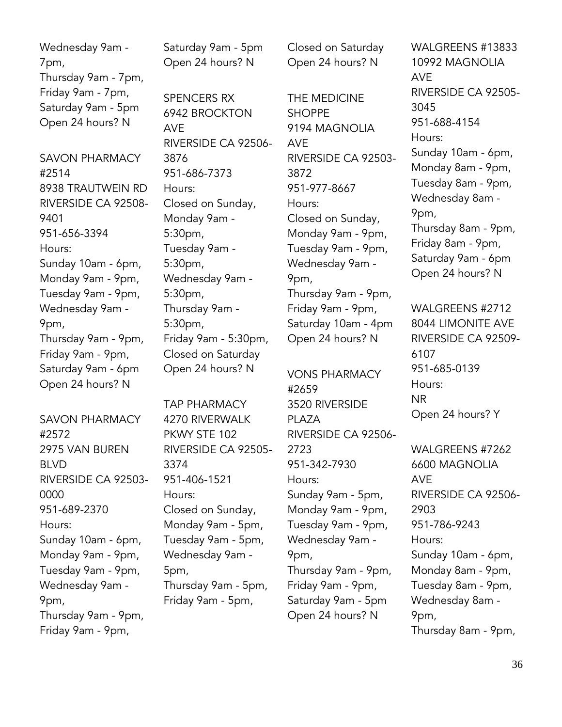Wednesday 9am - 7pm,
Thursday 9am - 7pm,
Friday 9am - 7pm,
Saturday 9am - 5pm
Open 24 hours? N

SAVON PHARMACY #2514
8938 TRAUTWEIN RD
RIVERSIDE CA 92508-9401
951-656-3394
Hours:
Sunday 10am - 6pm,
Monday 9am - 9pm,
Tuesday 9am - 9pm,
Wednesday 9am - 9pm,
Thursday 9am - 9pm,
Friday 9am - 9pm,
Saturday 9am - 6pm
Open 24 hours? N

SAVON PHARMACY #2572
2975 VAN BUREN BLVD
RIVERSIDE CA 92503-0000
951-689-2370
Hours:
Sunday 10am - 6pm,
Monday 9am - 9pm,
Tuesday 9am - 9pm,
Wednesday 9am - 9pm,
Thursday 9am - 9pm,
Friday 9am - 9pm,
Saturday 9am - 5pm
Open 24 hours? N

SPENCERS RX
6942 BROCKTON AVE
RIVERSIDE CA 92506-3876
951-686-7373
Hours:
Closed on Sunday,
Monday 9am - 5:30pm,
Tuesday 9am - 5:30pm,
Wednesday 9am - 5:30pm,
Thursday 9am - 5:30pm,
Friday 9am - 5:30pm,
Closed on Saturday
Open 24 hours? N

TAP PHARMACY
4270 RIVERWALK PKWY STE 102
RIVERSIDE CA 92505-3374
951-406-1521
Hours:
Closed on Sunday,
Monday 9am - 5pm,
Tuesday 9am - 5pm,
Wednesday 9am - 5pm,
Thursday 9am - 5pm,
Friday 9am - 5pm,
Closed on Saturday
Open 24 hours? N

THE MEDICINE SHOPPE
9194 MAGNOLIA AVE
RIVERSIDE CA 92503-3872
951-977-8667
Hours:
Closed on Sunday,
Monday 9am - 9pm,
Tuesday 9am - 9pm,
Wednesday 9am - 9pm,
Thursday 9am - 9pm,
Friday 9am - 9pm,
Saturday 10am - 4pm
Open 24 hours? N

VONS PHARMACY #2659
3520 RIVERSIDE PLAZA
RIVERSIDE CA 92506-2723
951-342-7930
Hours:
Sunday 9am - 5pm,
Monday 9am - 9pm,
Tuesday 9am - 9pm,
Wednesday 9am - 9pm,
Thursday 9am - 9pm,
Friday 9am - 9pm,
Saturday 9am - 5pm
Open 24 hours? N

WALGREENS #13833
10992 MAGNOLIA AVE
RIVERSIDE CA 92505-3045
951-688-4154
Hours:
Sunday 10am - 6pm,
Monday 8am - 9pm,
Tuesday 8am - 9pm,
Wednesday 8am - 9pm,
Thursday 8am - 9pm,
Friday 8am - 9pm,
Saturday 9am - 6pm
Open 24 hours? N

WALGREENS #2712
8044 LIMONITE AVE
RIVERSIDE CA 92509-6107
951-685-0139
Hours:
NR
Open 24 hours? Y

WALGREENS #7262
6600 MAGNOLIA AVE
RIVERSIDE CA 92506-2903
951-786-9243
Hours:
Sunday 10am - 6pm,
Monday 8am - 9pm,
Tuesday 8am - 9pm,
Wednesday 8am - 9pm,
Thursday 8am - 9pm,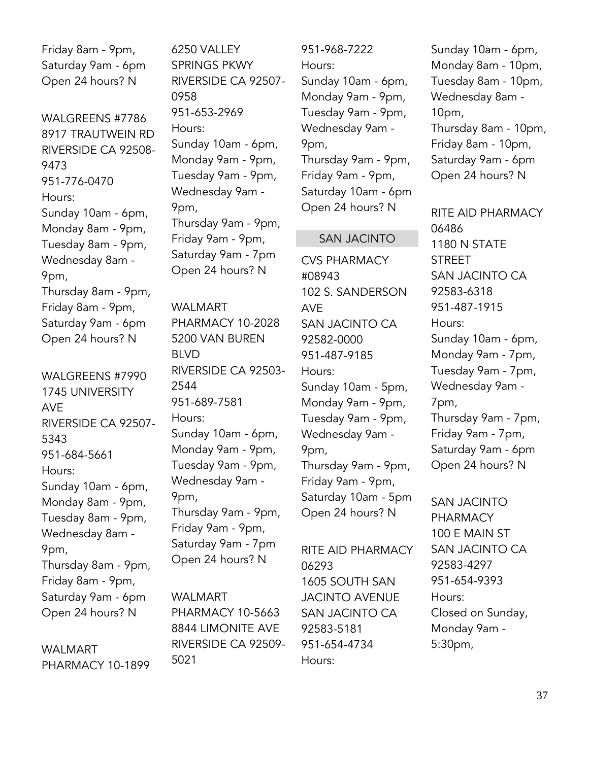Friday 8am - 9pm,
Saturday 9am - 6pm
Open 24 hours? N

WALGREENS #7786
8917 TRAUTWEIN RD
RIVERSIDE CA 92508-9473
951-776-0470
Hours:
Sunday 10am - 6pm,
Monday 8am - 9pm,
Tuesday 8am - 9pm,
Wednesday 8am - 9pm,
Thursday 8am - 9pm,
Friday 8am - 9pm,
Saturday 9am - 6pm
Open 24 hours? N

WALGREENS #7990
1745 UNIVERSITY AVE
RIVERSIDE CA 92507-5343
951-684-5661
Hours:
Sunday 10am - 6pm,
Monday 8am - 9pm,
Tuesday 8am - 9pm,
Wednesday 8am - 9pm,
Thursday 8am - 9pm,
Friday 8am - 9pm,
Saturday 9am - 6pm
Open 24 hours? N

WALMART PHARMACY 10-1899
6250 VALLEY SPRINGS PKWY
RIVERSIDE CA 92507-0958
951-653-2969
Hours:
Sunday 10am - 6pm,
Monday 9am - 9pm,
Tuesday 9am - 9pm,
Wednesday 9am - 9pm,
Thursday 9am - 9pm,
Friday 9am - 9pm,
Saturday 9am - 7pm
Open 24 hours? N

WALMART PHARMACY 10-2028
5200 VAN BUREN BLVD
RIVERSIDE CA 92503-2544
951-689-7581
Hours:
Sunday 10am - 6pm,
Monday 9am - 9pm,
Tuesday 9am - 9pm,
Wednesday 9am - 9pm,
Thursday 9am - 9pm,
Friday 9am - 9pm,
Saturday 9am - 7pm
Open 24 hours? N

WALMART PHARMACY 10-5663
8844 LIMONITE AVE
RIVERSIDE CA 92509-5021
951-968-7222
Hours:
Sunday 10am - 6pm,
Monday 9am - 9pm,
Tuesday 9am - 9pm,
Wednesday 9am - 9pm,
Thursday 9am - 9pm,
Friday 9am - 9pm,
Saturday 10am - 6pm
Open 24 hours? N

## SAN JACINTO

CVS PHARMACY #08943
102 S. SANDERSON AVE
SAN JACINTO CA 92582-0000
951-487-9185
Hours:
Sunday 10am - 5pm,
Monday 9am - 9pm,
Tuesday 9am - 9pm,
Wednesday 9am - 9pm,
Thursday 9am - 9pm,
Friday 9am - 9pm,
Saturday 10am - 5pm
Open 24 hours? N

RITE AID PHARMACY 06293
1605 SOUTH SAN JACINTO AVENUE
SAN JACINTO CA 92583-5181
951-654-4734
Hours:
Sunday 10am - 6pm,
Monday 8am - 10pm,
Tuesday 8am - 10pm,
Wednesday 8am - 10pm,
Thursday 8am - 10pm,
Friday 8am - 10pm,
Saturday 9am - 6pm
Open 24 hours? N

RITE AID PHARMACY 06486
1180 N STATE STREET
SAN JACINTO CA 92583-6318
951-487-1915
Hours:
Sunday 10am - 6pm,
Monday 9am - 7pm,
Tuesday 9am - 7pm,
Wednesday 9am - 7pm,
Thursday 9am - 7pm,
Friday 9am - 7pm,
Saturday 9am - 6pm
Open 24 hours? N

SAN JACINTO PHARMACY
100 E MAIN ST
SAN JACINTO CA 92583-4297
951-654-9393
Hours:
Closed on Sunday,
Monday 9am - 5:30pm,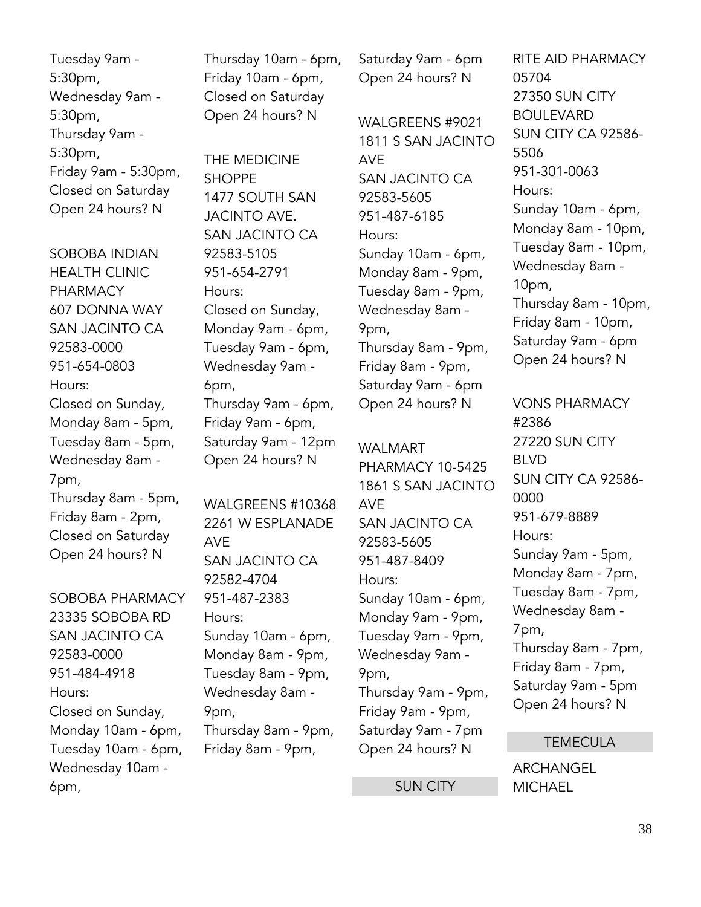Tuesday 9am - 5:30pm,
Wednesday 9am - 5:30pm,
Thursday 9am - 5:30pm,
Friday 9am - 5:30pm,
Closed on Saturday
Open 24 hours? N

SOBOBA INDIAN HEALTH CLINIC PHARMACY
607 DONNA WAY
SAN JACINTO CA 92583-0000
951-654-0803
Hours:
Closed on Sunday,
Monday 8am - 5pm,
Tuesday 8am - 5pm,
Wednesday 8am - 7pm,
Thursday 8am - 5pm,
Friday 8am - 2pm,
Closed on Saturday
Open 24 hours? N

SOBOBA PHARMACY
23335 SOBOBA RD
SAN JACINTO CA 92583-0000
951-484-4918
Hours:
Closed on Sunday,
Monday 10am - 6pm,
Tuesday 10am - 6pm,
Wednesday 10am - 6pm,
Thursday 10am - 6pm,
Friday 10am - 6pm,
Closed on Saturday
Open 24 hours? N

THE MEDICINE SHOPPE
1477 SOUTH SAN JACINTO AVE.
SAN JACINTO CA 92583-5105
951-654-2791
Hours:
Closed on Sunday,
Monday 9am - 6pm,
Tuesday 9am - 6pm,
Wednesday 9am - 6pm,
Thursday 9am - 6pm,
Friday 9am - 6pm,
Saturday 9am - 12pm
Open 24 hours? N

WALGREENS #10368
2261 W ESPLANADE AVE
SAN JACINTO CA 92582-4704
951-487-2383
Hours:
Sunday 10am - 6pm,
Monday 8am - 9pm,
Tuesday 8am - 9pm,
Wednesday 8am - 9pm,
Thursday 8am - 9pm,
Friday 8am - 9pm,
Saturday 9am - 6pm
Open 24 hours? N

WALGREENS #9021
1811 S SAN JACINTO AVE
SAN JACINTO CA 92583-5605
951-487-6185
Hours:
Sunday 10am - 6pm,
Monday 8am - 9pm,
Tuesday 8am - 9pm,
Wednesday 8am - 9pm,
Thursday 8am - 9pm,
Friday 8am - 9pm,
Saturday 9am - 6pm
Open 24 hours? N

WALMART PHARMACY 10-5425
1861 S SAN JACINTO AVE
SAN JACINTO CA 92583-5605
951-487-8409
Hours:
Sunday 10am - 6pm,
Monday 9am - 9pm,
Tuesday 9am - 9pm,
Wednesday 9am - 9pm,
Thursday 9am - 9pm,
Friday 9am - 9pm,
Saturday 9am - 7pm
Open 24 hours? N

## SUN CITY

RITE AID PHARMACY 05704
27350 SUN CITY BOULEVARD
SUN CITY CA 92586-5506
951-301-0063
Hours:
Sunday 10am - 6pm,
Monday 8am - 10pm,
Tuesday 8am - 10pm,
Wednesday 8am - 10pm,
Thursday 8am - 10pm,
Friday 8am - 10pm,
Saturday 9am - 6pm
Open 24 hours? N

VONS PHARMACY #2386
27220 SUN CITY BLVD
SUN CITY CA 92586-0000
951-679-8889
Hours:
Sunday 9am - 5pm,
Monday 8am - 7pm,
Tuesday 8am - 7pm,
Wednesday 8am - 7pm,
Thursday 8am - 7pm,
Friday 8am - 7pm,
Saturday 9am - 5pm
Open 24 hours? N

## TEMECULA

ARCHANGEL MICHAEL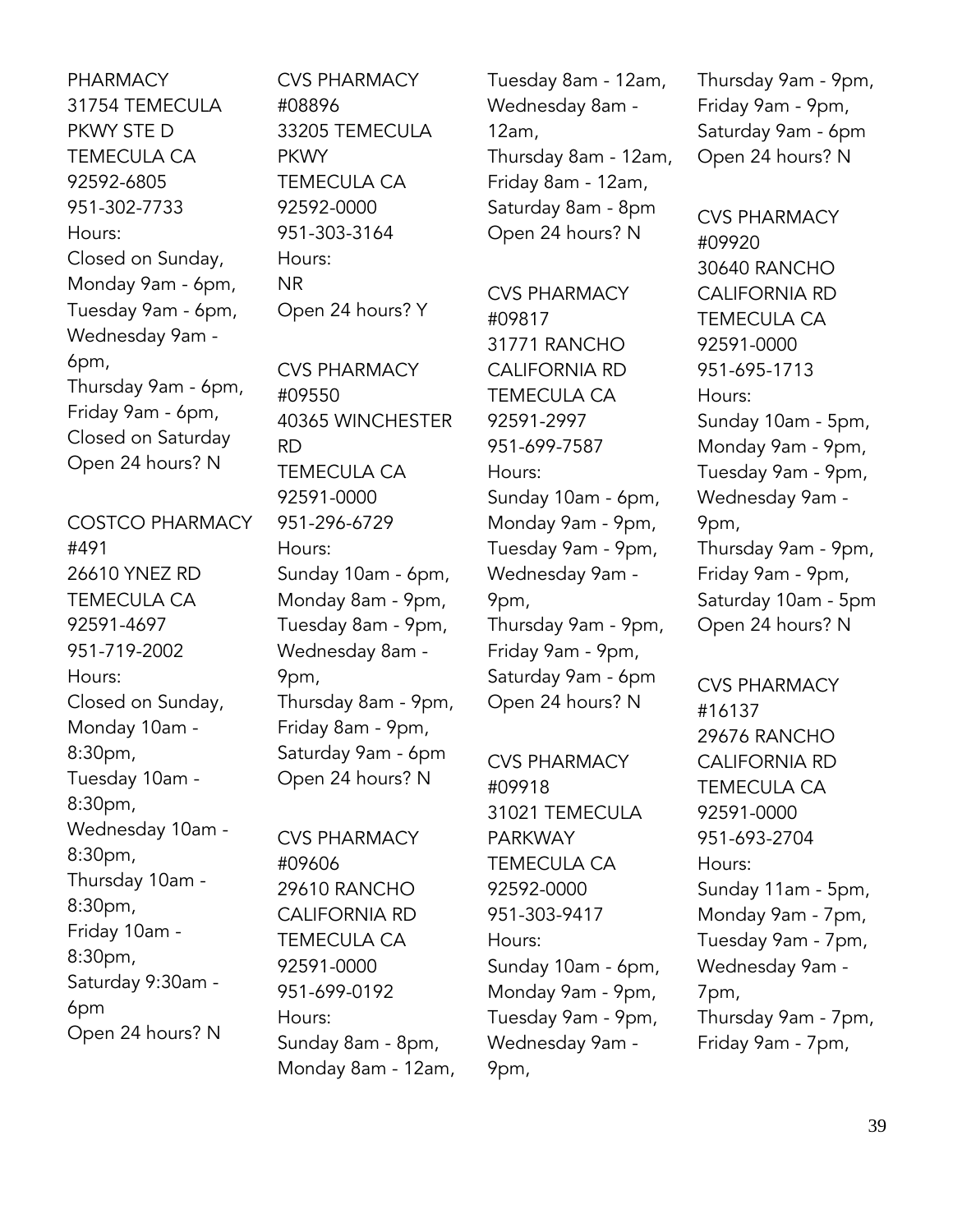PHARMACY
31754 TEMECULA PKWY STE D
TEMECULA CA 92592-6805
951-302-7733
Hours:
Closed on Sunday,
Monday 9am - 6pm,
Tuesday 9am - 6pm,
Wednesday 9am - 6pm,
Thursday 9am - 6pm,
Friday 9am - 6pm,
Closed on Saturday
Open 24 hours? N

COSTCO PHARMACY #491
26610 YNEZ RD
TEMECULA CA 92591-4697
951-719-2002
Hours:
Closed on Sunday,
Monday 10am - 8:30pm,
Tuesday 10am - 8:30pm,
Wednesday 10am - 8:30pm,
Thursday 10am - 8:30pm,
Friday 10am - 8:30pm,
Saturday 9:30am - 6pm
Open 24 hours? N

CVS PHARMACY #08896
33205 TEMECULA PKWY
TEMECULA CA 92592-0000
951-303-3164
Hours:
NR
Open 24 hours? Y

CVS PHARMACY #09550
40365 WINCHESTER RD
TEMECULA CA 92591-0000
951-296-6729
Hours:
Sunday 10am - 6pm,
Monday 8am - 9pm,
Tuesday 8am - 9pm,
Wednesday 8am - 9pm,
Thursday 8am - 9pm,
Friday 8am - 9pm,
Saturday 9am - 6pm
Open 24 hours? N

CVS PHARMACY #09606
29610 RANCHO CALIFORNIA RD
TEMECULA CA 92591-0000
951-699-0192
Hours:
Sunday 8am - 8pm,
Monday 8am - 12am,
Tuesday 8am - 12am,
Wednesday 8am - 12am,
Thursday 8am - 12am,
Friday 8am - 12am,
Saturday 8am - 8pm
Open 24 hours? N

CVS PHARMACY #09817
31771 RANCHO CALIFORNIA RD
TEMECULA CA 92591-2997
951-699-7587
Hours:
Sunday 10am - 6pm,
Monday 9am - 9pm,
Tuesday 9am - 9pm,
Wednesday 9am - 9pm,
Thursday 9am - 9pm,
Friday 9am - 9pm,
Saturday 9am - 6pm
Open 24 hours? N

CVS PHARMACY #09918
31021 TEMECULA PARKWAY
TEMECULA CA 92592-0000
951-303-9417
Hours:
Sunday 10am - 6pm,
Monday 9am - 9pm,
Tuesday 9am - 9pm,
Wednesday 9am - 9pm,
Thursday 9am - 9pm,
Friday 9am - 9pm,
Saturday 9am - 6pm
Open 24 hours? N

CVS PHARMACY #09920
30640 RANCHO CALIFORNIA RD
TEMECULA CA 92591-0000
951-695-1713
Hours:
Sunday 10am - 5pm,
Monday 9am - 9pm,
Tuesday 9am - 9pm,
Wednesday 9am - 9pm,
Thursday 9am - 9pm,
Friday 9am - 9pm,
Saturday 10am - 5pm
Open 24 hours? N

CVS PHARMACY #16137
29676 RANCHO CALIFORNIA RD
TEMECULA CA 92591-0000
951-693-2704
Hours:
Sunday 11am - 5pm,
Monday 9am - 7pm,
Tuesday 9am - 7pm,
Wednesday 9am - 7pm,
Thursday 9am - 7pm,
Friday 9am - 7pm,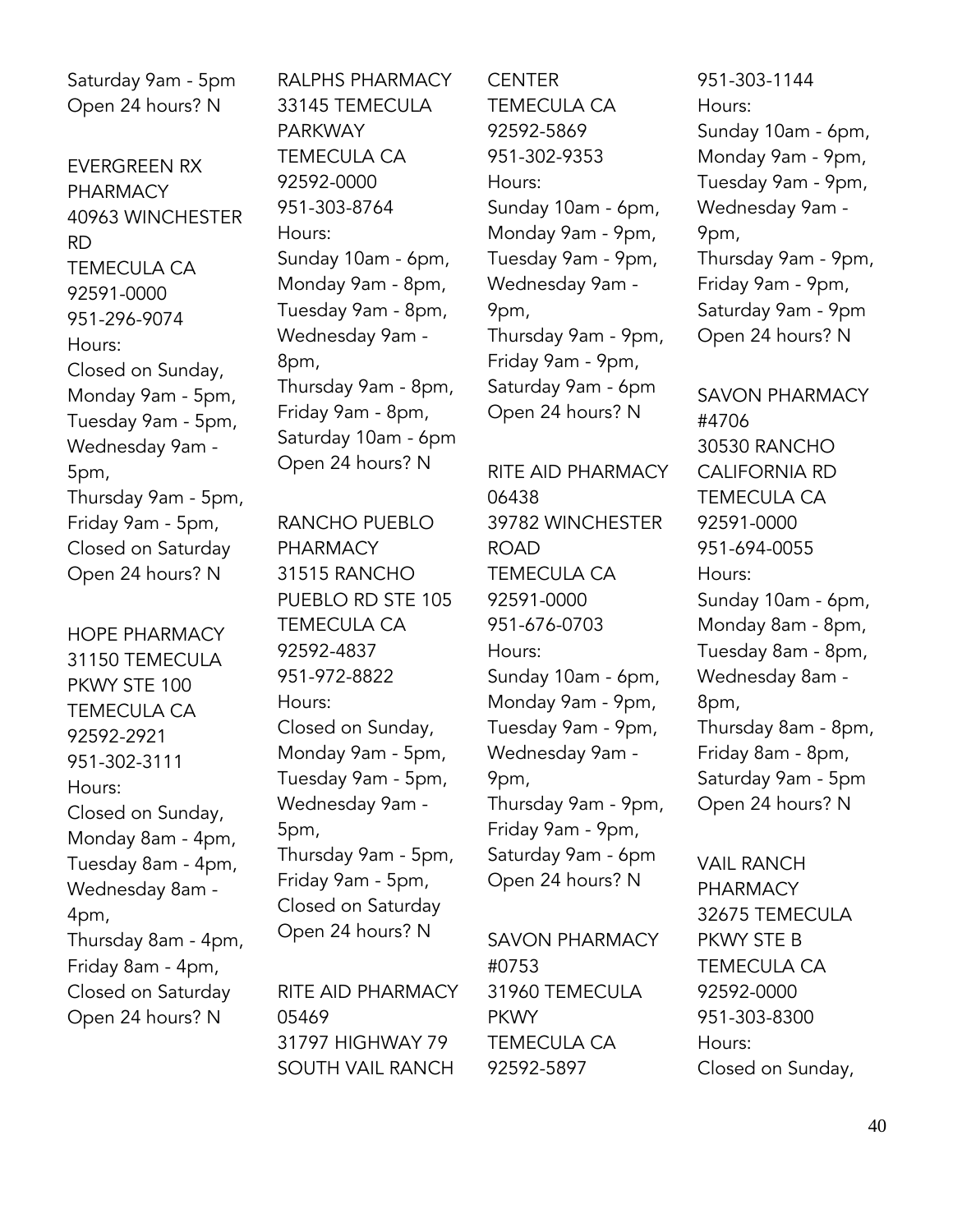Saturday 9am - 5pm
Open 24 hours? N

EVERGREEN RX PHARMACY
40963 WINCHESTER RD
TEMECULA CA 92591-0000
951-296-9074
Hours:
Closed on Sunday,
Monday 9am - 5pm,
Tuesday 9am - 5pm,
Wednesday 9am - 5pm,
Thursday 9am - 5pm,
Friday 9am - 5pm,
Closed on Saturday
Open 24 hours? N

HOPE PHARMACY
31150 TEMECULA PKWY STE 100
TEMECULA CA 92592-2921
951-302-3111
Hours:
Closed on Sunday,
Monday 8am - 4pm,
Tuesday 8am - 4pm,
Wednesday 8am - 4pm,
Thursday 8am - 4pm,
Friday 8am - 4pm,
Closed on Saturday
Open 24 hours? N

RALPHS PHARMACY
33145 TEMECULA PARKWAY
TEMECULA CA 92592-0000
951-303-8764
Hours:
Sunday 10am - 6pm,
Monday 9am - 8pm,
Tuesday 9am - 8pm,
Wednesday 9am - 8pm,
Thursday 9am - 8pm,
Friday 9am - 8pm,
Saturday 10am - 6pm
Open 24 hours? N

RANCHO PUEBLO PHARMACY
31515 RANCHO PUEBLO RD STE 105
TEMECULA CA 92592-4837
951-972-8822
Hours:
Closed on Sunday,
Monday 9am - 5pm,
Tuesday 9am - 5pm,
Wednesday 9am - 5pm,
Thursday 9am - 5pm,
Friday 9am - 5pm,
Closed on Saturday
Open 24 hours? N

RITE AID PHARMACY 05469
31797 HIGHWAY 79 SOUTH VAIL RANCH CENTER
TEMECULA CA 92592-5869
951-302-9353
Hours:
Sunday 10am - 6pm,
Monday 9am - 9pm,
Tuesday 9am - 9pm,
Wednesday 9am - 9pm,
Thursday 9am - 9pm,
Friday 9am - 9pm,
Saturday 9am - 6pm
Open 24 hours? N

RITE AID PHARMACY 06438
39782 WINCHESTER ROAD
TEMECULA CA 92591-0000
951-676-0703
Hours:
Sunday 10am - 6pm,
Monday 9am - 9pm,
Tuesday 9am - 9pm,
Wednesday 9am - 9pm,
Thursday 9am - 9pm,
Friday 9am - 9pm,
Saturday 9am - 6pm
Open 24 hours? N

SAVON PHARMACY #0753
31960 TEMECULA PKWY
TEMECULA CA 92592-5897
951-303-1144
Hours:
Sunday 10am - 6pm,
Monday 9am - 9pm,
Tuesday 9am - 9pm,
Wednesday 9am - 9pm,
Thursday 9am - 9pm,
Friday 9am - 9pm,
Saturday 9am - 9pm
Open 24 hours? N

SAVON PHARMACY #4706
30530 RANCHO CALIFORNIA RD
TEMECULA CA 92591-0000
951-694-0055
Hours:
Sunday 10am - 6pm,
Monday 8am - 8pm,
Tuesday 8am - 8pm,
Wednesday 8am - 8pm,
Thursday 8am - 8pm,
Friday 8am - 8pm,
Saturday 9am - 5pm
Open 24 hours? N

VAIL RANCH PHARMACY
32675 TEMECULA PKWY STE B
TEMECULA CA 92592-0000
951-303-8300
Hours:
Closed on Sunday,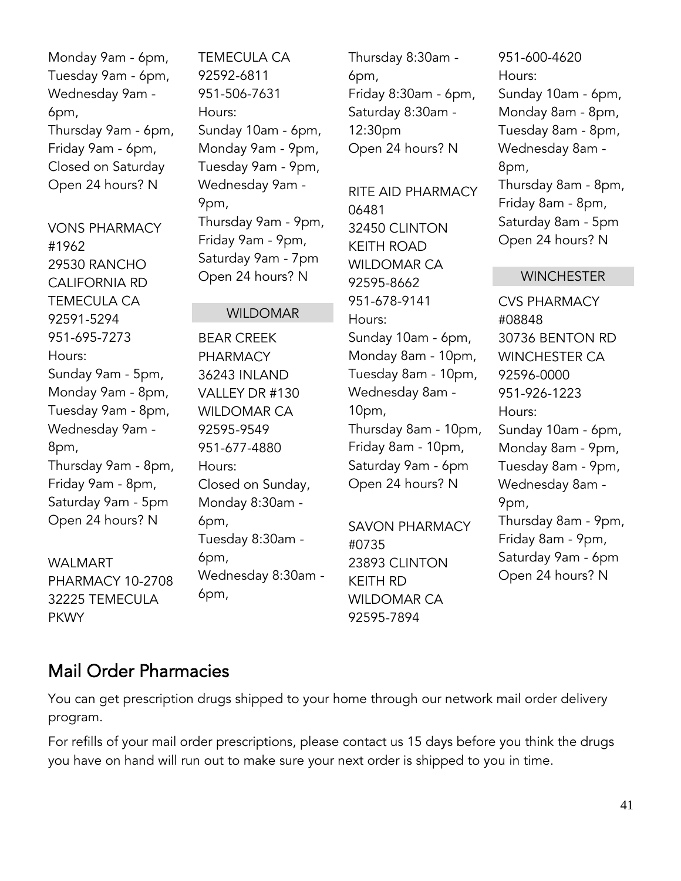Monday 9am - 6pm,
Tuesday 9am - 6pm,
Wednesday 9am - 6pm,
Thursday 9am - 6pm,
Friday 9am - 6pm,
Closed on Saturday
Open 24 hours? N

VONS PHARMACY #1962
29530 RANCHO CALIFORNIA RD
TEMECULA CA 92591-5294
951-695-7273
Hours:
Sunday 9am - 5pm,
Monday 9am - 8pm,
Tuesday 9am - 8pm,
Wednesday 9am - 8pm,
Thursday 9am - 8pm,
Friday 9am - 8pm,
Saturday 9am - 5pm
Open 24 hours? N

WALMART PHARMACY 10-2708
32225 TEMECULA PKWY
TEMECULA CA 92592-6811
951-506-7631
Hours:
Sunday 10am - 6pm,
Monday 9am - 9pm,
Tuesday 9am - 9pm,
Wednesday 9am - 9pm,
Thursday 9am - 9pm,
Friday 9am - 9pm,
Saturday 9am - 7pm
Open 24 hours? N

### WILDOMAR

BEAR CREEK PHARMACY
36243 INLAND VALLEY DR #130
WILDOMAR CA 92595-9549
951-677-4880
Hours:
Closed on Sunday,
Monday 8:30am - 6pm,
Tuesday 8:30am - 6pm,
Wednesday 8:30am - 6pm,
Thursday 8:30am - 6pm,
Friday 8:30am - 6pm,
Saturday 8:30am - 12:30pm
Open 24 hours? N

RITE AID PHARMACY 06481
32450 CLINTON KEITH ROAD
WILDOMAR CA 92595-8662
951-678-9141
Hours:
Sunday 10am - 6pm,
Monday 8am - 10pm,
Tuesday 8am - 10pm,
Wednesday 8am - 10pm,
Thursday 8am - 10pm,
Friday 8am - 10pm,
Saturday 9am - 6pm
Open 24 hours? N

SAVON PHARMACY #0735
23893 CLINTON KEITH RD
WILDOMAR CA 92595-7894
951-600-4620
Hours:
Sunday 10am - 6pm,
Monday 8am - 8pm,
Tuesday 8am - 8pm,
Wednesday 8am - 8pm,
Thursday 8am - 8pm,
Friday 8am - 8pm,
Saturday 8am - 5pm
Open 24 hours? N

### WINCHESTER

CVS PHARMACY #08848
30736 BENTON RD
WINCHESTER CA 92596-0000
951-926-1223
Hours:
Sunday 10am - 6pm,
Monday 8am - 9pm,
Tuesday 8am - 9pm,
Wednesday 8am - 9pm,
Thursday 8am - 9pm,
Friday 8am - 9pm,
Saturday 9am - 6pm
Open 24 hours? N

## Mail Order Pharmacies

You can get prescription drugs shipped to your home through our network mail order delivery program.

For refills of your mail order prescriptions, please contact us 15 days before you think the drugs you have on hand will run out to make sure your next order is shipped to you in time.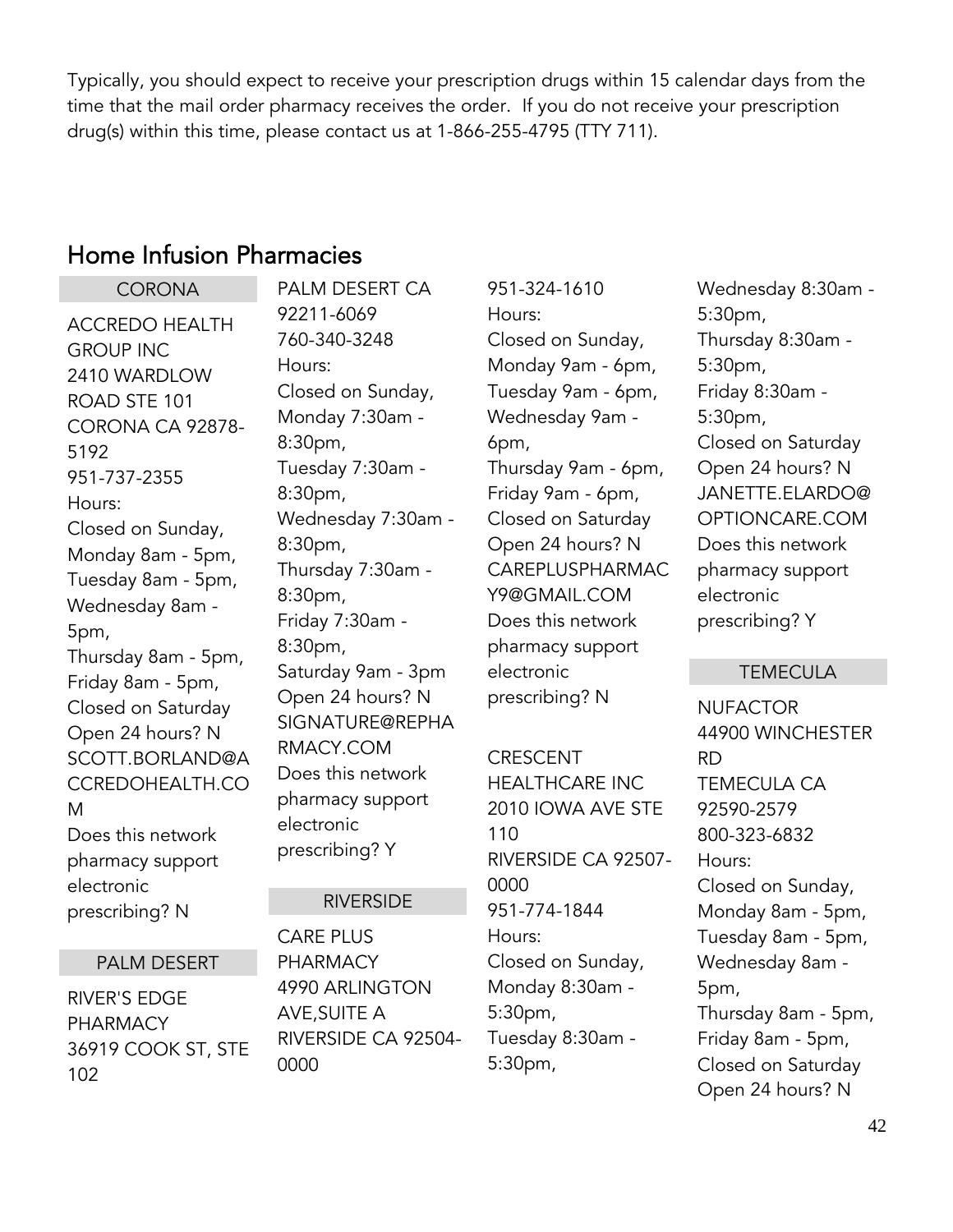Typically, you should expect to receive your prescription drugs within 15 calendar days from the time that the mail order pharmacy receives the order. If you do not receive your prescription drug(s) within this time, please contact us at 1-866-255-4795 (TTY 711).

## Home Infusion Pharmacies

### CORONA

ACCREDO HEALTH GROUP INC
2410 WARDLOW ROAD STE 101
CORONA CA 92878-5192
951-737-2355
Hours:
Closed on Sunday,
Monday 8am - 5pm,
Tuesday 8am - 5pm,
Wednesday 8am - 5pm,
Thursday 8am - 5pm,
Friday 8am - 5pm,
Closed on Saturday
Open 24 hours? N
SCOTT.BORLAND@ACCREDOHEALTH.COM
Does this network pharmacy support electronic prescribing? N

### PALM DESERT

RIVER'S EDGE PHARMACY
36919 COOK ST, STE 102
PALM DESERT CA 92211-6069
760-340-3248
Hours:
Closed on Sunday,
Monday 7:30am - 8:30pm,
Tuesday 7:30am - 8:30pm,
Wednesday 7:30am - 8:30pm,
Thursday 7:30am - 8:30pm,
Friday 7:30am - 8:30pm,
Saturday 9am - 3pm
Open 24 hours? N
SIGNATURE@REPHARMACY.COM
Does this network pharmacy support electronic prescribing? Y

### RIVERSIDE

CARE PLUS PHARMACY
4990 ARLINGTON AVE,SUITE A
RIVERSIDE CA 92504-0000
951-324-1610
Hours:
Closed on Sunday,
Monday 9am - 6pm,
Tuesday 9am - 6pm,
Wednesday 9am - 6pm,
Thursday 9am - 6pm,
Friday 9am - 6pm,
Closed on Saturday
Open 24 hours? N
CAREPLUSPHARMACY9@GMAIL.COM
Does this network pharmacy support electronic prescribing? N

CRESCENT HEALTHCARE INC
2010 IOWA AVE STE 110
RIVERSIDE CA 92507-0000
951-774-1844
Hours:
Closed on Sunday,
Monday 8:30am - 5:30pm,
Tuesday 8:30am - 5:30pm,
Wednesday 8:30am - 5:30pm,
Thursday 8:30am - 5:30pm,
Friday 8:30am - 5:30pm,
Closed on Saturday
Open 24 hours? N
JANETTE.ELARDO@OPTIONCARE.COM
Does this network pharmacy support electronic prescribing? Y

### TEMECULA

NUFACTOR
44900 WINCHESTER RD
TEMECULA CA 92590-2579
800-323-6832
Hours:
Closed on Sunday,
Monday 8am - 5pm,
Tuesday 8am - 5pm,
Wednesday 8am - 5pm,
Thursday 8am - 5pm,
Friday 8am - 5pm,
Closed on Saturday
Open 24 hours? N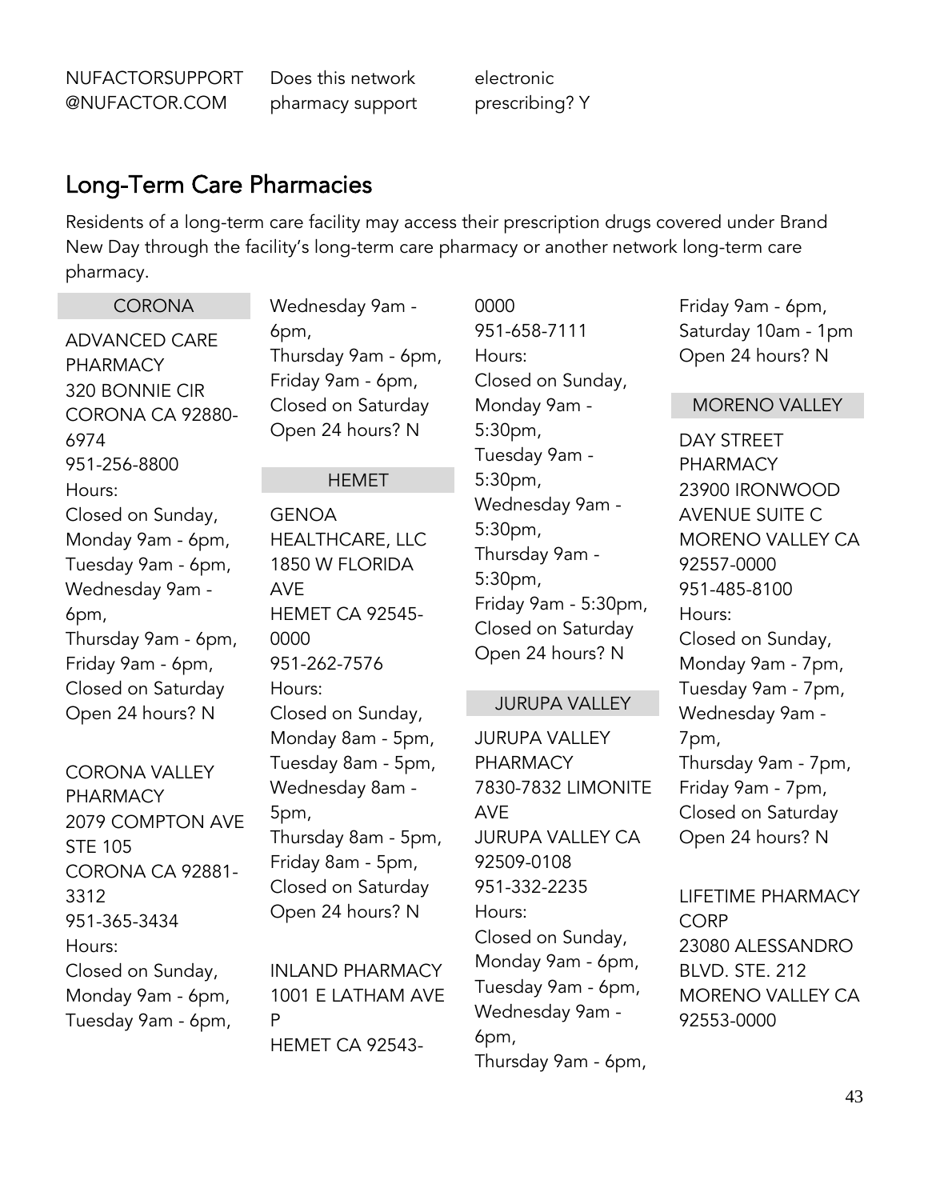NUFACTORSUPPORT@NUFACTOR.COM Does this network pharmacy support electronic prescribing? Y

## Long-Term Care Pharmacies

Residents of a long-term care facility may access their prescription drugs covered under Brand New Day through the facility's long-term care pharmacy or another network long-term care pharmacy.

### CORONA

ADVANCED CARE PHARMACY
320 BONNIE CIR
CORONA CA 92880-6974
951-256-8800
Hours:
Closed on Sunday,
Monday 9am - 6pm,
Tuesday 9am - 6pm,
Wednesday 9am - 6pm,
Thursday 9am - 6pm,
Friday 9am - 6pm,
Closed on Saturday
Open 24 hours? N

CORONA VALLEY PHARMACY
2079 COMPTON AVE STE 105
CORONA CA 92881-3312
951-365-3434
Hours:
Closed on Sunday,
Monday 9am - 6pm,
Tuesday 9am - 6pm,
Wednesday 9am - 6pm,
Thursday 9am - 6pm,
Friday 9am - 6pm,
Closed on Saturday
Open 24 hours? N

### HEMET

GENOA HEALTHCARE, LLC
1850 W FLORIDA AVE
HEMET CA 92545-0000
951-262-7576
Hours:
Closed on Sunday,
Monday 8am - 5pm,
Tuesday 8am - 5pm,
Wednesday 8am - 5pm,
Thursday 8am - 5pm,
Friday 8am - 5pm,
Closed on Saturday
Open 24 hours? N

INLAND PHARMACY
1001 E LATHAM AVE P
HEMET CA 92543-0000
951-658-7111
Hours:
Closed on Sunday,
Monday 9am - 5:30pm,
Tuesday 9am - 5:30pm,
Wednesday 9am - 5:30pm,
Thursday 9am - 5:30pm,
Friday 9am - 5:30pm,
Closed on Saturday
Open 24 hours? N

### JURUPA VALLEY

JURUPA VALLEY PHARMACY
7830-7832 LIMONITE AVE
JURUPA VALLEY CA 92509-0108
951-332-2235
Hours:
Closed on Sunday,
Monday 9am - 6pm,
Tuesday 9am - 6pm,
Wednesday 9am - 6pm,
Thursday 9am - 6pm,
Friday 9am - 6pm,
Saturday 10am - 1pm
Open 24 hours? N

### MORENO VALLEY

DAY STREET PHARMACY
23900 IRONWOOD AVENUE SUITE C
MORENO VALLEY CA 92557-0000
951-485-8100
Hours:
Closed on Sunday,
Monday 9am - 7pm,
Tuesday 9am - 7pm,
Wednesday 9am - 7pm,
Thursday 9am - 7pm,
Friday 9am - 7pm,
Closed on Saturday
Open 24 hours? N

LIFETIME PHARMACY CORP
23080 ALESSANDRO BLVD. STE. 212
MORENO VALLEY CA 92553-0000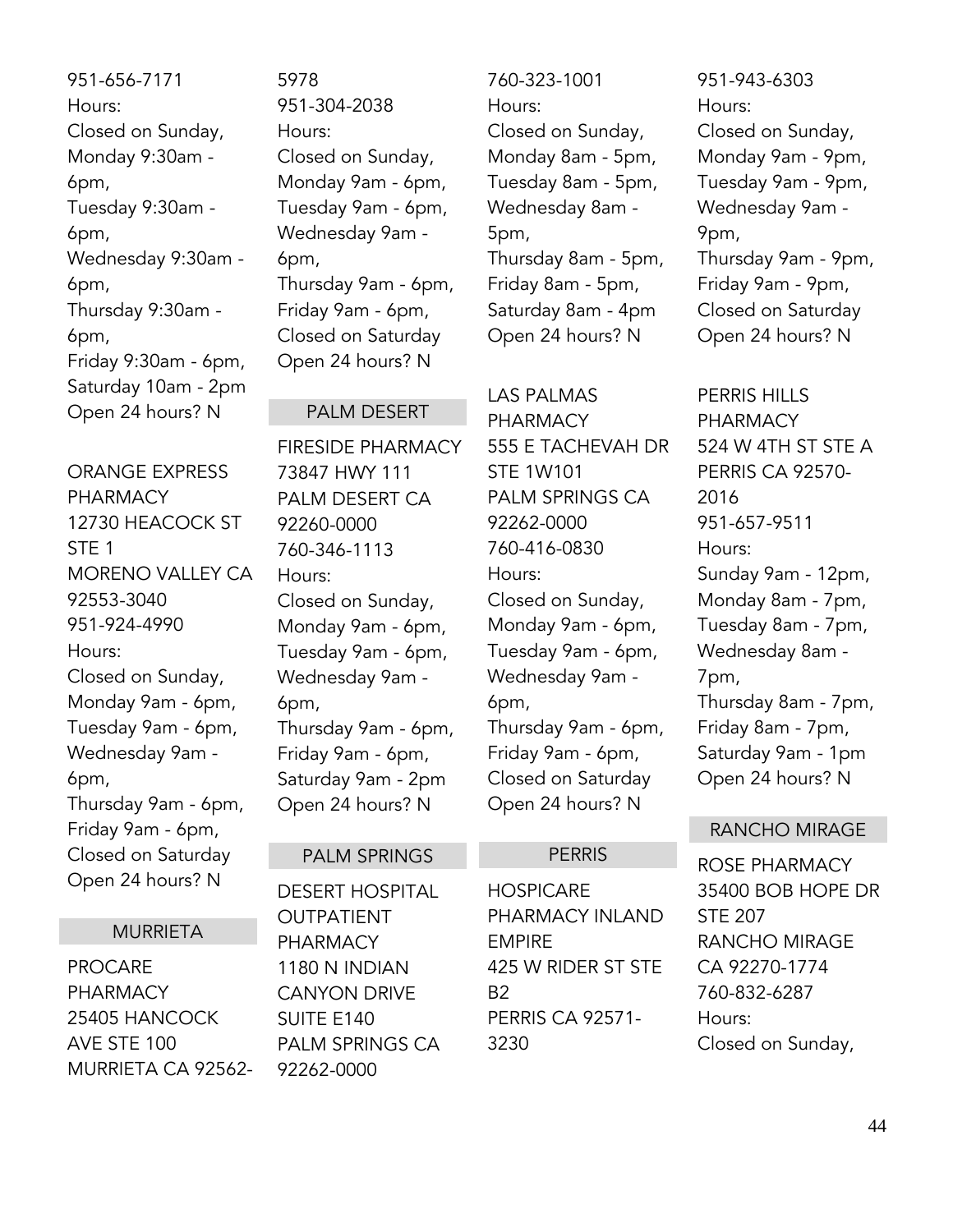951-656-7171
Hours:
Closed on Sunday,
Monday 9:30am - 6pm,
Tuesday 9:30am - 6pm,
Wednesday 9:30am - 6pm,
Thursday 9:30am - 6pm,
Friday 9:30am - 6pm,
Saturday 10am - 2pm
Open 24 hours? N

ORANGE EXPRESS PHARMACY
12730 HEACOCK ST STE 1
MORENO VALLEY CA 92553-3040
951-924-4990
Hours:
Closed on Sunday,
Monday 9am - 6pm,
Tuesday 9am - 6pm,
Wednesday 9am - 6pm,
Thursday 9am - 6pm,
Friday 9am - 6pm,
Closed on Saturday
Open 24 hours? N

## MURRIETA

PROCARE PHARMACY
25405 HANCOCK AVE STE 100
MURRIETA CA 92562-5978
951-304-2038
Hours:
Closed on Sunday,
Monday 9am - 6pm,
Tuesday 9am - 6pm,
Wednesday 9am - 6pm,
Thursday 9am - 6pm,
Friday 9am - 6pm,
Closed on Saturday
Open 24 hours? N

## PALM DESERT

FIRESIDE PHARMACY
73847 HWY 111
PALM DESERT CA 92260-0000
760-346-1113
Hours:
Closed on Sunday,
Monday 9am - 6pm,
Tuesday 9am - 6pm,
Wednesday 9am - 6pm,
Thursday 9am - 6pm,
Friday 9am - 6pm,
Saturday 9am - 2pm
Open 24 hours? N

## PALM SPRINGS

DESERT HOSPITAL OUTPATIENT PHARMACY
1180 N INDIAN CANYON DRIVE SUITE E140
PALM SPRINGS CA 92262-0000
760-323-1001
Hours:
Closed on Sunday,
Monday 8am - 5pm,
Tuesday 8am - 5pm,
Wednesday 8am - 5pm,
Thursday 8am - 5pm,
Friday 8am - 5pm,
Saturday 8am - 4pm
Open 24 hours? N

LAS PALMAS PHARMACY
555 E TACHEVAH DR STE 1W101
PALM SPRINGS CA 92262-0000
760-416-0830
Hours:
Closed on Sunday,
Monday 9am - 6pm,
Tuesday 9am - 6pm,
Wednesday 9am - 6pm,
Thursday 9am - 6pm,
Friday 9am - 6pm,
Closed on Saturday
Open 24 hours? N

## PERRIS

HOSPICARE PHARMACY INLAND EMPIRE
425 W RIDER ST STE B2
PERRIS CA 92571-3230
951-943-6303
Hours:
Closed on Sunday,
Monday 9am - 9pm,
Tuesday 9am - 9pm,
Wednesday 9am - 9pm,
Thursday 9am - 9pm,
Friday 9am - 9pm,
Closed on Saturday
Open 24 hours? N

PERRIS HILLS PHARMACY
524 W 4TH ST STE A
PERRIS CA 92570-2016
951-657-9511
Hours:
Sunday 9am - 12pm,
Monday 8am - 7pm,
Tuesday 8am - 7pm,
Wednesday 8am - 7pm,
Thursday 8am - 7pm,
Friday 8am - 7pm,
Saturday 9am - 1pm
Open 24 hours? N

## RANCHO MIRAGE

ROSE PHARMACY
35400 BOB HOPE DR STE 207
RANCHO MIRAGE CA 92270-1774
760-832-6287
Hours:
Closed on Sunday,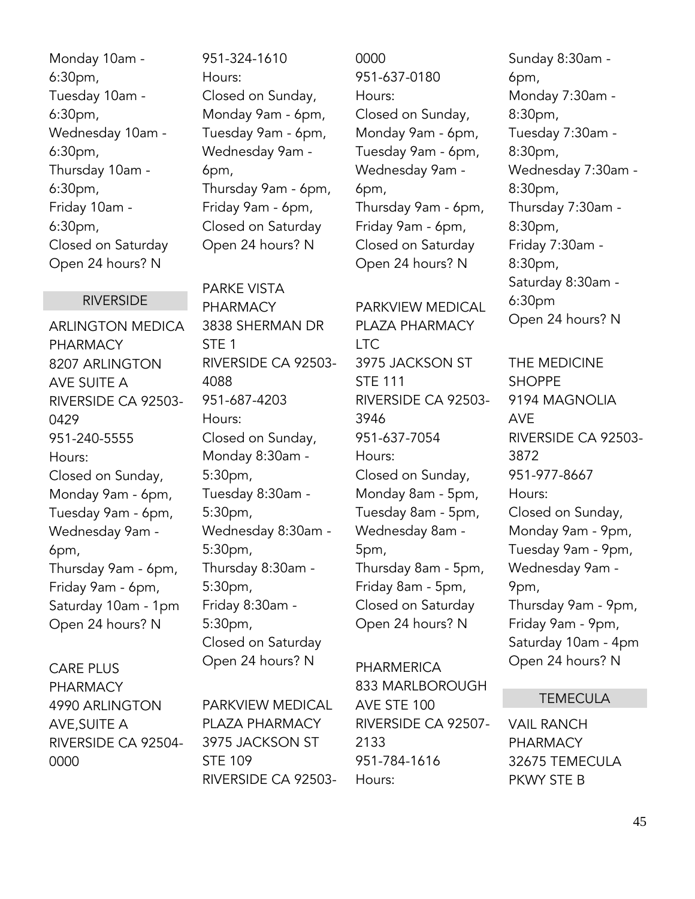Monday 10am - 6:30pm,
Tuesday 10am - 6:30pm,
Wednesday 10am - 6:30pm,
Thursday 10am - 6:30pm,
Friday 10am - 6:30pm,
Closed on Saturday
Open 24 hours? N

## RIVERSIDE

ARLINGTON MEDICA PHARMACY
8207 ARLINGTON AVE SUITE A
RIVERSIDE CA 92503-0429
951-240-5555
Hours:
Closed on Sunday,
Monday 9am - 6pm,
Tuesday 9am - 6pm,
Wednesday 9am - 6pm,
Thursday 9am - 6pm,
Friday 9am - 6pm,
Saturday 10am - 1pm
Open 24 hours? N

CARE PLUS PHARMACY
4990 ARLINGTON AVE,SUITE A
RIVERSIDE CA 92504-0000
951-324-1610
Hours:
Closed on Sunday,
Monday 9am - 6pm,
Tuesday 9am - 6pm,
Wednesday 9am - 6pm,
Thursday 9am - 6pm,
Friday 9am - 6pm,
Closed on Saturday
Open 24 hours? N

PARKE VISTA PHARMACY
3838 SHERMAN DR STE 1
RIVERSIDE CA 92503-4088
951-687-4203
Hours:
Closed on Sunday,
Monday 8:30am - 5:30pm,
Tuesday 8:30am - 5:30pm,
Wednesday 8:30am - 5:30pm,
Thursday 8:30am - 5:30pm,
Friday 8:30am - 5:30pm,
Closed on Saturday
Open 24 hours? N

PARKVIEW MEDICAL PLAZA PHARMACY
3975 JACKSON ST STE 109
RIVERSIDE CA 92503-0000
951-637-0180
Hours:
Closed on Sunday,
Monday 9am - 6pm,
Tuesday 9am - 6pm,
Wednesday 9am - 6pm,
Thursday 9am - 6pm,
Friday 9am - 6pm,
Closed on Saturday
Open 24 hours? N

PARKVIEW MEDICAL PLAZA PHARMACY LTC
3975 JACKSON ST STE 111
RIVERSIDE CA 92503-3946
951-637-7054
Hours:
Closed on Sunday,
Monday 8am - 5pm,
Tuesday 8am - 5pm,
Wednesday 8am - 5pm,
Thursday 8am - 5pm,
Friday 8am - 5pm,
Closed on Saturday
Open 24 hours? N

PHARMERICA
833 MARLBOROUGH AVE STE 100
RIVERSIDE CA 92507-2133
951-784-1616
Hours:
Sunday 8:30am - 6pm,
Monday 7:30am - 8:30pm,
Tuesday 7:30am - 8:30pm,
Wednesday 7:30am - 8:30pm,
Thursday 7:30am - 8:30pm,
Friday 7:30am - 8:30pm,
Saturday 8:30am - 6:30pm
Open 24 hours? N

THE MEDICINE SHOPPE
9194 MAGNOLIA AVE
RIVERSIDE CA 92503-3872
951-977-8667
Hours:
Closed on Sunday,
Monday 9am - 9pm,
Tuesday 9am - 9pm,
Wednesday 9am - 9pm,
Thursday 9am - 9pm,
Friday 9am - 9pm,
Saturday 10am - 4pm
Open 24 hours? N

## TEMECULA

VAIL RANCH PHARMACY
32675 TEMECULA PKWY STE B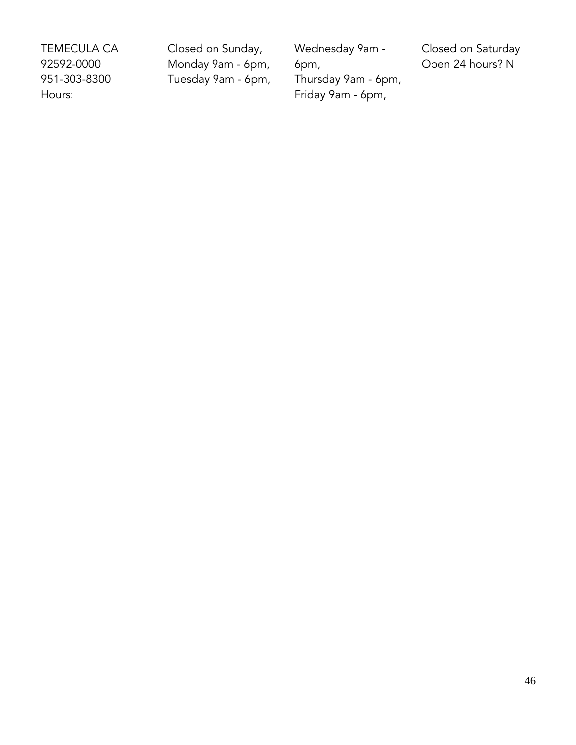TEMECULA CA
92592-0000
951-303-8300
Hours:

Closed on Sunday,
Monday 9am - 6pm,
Tuesday 9am - 6pm,
Wednesday 9am - 6pm,
Thursday 9am - 6pm,
Friday 9am - 6pm,
Closed on Saturday
Open 24 hours? N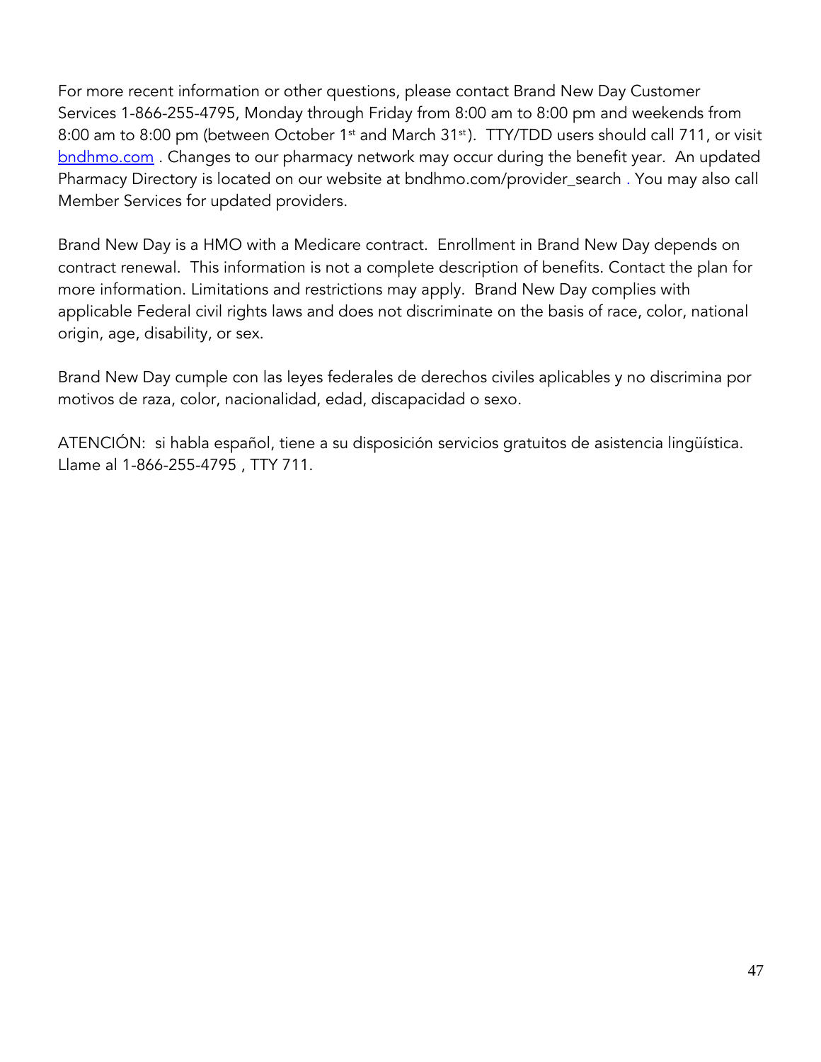For more recent information or other questions, please contact Brand New Day Customer Services 1-866-255-4795, Monday through Friday from 8:00 am to 8:00 pm and weekends from 8:00 am to 8:00 pm (between October 1st and March 31st). TTY/TDD users should call 711, or visit bndhmo.com . Changes to our pharmacy network may occur during the benefit year. An updated Pharmacy Directory is located on our website at bndhmo.com/provider_search . You may also call Member Services for updated providers.

Brand New Day is a HMO with a Medicare contract. Enrollment in Brand New Day depends on contract renewal. This information is not a complete description of benefits. Contact the plan for more information. Limitations and restrictions may apply. Brand New Day complies with applicable Federal civil rights laws and does not discriminate on the basis of race, color, national origin, age, disability, or sex.

Brand New Day cumple con las leyes federales de derechos civiles aplicables y no discrimina por motivos de raza, color, nacionalidad, edad, discapacidad o sexo.

ATENCIÓN: si habla español, tiene a su disposición servicios gratuitos de asistencia lingüística. Llame al 1-866-255-4795 , TTY 711.